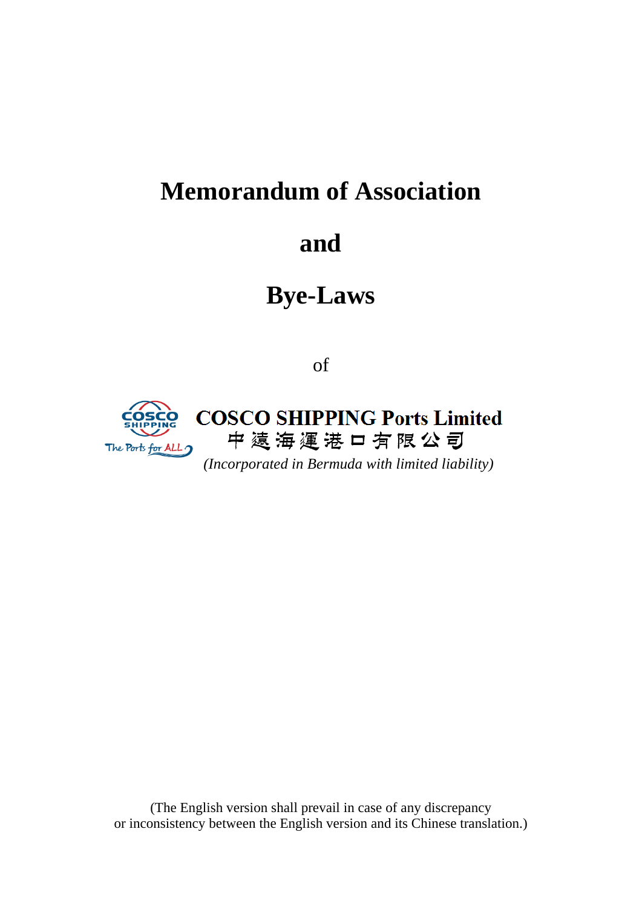# Memorandum of Association

# and

# Bye-Laws

of

**COSCO SHIPPING Ports Limited**

**中遠海運港口有限公司**

*(Incorporated in Bermuda with limited liability)*

(The English version shall prevail in case of any discrepancy or inconsistency between the English version and its Chinese translation.)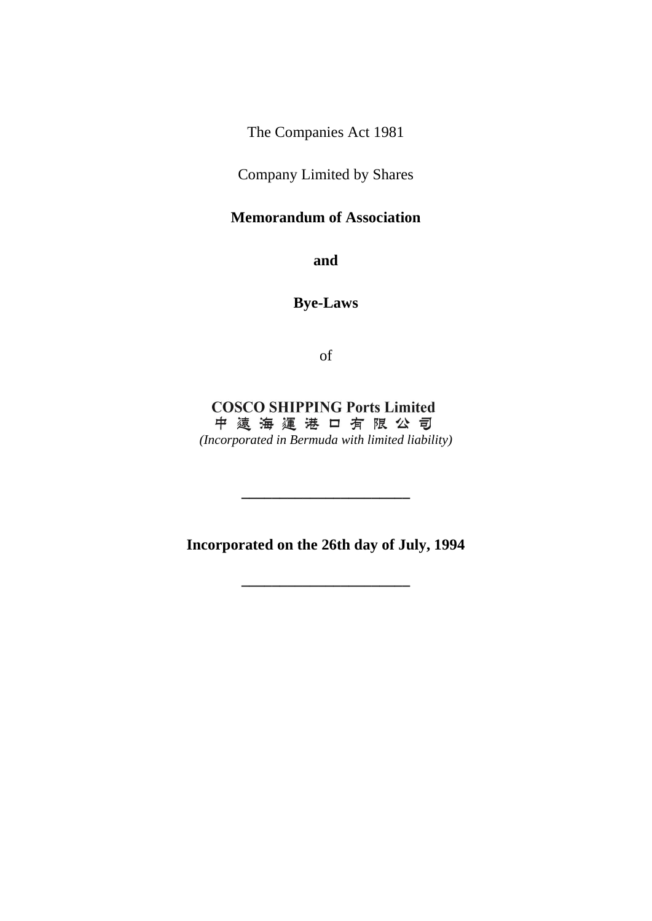The Companies Act 1981

Company Limited by Shares

**Memorandum of Association**

**and**

**Bye-Laws**

of

**COSCO SHIPPING Ports Limited**
中遠海運港口有限公司
*(Incorporated in Bermuda with limited liability)*

---

**Incorporated on the 26th day of July, 1994**

---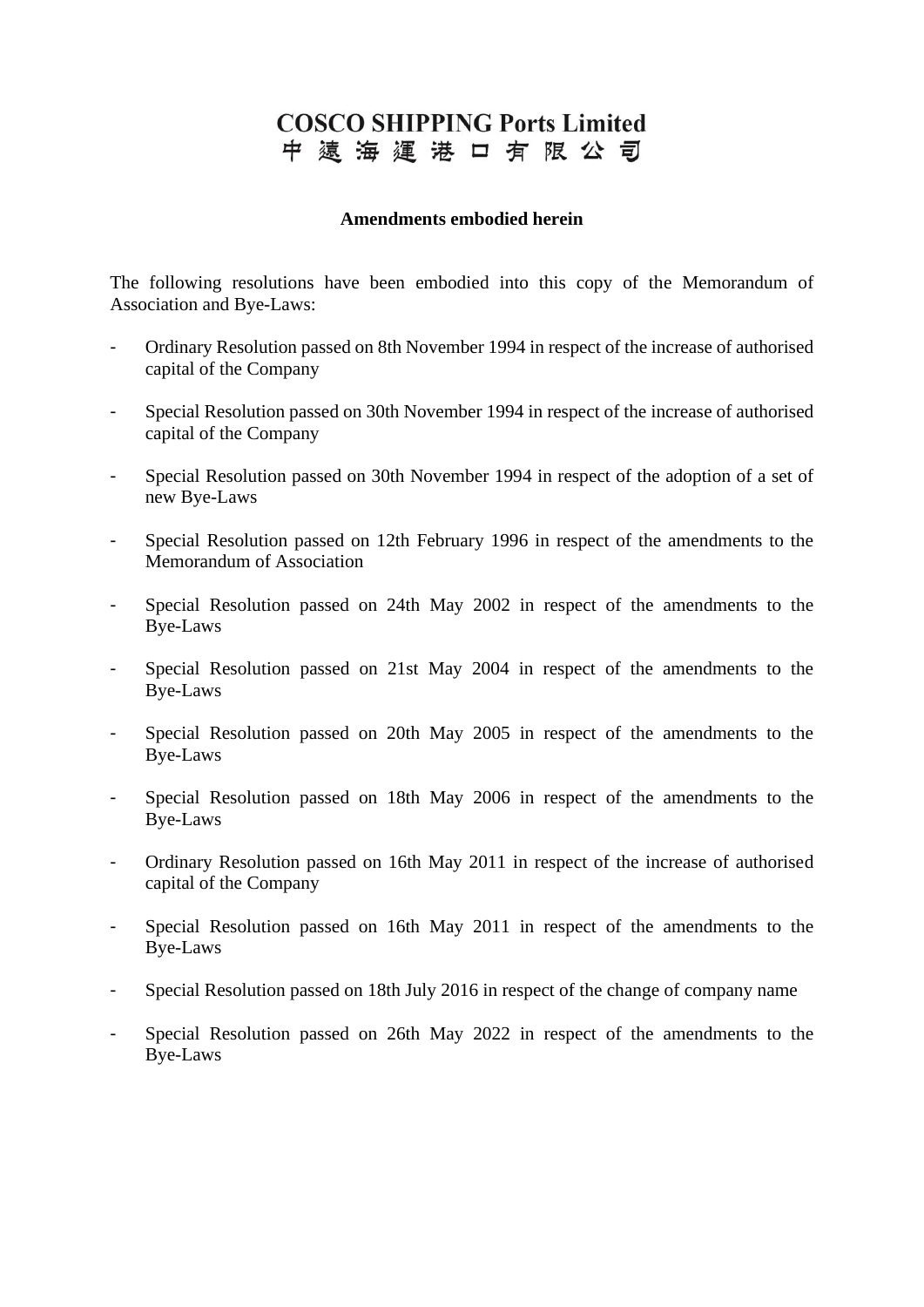# COSCO SHIPPING Ports Limited
# 中遠海運港口有限公司

**Amendments embodied herein**

The following resolutions have been embodied into this copy of the Memorandum of Association and Bye-Laws:

- Ordinary Resolution passed on 8th November 1994 in respect of the increase of authorised capital of the Company
- Special Resolution passed on 30th November 1994 in respect of the increase of authorised capital of the Company
- Special Resolution passed on 30th November 1994 in respect of the adoption of a set of new Bye-Laws
- Special Resolution passed on 12th February 1996 in respect of the amendments to the Memorandum of Association
- Special Resolution passed on 24th May 2002 in respect of the amendments to the Bye-Laws
- Special Resolution passed on 21st May 2004 in respect of the amendments to the Bye-Laws
- Special Resolution passed on 20th May 2005 in respect of the amendments to the Bye-Laws
- Special Resolution passed on 18th May 2006 in respect of the amendments to the Bye-Laws
- Ordinary Resolution passed on 16th May 2011 in respect of the increase of authorised capital of the Company
- Special Resolution passed on 16th May 2011 in respect of the amendments to the Bye-Laws
- Special Resolution passed on 18th July 2016 in respect of the change of company name
- Special Resolution passed on 26th May 2022 in respect of the amendments to the Bye-Laws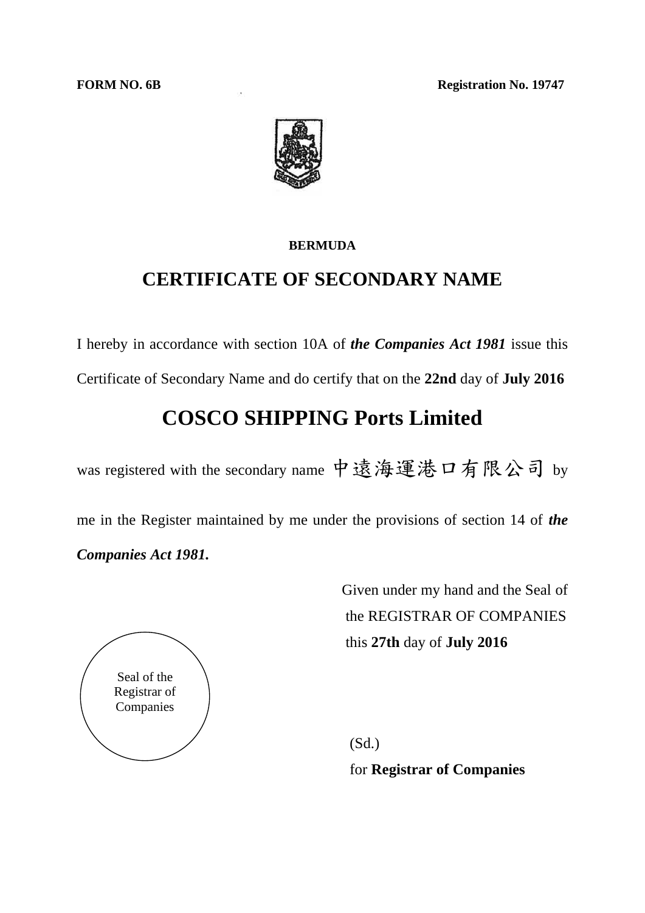**FORM NO. 6B** **Registration No. 19747**

**BERMUDA**

# CERTIFICATE OF SECONDARY NAME

I hereby in accordance with section 10A of ***the Companies Act 1981*** issue this Certificate of Secondary Name and do certify that on the **22nd** day of **July 2016**

## COSCO SHIPPING Ports Limited

was registered with the secondary name 中遠海運港口有限公司 by me in the Register maintained by me under the provisions of section 14 of ***the Companies Act 1981.***

Given under my hand and the Seal of the REGISTRAR OF COMPANIES this **27th** day of **July 2016**

Seal of the Registrar of Companies

(Sd.)
for **Registrar of Companies**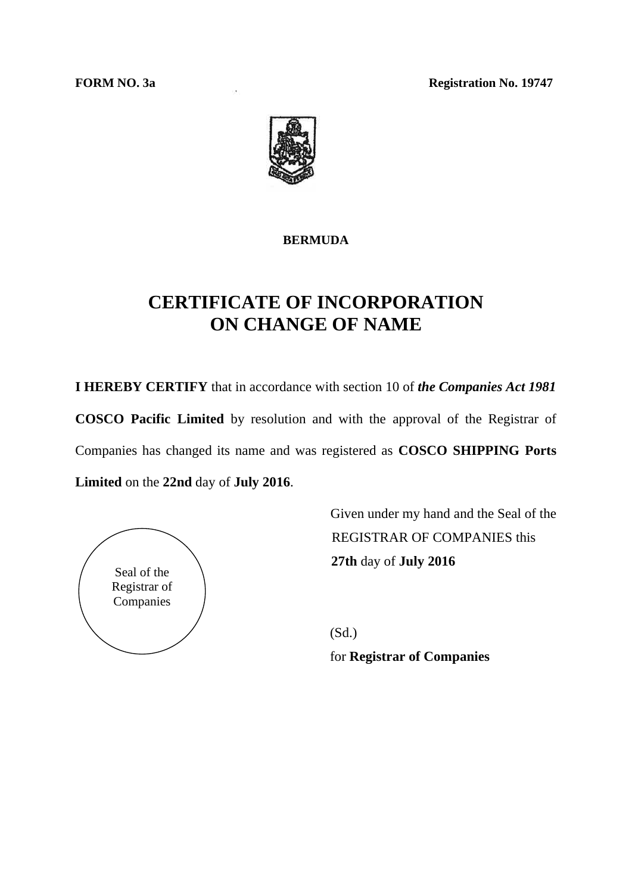**FORM NO. 3a** **Registration No. 19747**

**BERMUDA**

# CERTIFICATE OF INCORPORATION ON CHANGE OF NAME

**I HEREBY CERTIFY** that in accordance with section 10 of ***the Companies Act 1981*** **COSCO Pacific Limited** by resolution and with the approval of the Registrar of Companies has changed its name and was registered as **COSCO SHIPPING Ports Limited** on the **22nd** day of **July 2016**.

Given under my hand and the Seal of the REGISTRAR OF COMPANIES this **27th** day of **July 2016**

Seal of the Registrar of Companies

(Sd.)

for **Registrar of Companies**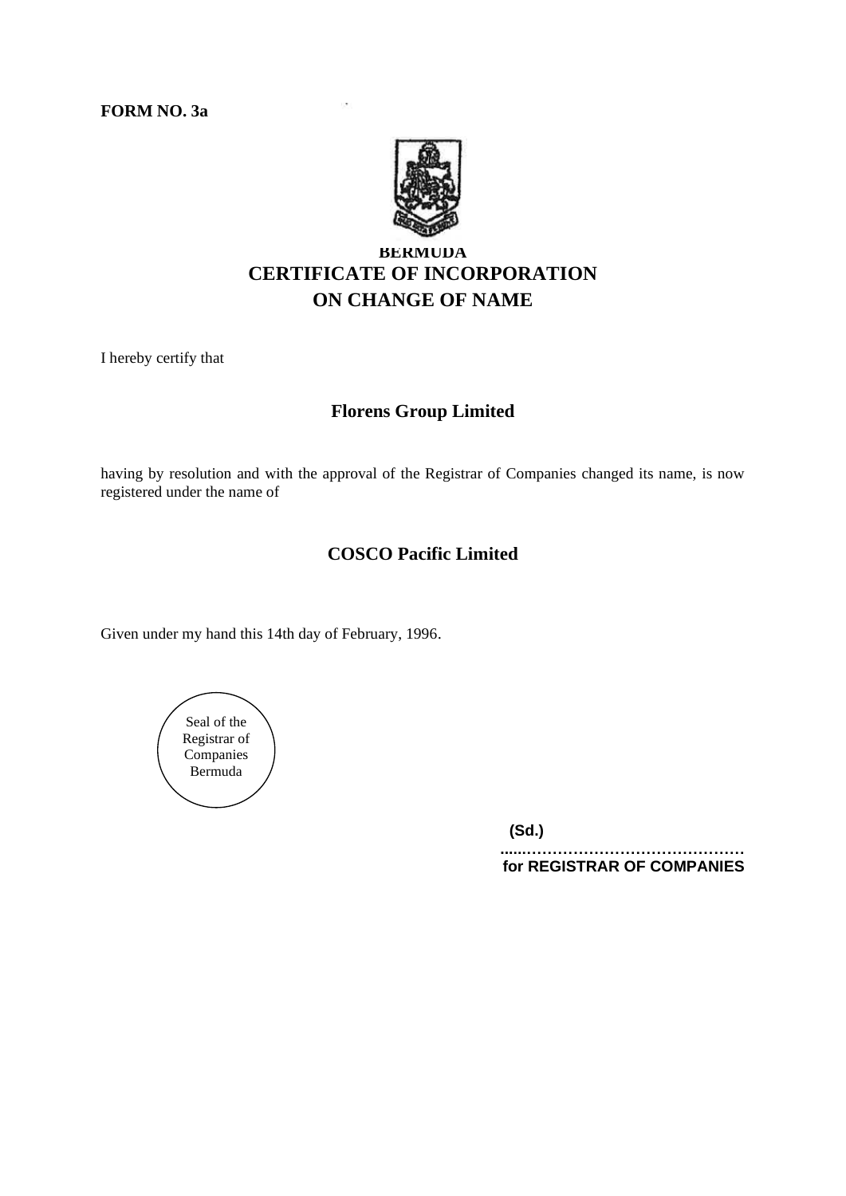**FORM NO. 3a**

# BERMUDA
# CERTIFICATE OF INCORPORATION
# ON CHANGE OF NAME

I hereby certify that

**Florens Group Limited**

having by resolution and with the approval of the Registrar of Companies changed its name, is now registered under the name of

**COSCO Pacific Limited**

Given under my hand this 14th day of February, 1996.

Seal of the Registrar of Companies Bermuda

**(Sd.)**

**...........................................**
**for REGISTRAR OF COMPANIES**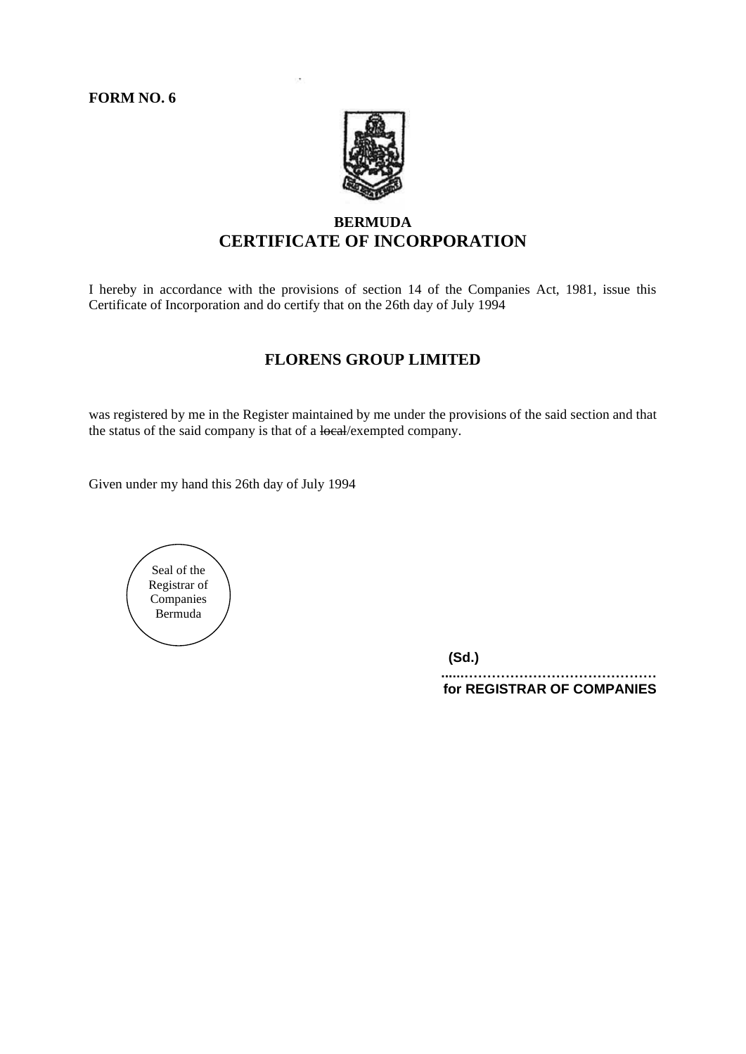**FORM NO. 6**

## BERMUDA

## CERTIFICATE OF INCORPORATION

I hereby in accordance with the provisions of section 14 of the Companies Act, 1981, issue this Certificate of Incorporation and do certify that on the 26th day of July 1994

### FLORENS GROUP LIMITED

was registered by me in the Register maintained by me under the provisions of the said section and that the status of the said company is that of a ~~local~~/exempted company.

Given under my hand this 26th day of July 1994

Seal of the Registrar of Companies Bermuda

**(Sd.)**

**……………………………………………**

**for REGISTRAR OF COMPANIES**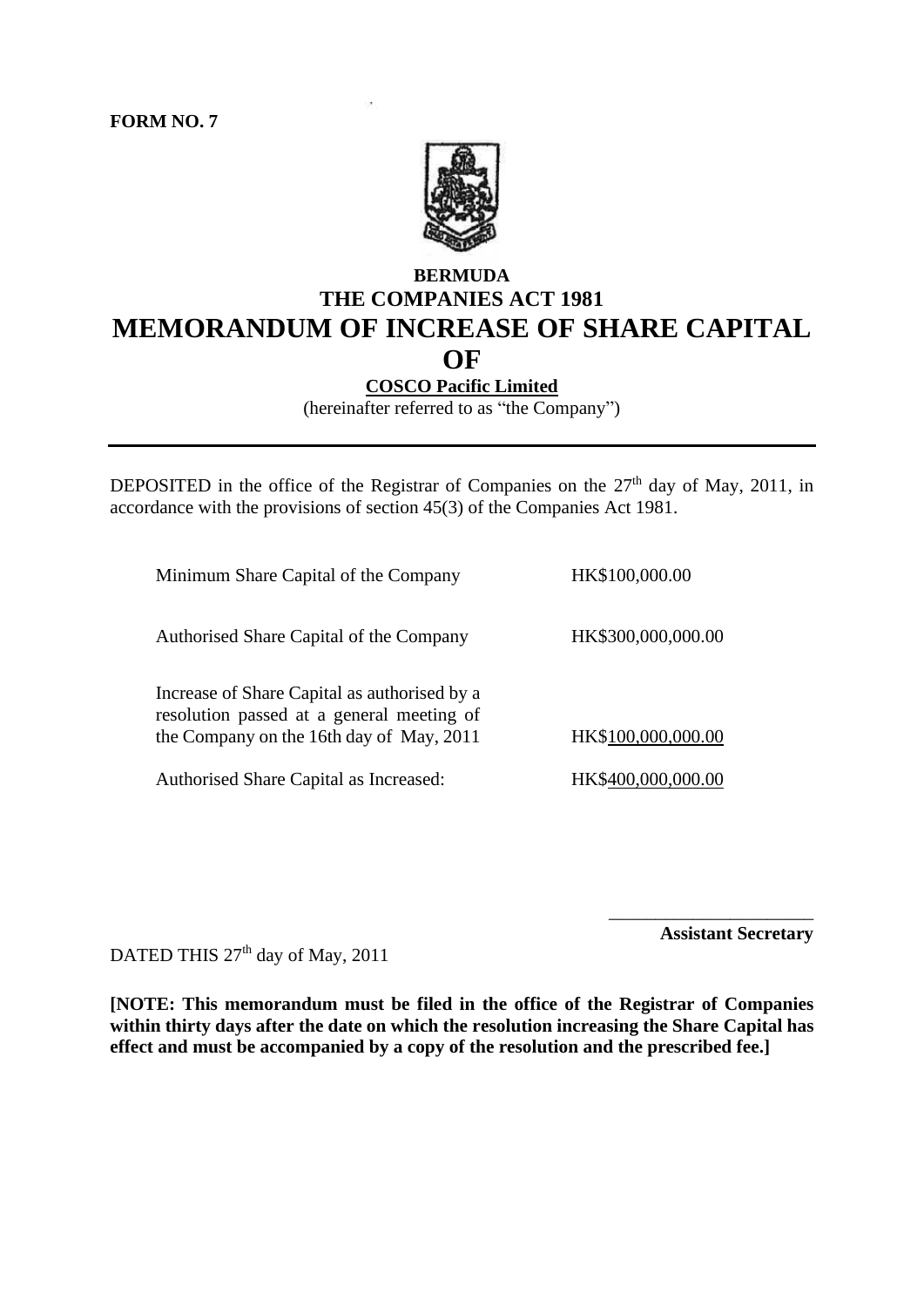**FORM NO. 7**

# BERMUDA
## THE COMPANIES ACT 1981
# MEMORANDUM OF INCREASE OF SHARE CAPITAL OF

**COSCO Pacific Limited**

(hereinafter referred to as "the Company")

---

DEPOSITED in the office of the Registrar of Companies on the 27th day of May, 2011, in accordance with the provisions of section 45(3) of the Companies Act 1981.

| | |
|---|---|
| Minimum Share Capital of the Company | HK$100,000.00 |
| Authorised Share Capital of the Company | HK$300,000,000.00 |
| Increase of Share Capital as authorised by a resolution passed at a general meeting of the Company on the 16th day of May, 2011 | HK$100,000,000.00 |
| Authorised Share Capital as Increased: | HK$400,000,000.00 |

______________________

**Assistant Secretary**

DATED THIS 27th day of May, 2011

**[NOTE: This memorandum must be filed in the office of the Registrar of Companies within thirty days after the date on which the resolution increasing the Share Capital has effect and must be accompanied by a copy of the resolution and the prescribed fee.]**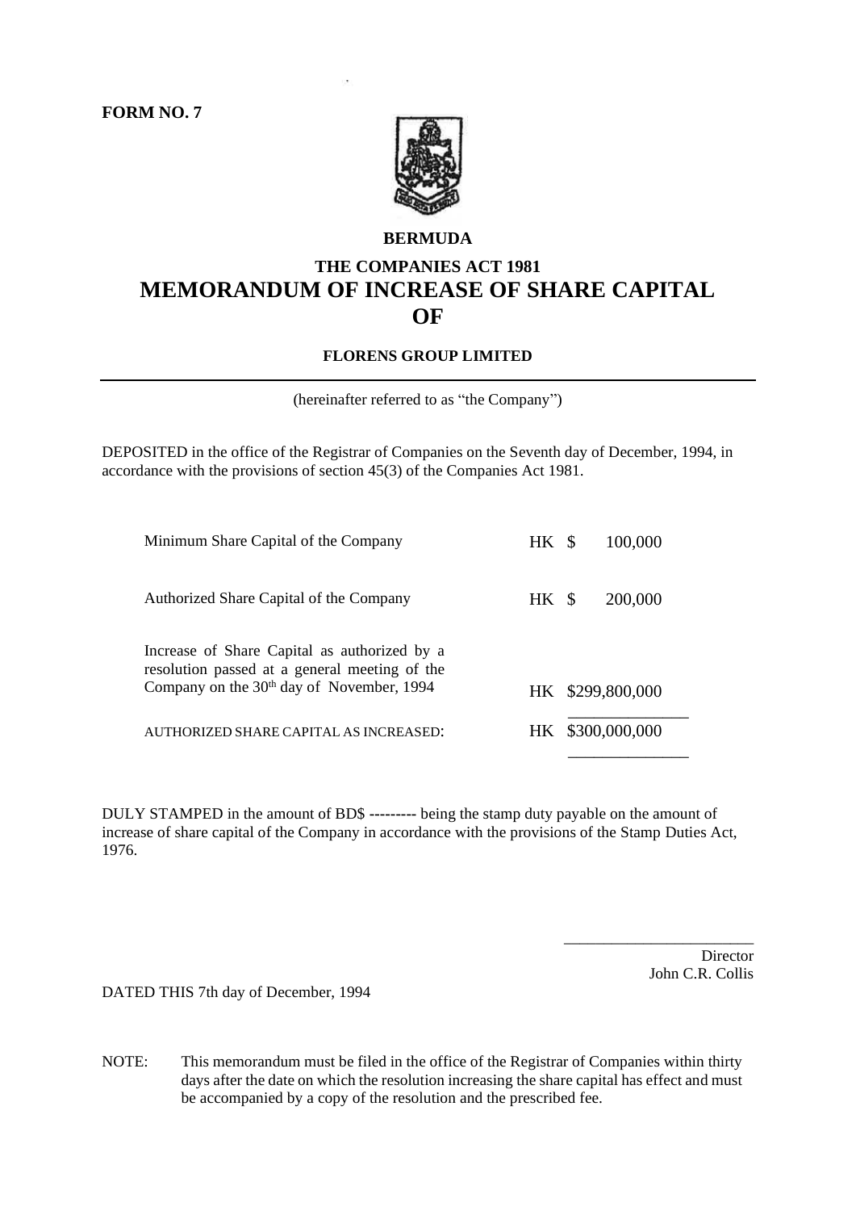**FORM NO. 7**

**BERMUDA**

**THE COMPANIES ACT 1981**

# MEMORANDUM OF INCREASE OF SHARE CAPITAL OF

**FLORENS GROUP LIMITED**

(hereinafter referred to as "the Company")

DEPOSITED in the office of the Registrar of Companies on the Seventh day of December, 1994, in accordance with the provisions of section 45(3) of the Companies Act 1981.

| | |
|---|---|
| Minimum Share Capital of the Company | HK $ 100,000 |
| Authorized Share Capital of the Company | HK $ 200,000 |
| Increase of Share Capital as authorized by a resolution passed at a general meeting of the Company on the 30th day of November, 1994 | HK $299,800,000 |
| AUTHORIZED SHARE CAPITAL AS INCREASED: | HK $300,000,000 |

DULY STAMPED in the amount of BD$ --------- being the stamp duty payable on the amount of increase of share capital of the Company in accordance with the provisions of the Stamp Duties Act, 1976.

\_\_\_\_\_\_\_\_\_\_\_\_\_\_\_\_\_\_\_\_\_\_\_\_
Director
John C.R. Collis

DATED THIS 7th day of December, 1994

NOTE: This memorandum must be filed in the office of the Registrar of Companies within thirty days after the date on which the resolution increasing the share capital has effect and must be accompanied by a copy of the resolution and the prescribed fee.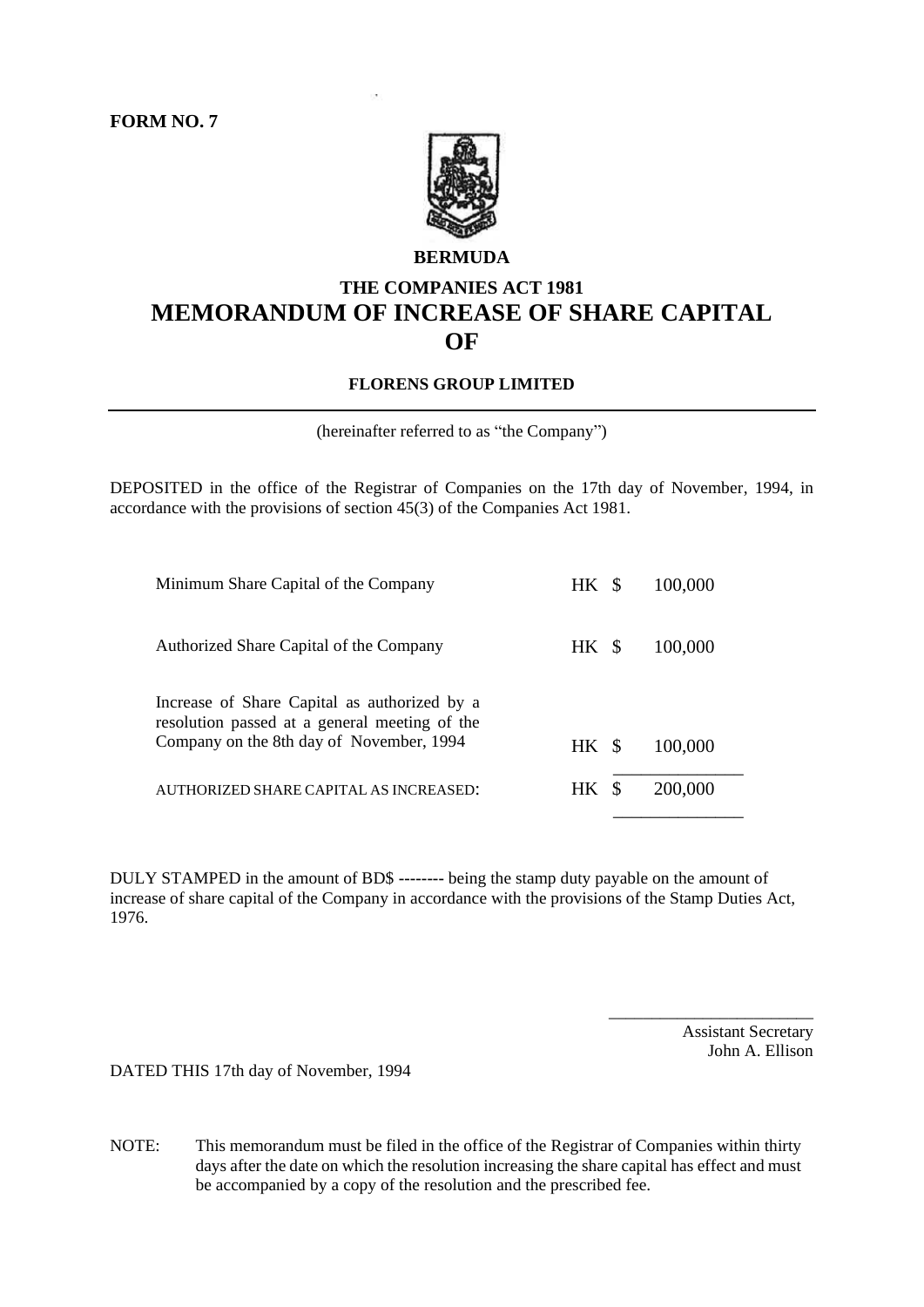**FORM NO. 7**

**BERMUDA**

**THE COMPANIES ACT 1981**

# MEMORANDUM OF INCREASE OF SHARE CAPITAL OF

**FLORENS GROUP LIMITED**

---

(hereinafter referred to as "the Company")

DEPOSITED in the office of the Registrar of Companies on the 17th day of November, 1994, in accordance with the provisions of section 45(3) of the Companies Act 1981.

| | | |
|---|---|---|
| Minimum Share Capital of the Company | HK $ | 100,000 |
| Authorized Share Capital of the Company | HK $ | 100,000 |
| Increase of Share Capital as authorized by a resolution passed at a general meeting of the Company on the 8th day of November, 1994 | HK $ | 100,000 |
| AUTHORIZED SHARE CAPITAL AS INCREASED: | HK $ | 200,000 |

DULY STAMPED in the amount of BD$ -------- being the stamp duty payable on the amount of increase of share capital of the Company in accordance with the provisions of the Stamp Duties Act, 1976.

\_\_\_\_\_\_\_\_\_\_\_\_\_\_\_\_\_\_\_\_\_\_\_\_
Assistant Secretary
John A. Ellison

DATED THIS 17th day of November, 1994

NOTE: This memorandum must be filed in the office of the Registrar of Companies within thirty days after the date on which the resolution increasing the share capital has effect and must be accompanied by a copy of the resolution and the prescribed fee.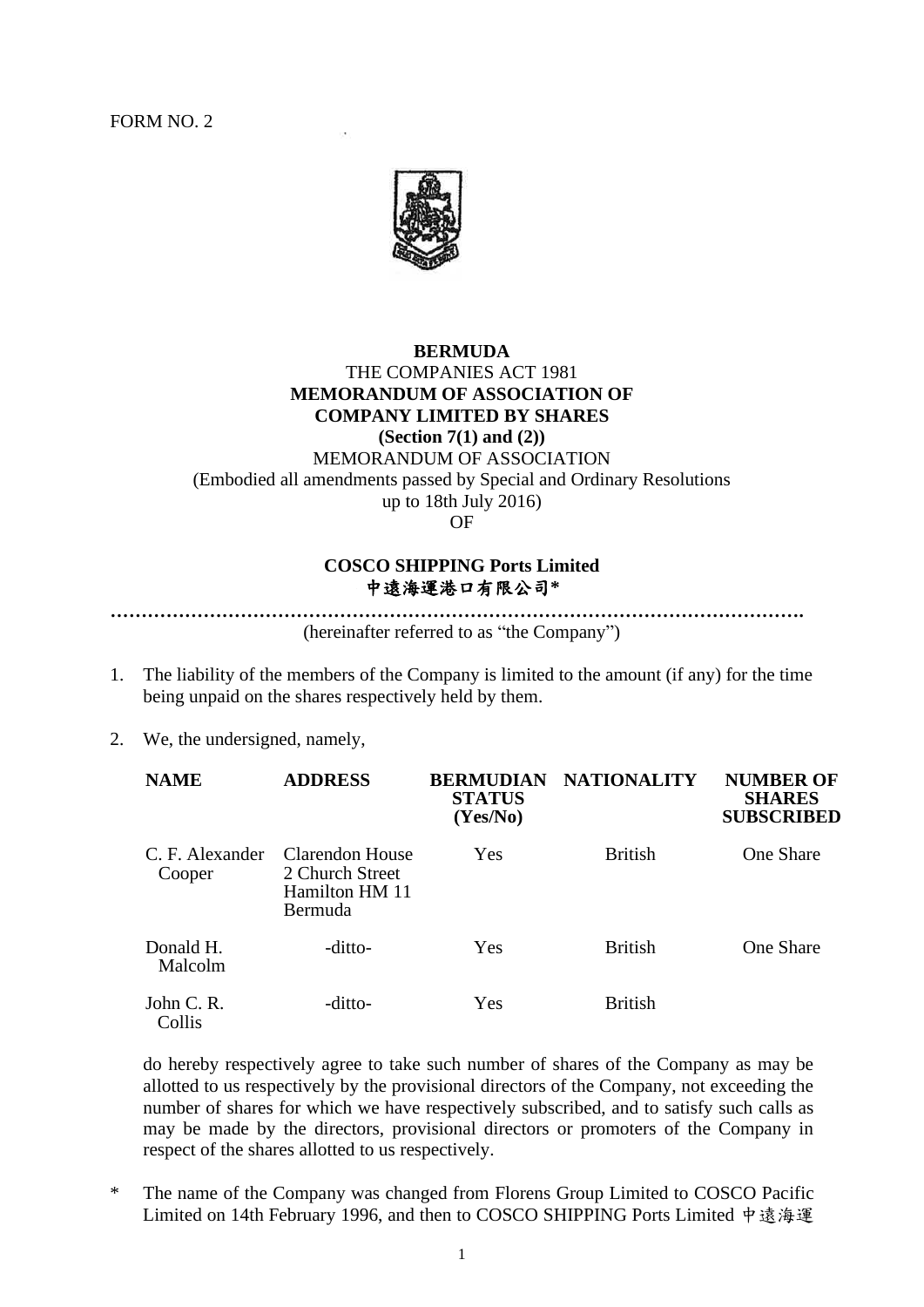FORM NO. 2

**BERMUDA**

THE COMPANIES ACT 1981

**MEMORANDUM OF ASSOCIATION OF**

**COMPANY LIMITED BY SHARES**

**(Section 7(1) and (2))**

MEMORANDUM OF ASSOCIATION

(Embodied all amendments passed by Special and Ordinary Resolutions up to 18th July 2016)

OF

**COSCO SHIPPING Ports Limited**

**中遠海運港口有限公司***

……………………………………………………………………………………………

(hereinafter referred to as "the Company")

1. The liability of the members of the Company is limited to the amount (if any) for the time being unpaid on the shares respectively held by them.

2. We, the undersigned, namely,

| NAME | ADDRESS | BERMUDIAN STATUS (Yes/No) | NATIONALITY | NUMBER OF SHARES SUBSCRIBED |
|---|---|---|---|---|
| C. F. Alexander Cooper | Clarendon House 2 Church Street Hamilton HM 11 Bermuda | Yes | British | One Share |
| Donald H. Malcolm | -ditto- | Yes | British | One Share |
| John C. R. Collis | -ditto- | Yes | British | |

do hereby respectively agree to take such number of shares of the Company as may be allotted to us respectively by the provisional directors of the Company, not exceeding the number of shares for which we have respectively subscribed, and to satisfy such calls as may be made by the directors, provisional directors or promoters of the Company in respect of the shares allotted to us respectively.

\* The name of the Company was changed from Florens Group Limited to COSCO Pacific Limited on 14th February 1996, and then to COSCO SHIPPING Ports Limited 中遠海運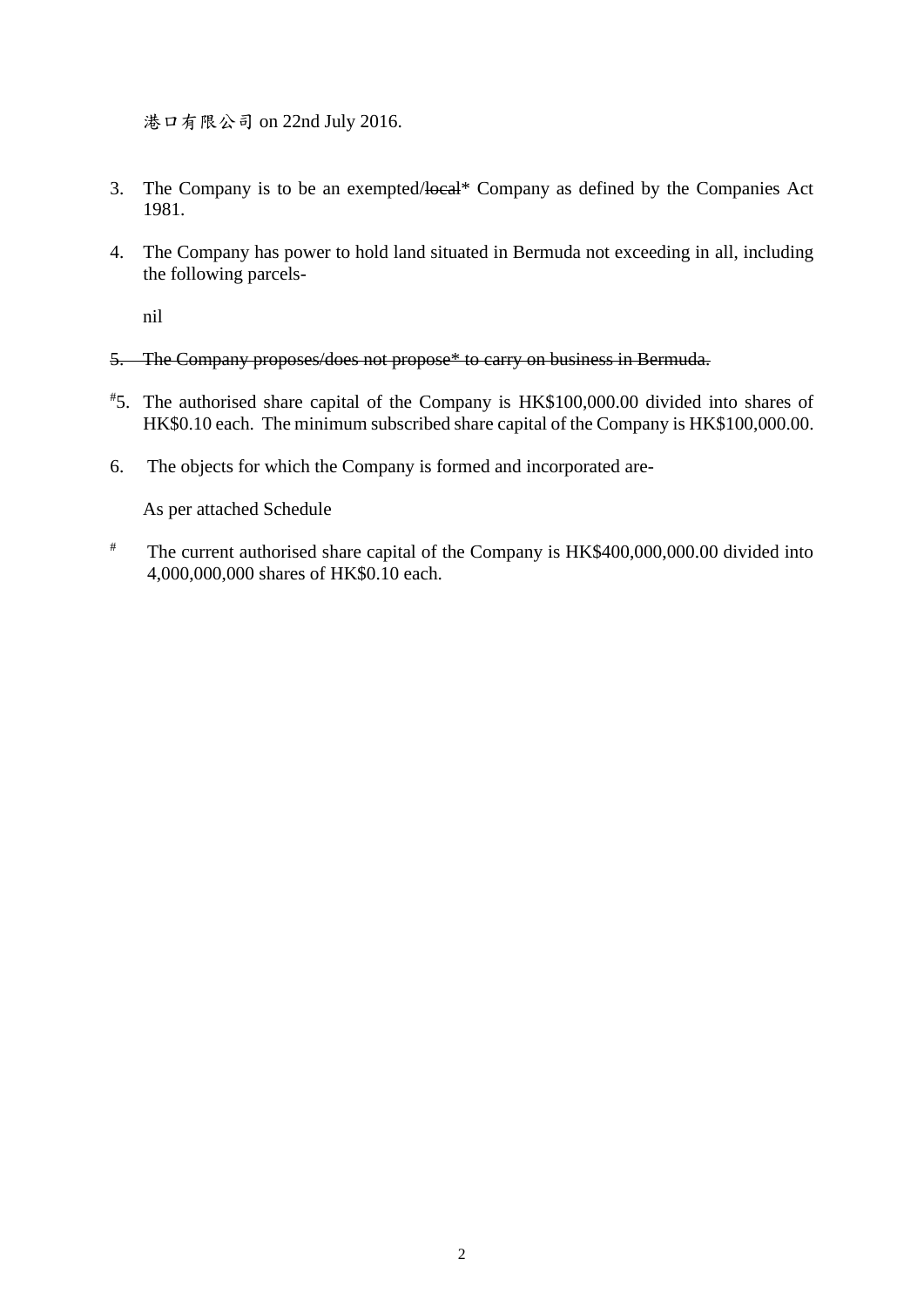港口有限公司 on 22nd July 2016.

3. The Company is to be an exempted/~~local~~* Company as defined by the Companies Act 1981.

4. The Company has power to hold land situated in Bermuda not exceeding in all, including the following parcels-

   nil

~~5. The Company proposes/does not propose* to carry on business in Bermuda.~~

#5. The authorised share capital of the Company is HK$100,000.00 divided into shares of HK$0.10 each. The minimum subscribed share capital of the Company is HK$100,000.00.

6. The objects for which the Company is formed and incorporated are-

   As per attached Schedule

# The current authorised share capital of the Company is HK$400,000,000.00 divided into 4,000,000,000 shares of HK$0.10 each.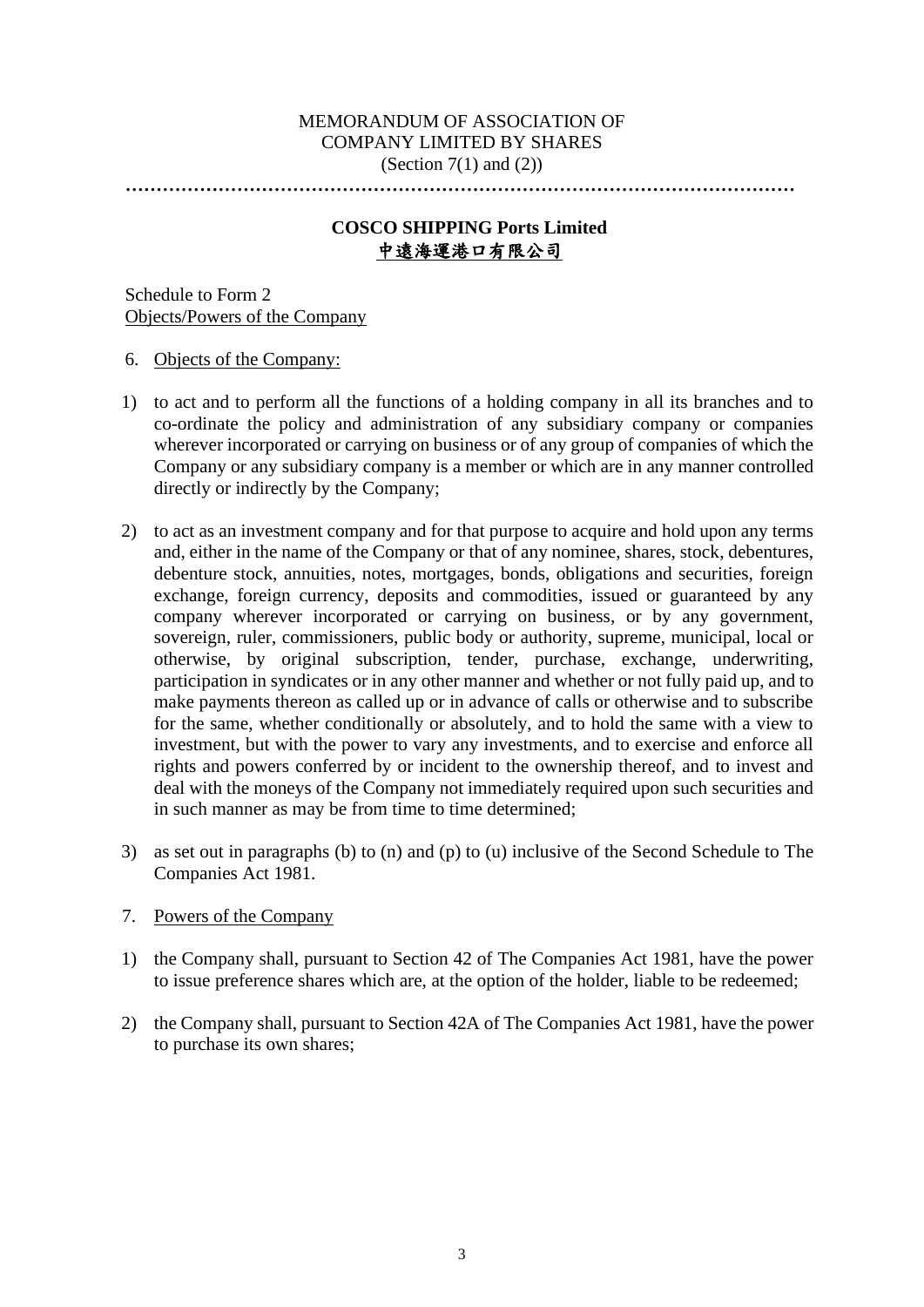MEMORANDUM OF ASSOCIATION OF
COMPANY LIMITED BY SHARES
(Section 7(1) and (2))

……………………………………………………………………………………………

**COSCO SHIPPING Ports Limited**
**中遠海運港口有限公司**

Schedule to Form 2
Objects/Powers of the Company

6. Objects of the Company:

1) to act and to perform all the functions of a holding company in all its branches and to co-ordinate the policy and administration of any subsidiary company or companies wherever incorporated or carrying on business or of any group of companies of which the Company or any subsidiary company is a member or which are in any manner controlled directly or indirectly by the Company;

2) to act as an investment company and for that purpose to acquire and hold upon any terms and, either in the name of the Company or that of any nominee, shares, stock, debentures, debenture stock, annuities, notes, mortgages, bonds, obligations and securities, foreign exchange, foreign currency, deposits and commodities, issued or guaranteed by any company wherever incorporated or carrying on business, or by any government, sovereign, ruler, commissioners, public body or authority, supreme, municipal, local or otherwise, by original subscription, tender, purchase, exchange, underwriting, participation in syndicates or in any other manner and whether or not fully paid up, and to make payments thereon as called up or in advance of calls or otherwise and to subscribe for the same, whether conditionally or absolutely, and to hold the same with a view to investment, but with the power to vary any investments, and to exercise and enforce all rights and powers conferred by or incident to the ownership thereof, and to invest and deal with the moneys of the Company not immediately required upon such securities and in such manner as may be from time to time determined;

3) as set out in paragraphs (b) to (n) and (p) to (u) inclusive of the Second Schedule to The Companies Act 1981.

7. Powers of the Company

1) the Company shall, pursuant to Section 42 of The Companies Act 1981, have the power to issue preference shares which are, at the option of the holder, liable to be redeemed;

2) the Company shall, pursuant to Section 42A of The Companies Act 1981, have the power to purchase its own shares;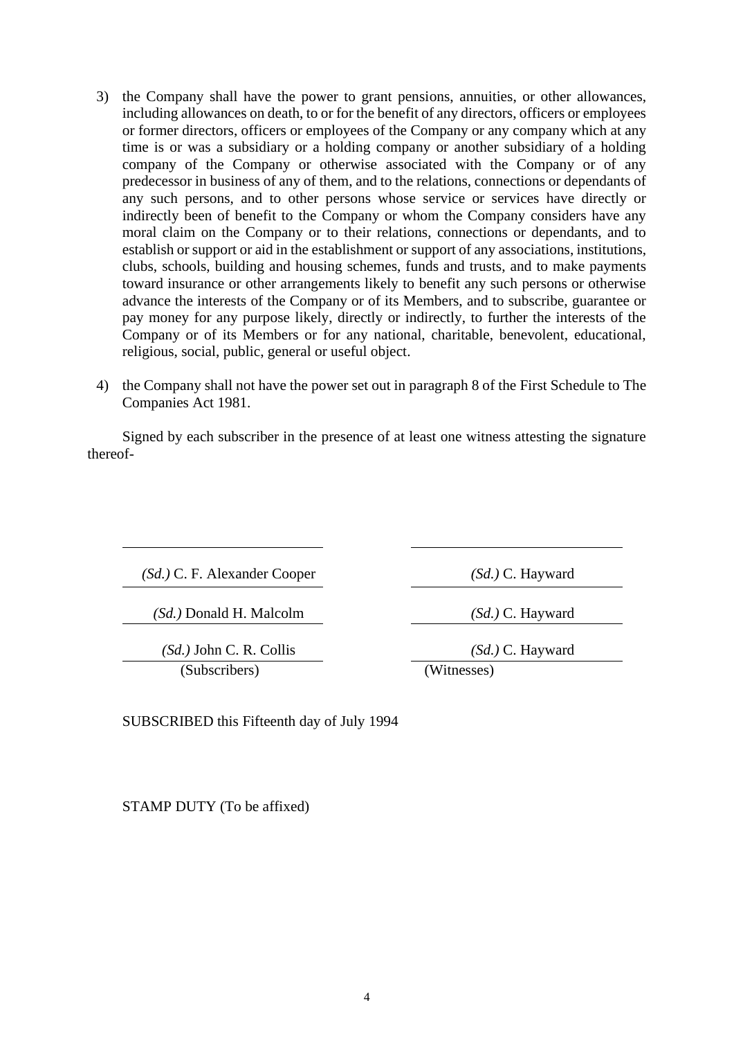3) the Company shall have the power to grant pensions, annuities, or other allowances, including allowances on death, to or for the benefit of any directors, officers or employees or former directors, officers or employees of the Company or any company which at any time is or was a subsidiary or a holding company or another subsidiary of a holding company of the Company or otherwise associated with the Company or of any predecessor in business of any of them, and to the relations, connections or dependants of any such persons, and to other persons whose service or services have directly or indirectly been of benefit to the Company or whom the Company considers have any moral claim on the Company or to their relations, connections or dependants, and to establish or support or aid in the establishment or support of any associations, institutions, clubs, schools, building and housing schemes, funds and trusts, and to make payments toward insurance or other arrangements likely to benefit any such persons or otherwise advance the interests of the Company or of its Members, and to subscribe, guarantee or pay money for any purpose likely, directly or indirectly, to further the interests of the Company or of its Members or for any national, charitable, benevolent, educational, religious, social, public, general or useful object.

4) the Company shall not have the power set out in paragraph 8 of the First Schedule to The Companies Act 1981.

Signed by each subscriber in the presence of at least one witness attesting the signature thereof-

| Subscribers | Witnesses |
|---|---|
| *(Sd.)* C. F. Alexander Cooper | *(Sd.)* C. Hayward |
| *(Sd.)* Donald H. Malcolm | *(Sd.)* C. Hayward |
| *(Sd.)* John C. R. Collis | *(Sd.)* C. Hayward |

SUBSCRIBED this Fifteenth day of July 1994

STAMP DUTY (To be affixed)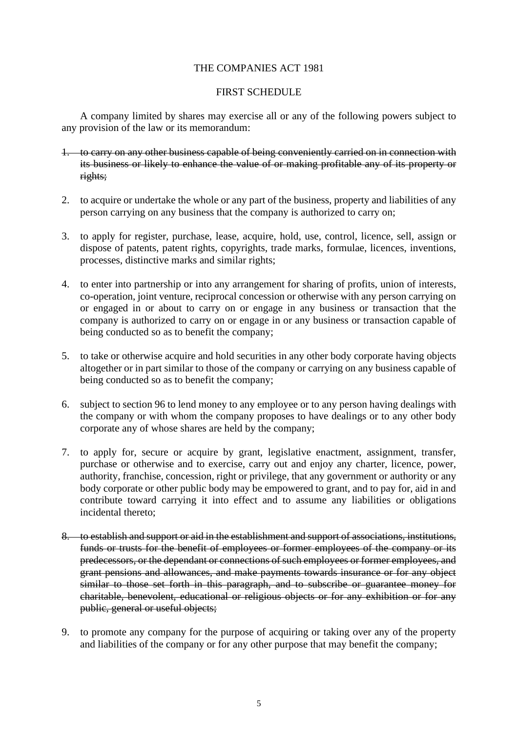THE COMPANIES ACT 1981

FIRST SCHEDULE

A company limited by shares may exercise all or any of the following powers subject to any provision of the law or its memorandum:

1. ~~to carry on any other business capable of being conveniently carried on in connection with its business or likely to enhance the value of or making profitable any of its property or rights;~~

2. to acquire or undertake the whole or any part of the business, property and liabilities of any person carrying on any business that the company is authorized to carry on;

3. to apply for register, purchase, lease, acquire, hold, use, control, licence, sell, assign or dispose of patents, patent rights, copyrights, trade marks, formulae, licences, inventions, processes, distinctive marks and similar rights;

4. to enter into partnership or into any arrangement for sharing of profits, union of interests, co-operation, joint venture, reciprocal concession or otherwise with any person carrying on or engaged in or about to carry on or engage in any business or transaction that the company is authorized to carry on or engage in or any business or transaction capable of being conducted so as to benefit the company;

5. to take or otherwise acquire and hold securities in any other body corporate having objects altogether or in part similar to those of the company or carrying on any business capable of being conducted so as to benefit the company;

6. subject to section 96 to lend money to any employee or to any person having dealings with the company or with whom the company proposes to have dealings or to any other body corporate any of whose shares are held by the company;

7. to apply for, secure or acquire by grant, legislative enactment, assignment, transfer, purchase or otherwise and to exercise, carry out and enjoy any charter, licence, power, authority, franchise, concession, right or privilege, that any government or authority or any body corporate or other public body may be empowered to grant, and to pay for, aid in and contribute toward carrying it into effect and to assume any liabilities or obligations incidental thereto;

8. ~~to establish and support or aid in the establishment and support of associations, institutions, funds or trusts for the benefit of employees or former employees of the company or its predecessors, or the dependant or connections of such employees or former employees, and grant pensions and allowances, and make payments towards insurance or for any object similar to those set forth in this paragraph, and to subscribe or guarantee money for charitable, benevolent, educational or religious objects or for any exhibition or for any public, general or useful objects;~~

9. to promote any company for the purpose of acquiring or taking over any of the property and liabilities of the company or for any other purpose that may benefit the company;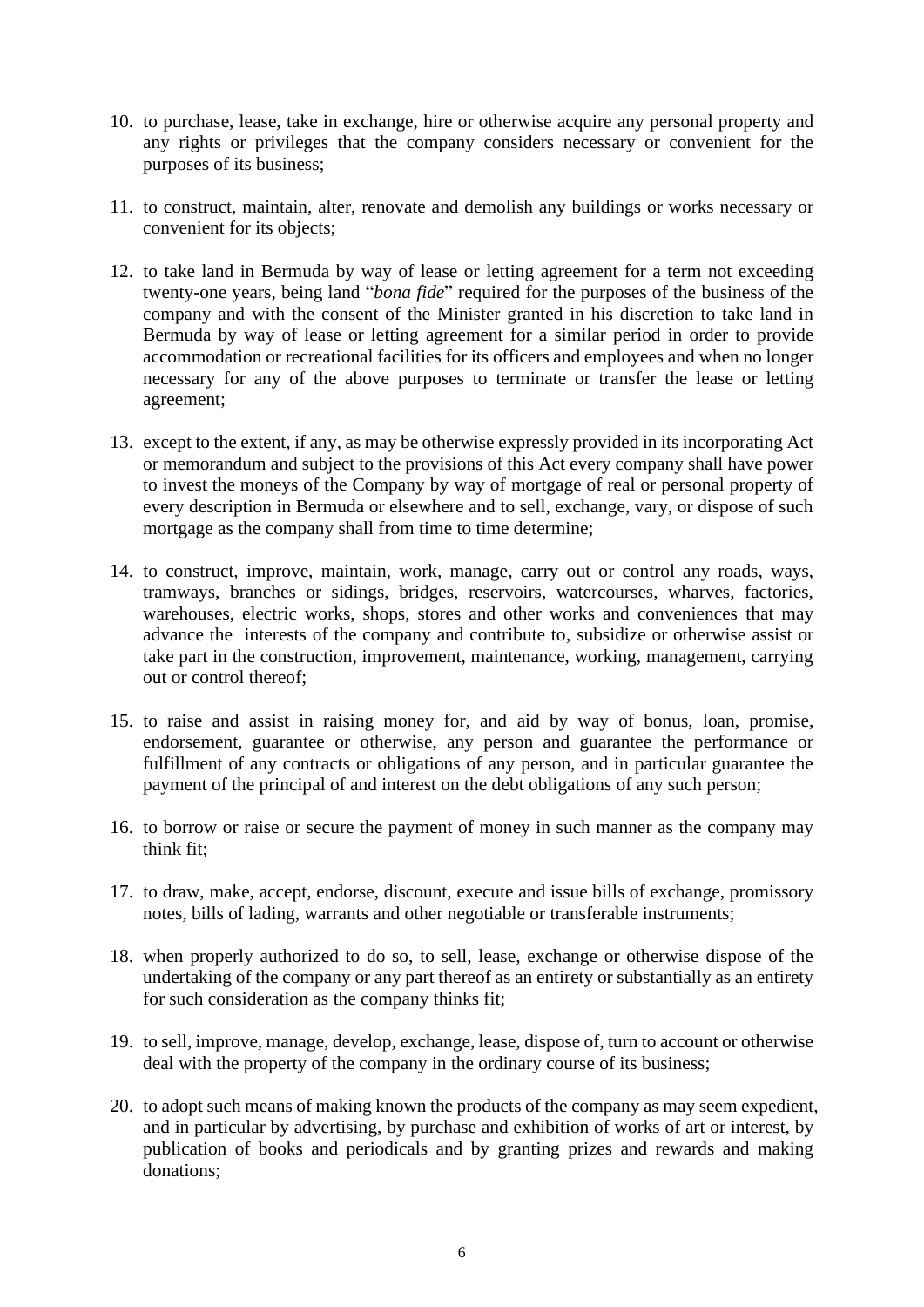10. to purchase, lease, take in exchange, hire or otherwise acquire any personal property and any rights or privileges that the company considers necessary or convenient for the purposes of its business;

11. to construct, maintain, alter, renovate and demolish any buildings or works necessary or convenient for its objects;

12. to take land in Bermuda by way of lease or letting agreement for a term not exceeding twenty-one years, being land "*bona fide*" required for the purposes of the business of the company and with the consent of the Minister granted in his discretion to take land in Bermuda by way of lease or letting agreement for a similar period in order to provide accommodation or recreational facilities for its officers and employees and when no longer necessary for any of the above purposes to terminate or transfer the lease or letting agreement;

13. except to the extent, if any, as may be otherwise expressly provided in its incorporating Act or memorandum and subject to the provisions of this Act every company shall have power to invest the moneys of the Company by way of mortgage of real or personal property of every description in Bermuda or elsewhere and to sell, exchange, vary, or dispose of such mortgage as the company shall from time to time determine;

14. to construct, improve, maintain, work, manage, carry out or control any roads, ways, tramways, branches or sidings, bridges, reservoirs, watercourses, wharves, factories, warehouses, electric works, shops, stores and other works and conveniences that may advance the interests of the company and contribute to, subsidize or otherwise assist or take part in the construction, improvement, maintenance, working, management, carrying out or control thereof;

15. to raise and assist in raising money for, and aid by way of bonus, loan, promise, endorsement, guarantee or otherwise, any person and guarantee the performance or fulfillment of any contracts or obligations of any person, and in particular guarantee the payment of the principal of and interest on the debt obligations of any such person;

16. to borrow or raise or secure the payment of money in such manner as the company may think fit;

17. to draw, make, accept, endorse, discount, execute and issue bills of exchange, promissory notes, bills of lading, warrants and other negotiable or transferable instruments;

18. when properly authorized to do so, to sell, lease, exchange or otherwise dispose of the undertaking of the company or any part thereof as an entirety or substantially as an entirety for such consideration as the company thinks fit;

19. to sell, improve, manage, develop, exchange, lease, dispose of, turn to account or otherwise deal with the property of the company in the ordinary course of its business;

20. to adopt such means of making known the products of the company as may seem expedient, and in particular by advertising, by purchase and exhibition of works of art or interest, by publication of books and periodicals and by granting prizes and rewards and making donations;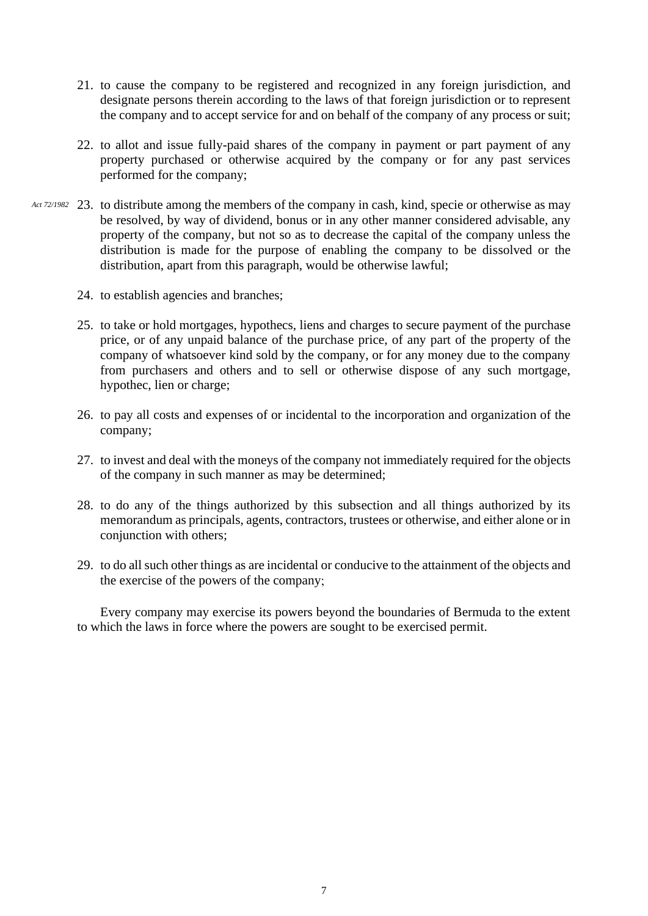21. to cause the company to be registered and recognized in any foreign jurisdiction, and designate persons therein according to the laws of that foreign jurisdiction or to represent the company and to accept service for and on behalf of the company of any process or suit;

22. to allot and issue fully-paid shares of the company in payment or part payment of any property purchased or otherwise acquired by the company or for any past services performed for the company;

*Act 72/1982* 23. to distribute among the members of the company in cash, kind, specie or otherwise as may be resolved, by way of dividend, bonus or in any other manner considered advisable, any property of the company, but not so as to decrease the capital of the company unless the distribution is made for the purpose of enabling the company to be dissolved or the distribution, apart from this paragraph, would be otherwise lawful;

24. to establish agencies and branches;

25. to take or hold mortgages, hypothecs, liens and charges to secure payment of the purchase price, or of any unpaid balance of the purchase price, of any part of the property of the company of whatsoever kind sold by the company, or for any money due to the company from purchasers and others and to sell or otherwise dispose of any such mortgage, hypothec, lien or charge;

26. to pay all costs and expenses of or incidental to the incorporation and organization of the company;

27. to invest and deal with the moneys of the company not immediately required for the objects of the company in such manner as may be determined;

28. to do any of the things authorized by this subsection and all things authorized by its memorandum as principals, agents, contractors, trustees or otherwise, and either alone or in conjunction with others;

29. to do all such other things as are incidental or conducive to the attainment of the objects and the exercise of the powers of the company;

Every company may exercise its powers beyond the boundaries of Bermuda to the extent to which the laws in force where the powers are sought to be exercised permit.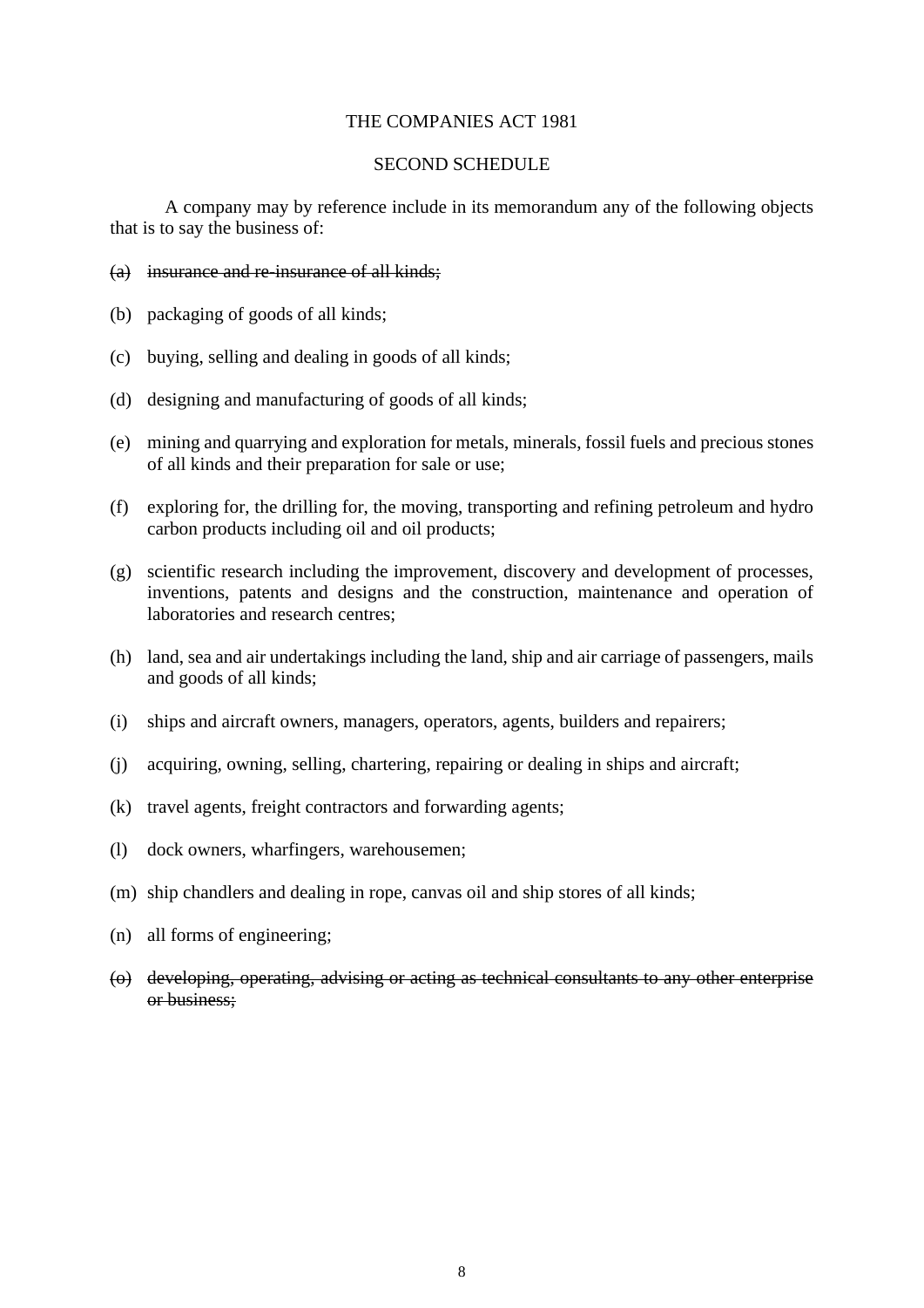THE COMPANIES ACT 1981

SECOND SCHEDULE

A company may by reference include in its memorandum any of the following objects that is to say the business of:

(a) ~~insurance and re-insurance of all kinds;~~

(b) packaging of goods of all kinds;

(c) buying, selling and dealing in goods of all kinds;

(d) designing and manufacturing of goods of all kinds;

(e) mining and quarrying and exploration for metals, minerals, fossil fuels and precious stones of all kinds and their preparation for sale or use;

(f) exploring for, the drilling for, the moving, transporting and refining petroleum and hydro carbon products including oil and oil products;

(g) scientific research including the improvement, discovery and development of processes, inventions, patents and designs and the construction, maintenance and operation of laboratories and research centres;

(h) land, sea and air undertakings including the land, ship and air carriage of passengers, mails and goods of all kinds;

(i) ships and aircraft owners, managers, operators, agents, builders and repairers;

(j) acquiring, owning, selling, chartering, repairing or dealing in ships and aircraft;

(k) travel agents, freight contractors and forwarding agents;

(l) dock owners, wharfingers, warehousemen;

(m) ship chandlers and dealing in rope, canvas oil and ship stores of all kinds;

(n) all forms of engineering;

(o) ~~developing, operating, advising or acting as technical consultants to any other enterprise or business;~~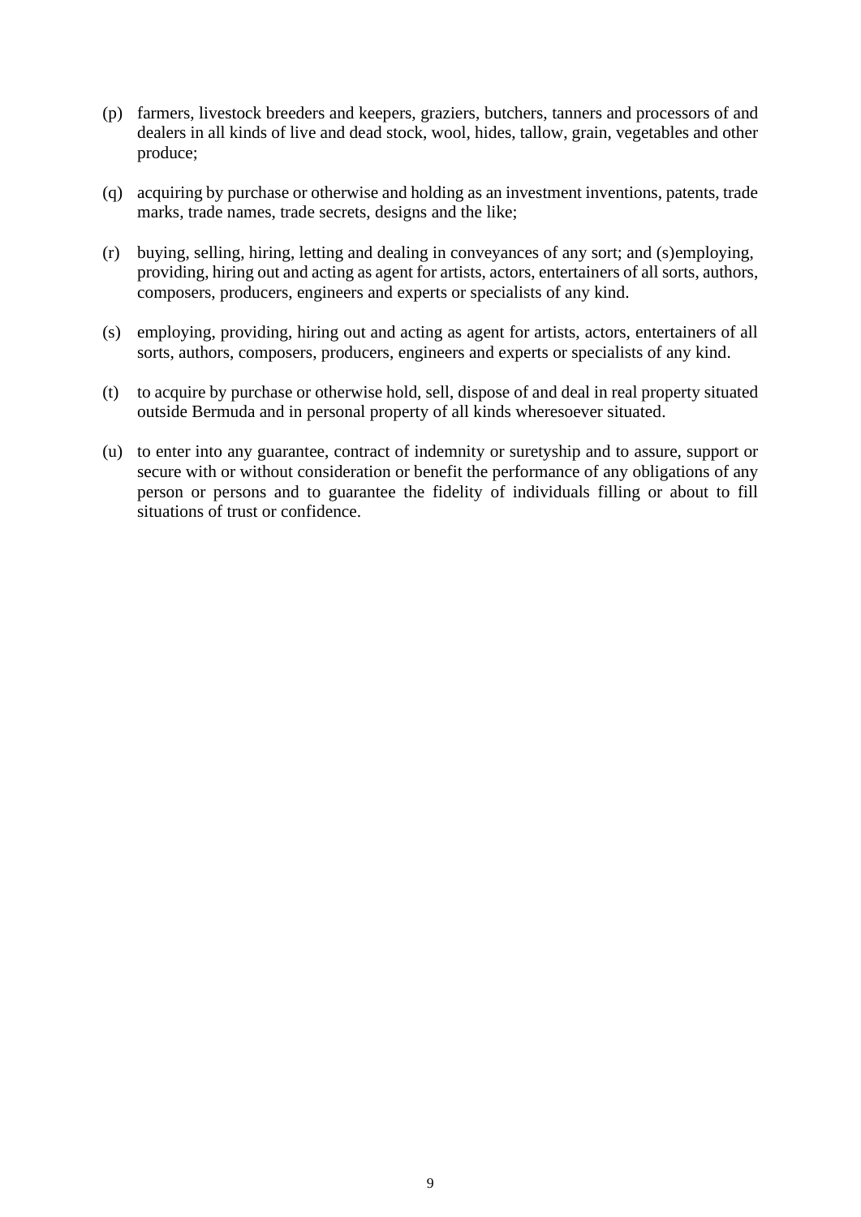(p) farmers, livestock breeders and keepers, graziers, butchers, tanners and processors of and dealers in all kinds of live and dead stock, wool, hides, tallow, grain, vegetables and other produce;

(q) acquiring by purchase or otherwise and holding as an investment inventions, patents, trade marks, trade names, trade secrets, designs and the like;

(r) buying, selling, hiring, letting and dealing in conveyances of any sort; and (s)employing, providing, hiring out and acting as agent for artists, actors, entertainers of all sorts, authors, composers, producers, engineers and experts or specialists of any kind.

(s) employing, providing, hiring out and acting as agent for artists, actors, entertainers of all sorts, authors, composers, producers, engineers and experts or specialists of any kind.

(t) to acquire by purchase or otherwise hold, sell, dispose of and deal in real property situated outside Bermuda and in personal property of all kinds wheresoever situated.

(u) to enter into any guarantee, contract of indemnity or suretyship and to assure, support or secure with or without consideration or benefit the performance of any obligations of any person or persons and to guarantee the fidelity of individuals filling or about to fill situations of trust or confidence.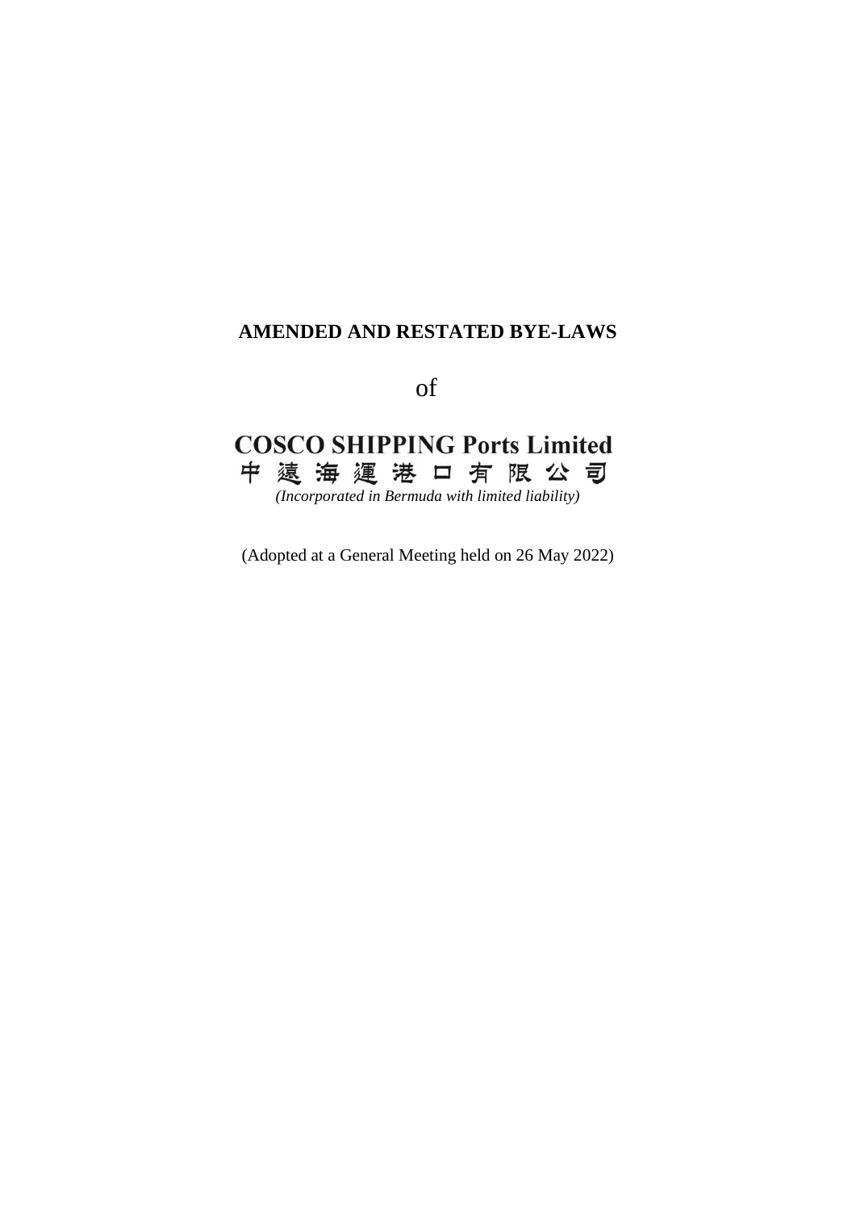**AMENDED AND RESTATED BYE-LAWS**

of

**COSCO SHIPPING Ports Limited**

中遠海運港口有限公司

*(Incorporated in Bermuda with limited liability)*

(Adopted at a General Meeting held on 26 May 2022)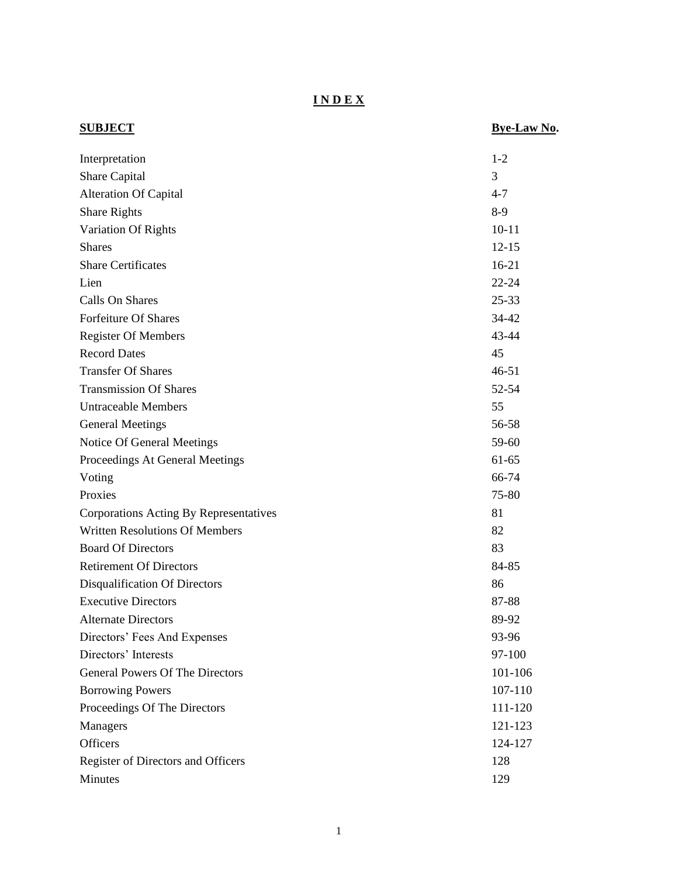# I N D E X

| SUBJECT | Bye-Law No. |
|---|---|
| Interpretation | 1-2 |
| Share Capital | 3 |
| Alteration Of Capital | 4-7 |
| Share Rights | 8-9 |
| Variation Of Rights | 10-11 |
| Shares | 12-15 |
| Share Certificates | 16-21 |
| Lien | 22-24 |
| Calls On Shares | 25-33 |
| Forfeiture Of Shares | 34-42 |
| Register Of Members | 43-44 |
| Record Dates | 45 |
| Transfer Of Shares | 46-51 |
| Transmission Of Shares | 52-54 |
| Untraceable Members | 55 |
| General Meetings | 56-58 |
| Notice Of General Meetings | 59-60 |
| Proceedings At General Meetings | 61-65 |
| Voting | 66-74 |
| Proxies | 75-80 |
| Corporations Acting By Representatives | 81 |
| Written Resolutions Of Members | 82 |
| Board Of Directors | 83 |
| Retirement Of Directors | 84-85 |
| Disqualification Of Directors | 86 |
| Executive Directors | 87-88 |
| Alternate Directors | 89-92 |
| Directors' Fees And Expenses | 93-96 |
| Directors' Interests | 97-100 |
| General Powers Of The Directors | 101-106 |
| Borrowing Powers | 107-110 |
| Proceedings Of The Directors | 111-120 |
| Managers | 121-123 |
| Officers | 124-127 |
| Register of Directors and Officers | 128 |
| Minutes | 129 |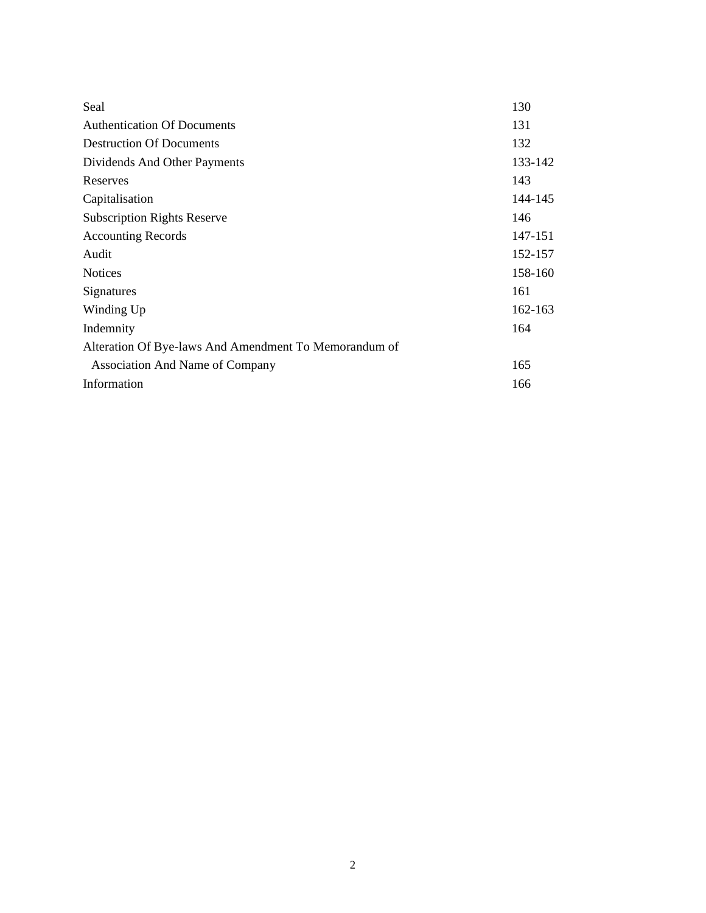| | |
|---|---|
| Seal | 130 |
| Authentication Of Documents | 131 |
| Destruction Of Documents | 132 |
| Dividends And Other Payments | 133-142 |
| Reserves | 143 |
| Capitalisation | 144-145 |
| Subscription Rights Reserve | 146 |
| Accounting Records | 147-151 |
| Audit | 152-157 |
| Notices | 158-160 |
| Signatures | 161 |
| Winding Up | 162-163 |
| Indemnity | 164 |
| Alteration Of Bye-laws And Amendment To Memorandum of Association And Name of Company | 165 |
| Information | 166 |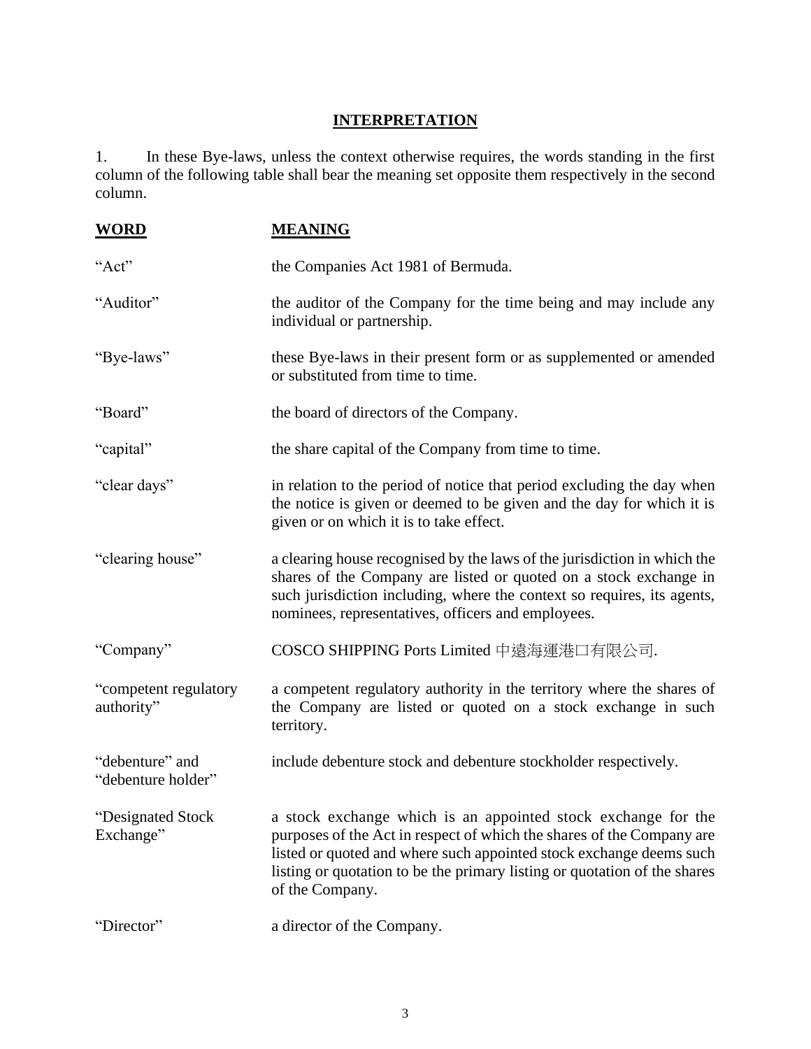## INTERPRETATION

1. In these Bye-laws, unless the context otherwise requires, the words standing in the first column of the following table shall bear the meaning set opposite them respectively in the second column.

| WORD | MEANING |
|---|---|
| "Act" | the Companies Act 1981 of Bermuda. |
| "Auditor" | the auditor of the Company for the time being and may include any individual or partnership. |
| "Bye-laws" | these Bye-laws in their present form or as supplemented or amended or substituted from time to time. |
| "Board" | the board of directors of the Company. |
| "capital" | the share capital of the Company from time to time. |
| "clear days" | in relation to the period of notice that period excluding the day when the notice is given or deemed to be given and the day for which it is given or on which it is to take effect. |
| "clearing house" | a clearing house recognised by the laws of the jurisdiction in which the shares of the Company are listed or quoted on a stock exchange in such jurisdiction including, where the context so requires, its agents, nominees, representatives, officers and employees. |
| "Company" | COSCO SHIPPING Ports Limited 中遠海運港口有限公司. |
| "competent regulatory authority" | a competent regulatory authority in the territory where the shares of the Company are listed or quoted on a stock exchange in such territory. |
| "debenture" and "debenture holder" | include debenture stock and debenture stockholder respectively. |
| "Designated Stock Exchange" | a stock exchange which is an appointed stock exchange for the purposes of the Act in respect of which the shares of the Company are listed or quoted and where such appointed stock exchange deems such listing or quotation to be the primary listing or quotation of the shares of the Company. |
| "Director" | a director of the Company. |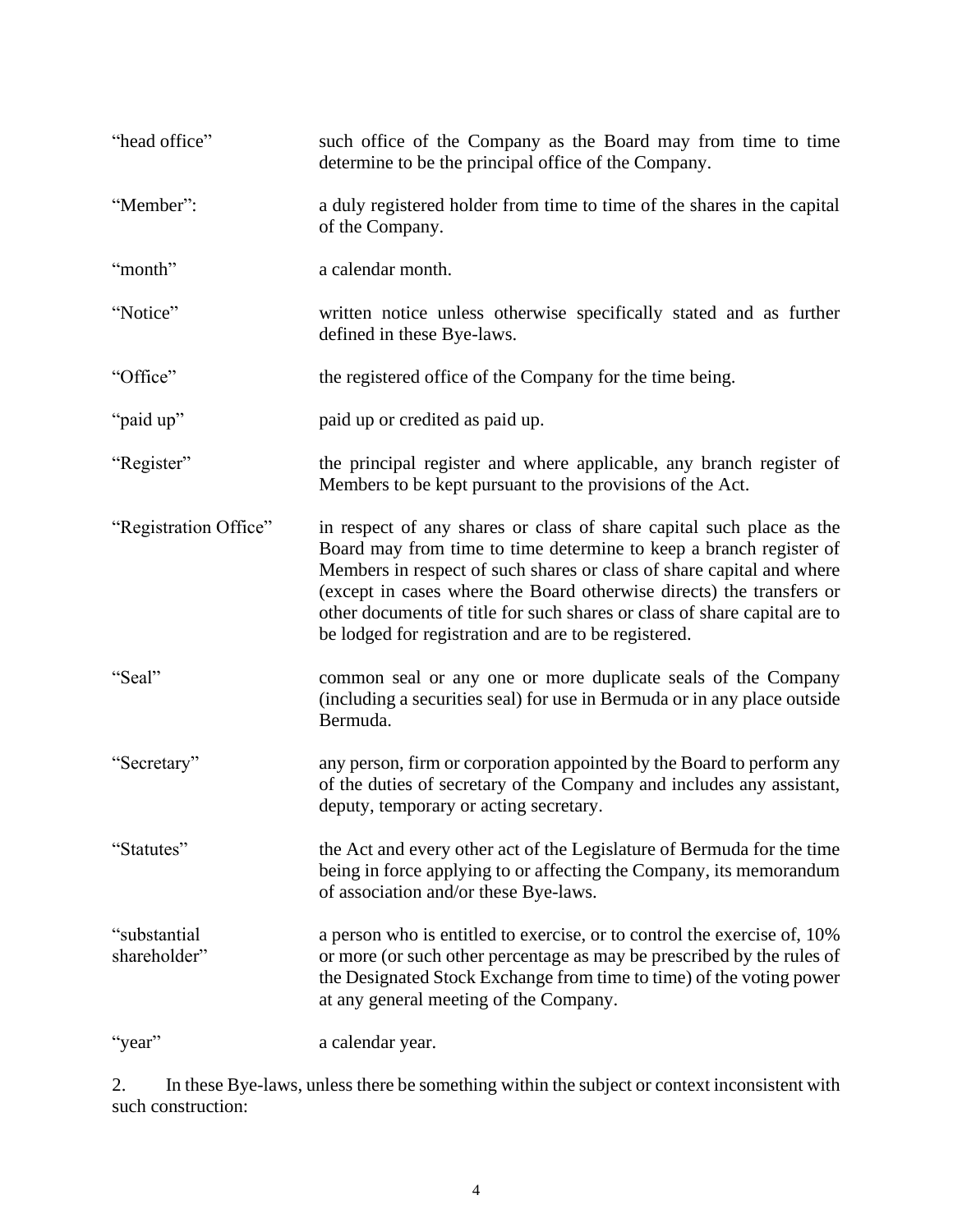| | |
|---|---|
| "head office" | such office of the Company as the Board may from time to time determine to be the principal office of the Company. |
| "Member": | a duly registered holder from time to time of the shares in the capital of the Company. |
| "month" | a calendar month. |
| "Notice" | written notice unless otherwise specifically stated and as further defined in these Bye-laws. |
| "Office" | the registered office of the Company for the time being. |
| "paid up" | paid up or credited as paid up. |
| "Register" | the principal register and where applicable, any branch register of Members to be kept pursuant to the provisions of the Act. |
| "Registration Office" | in respect of any shares or class of share capital such place as the Board may from time to time determine to keep a branch register of Members in respect of such shares or class of share capital and where (except in cases where the Board otherwise directs) the transfers or other documents of title for such shares or class of share capital are to be lodged for registration and are to be registered. |
| "Seal" | common seal or any one or more duplicate seals of the Company (including a securities seal) for use in Bermuda or in any place outside Bermuda. |
| "Secretary" | any person, firm or corporation appointed by the Board to perform any of the duties of secretary of the Company and includes any assistant, deputy, temporary or acting secretary. |
| "Statutes" | the Act and every other act of the Legislature of Bermuda for the time being in force applying to or affecting the Company, its memorandum of association and/or these Bye-laws. |
| "substantial shareholder" | a person who is entitled to exercise, or to control the exercise of, 10% or more (or such other percentage as may be prescribed by the rules of the Designated Stock Exchange from time to time) of the voting power at any general meeting of the Company. |
| "year" | a calendar year. |

2. In these Bye-laws, unless there be something within the subject or context inconsistent with such construction: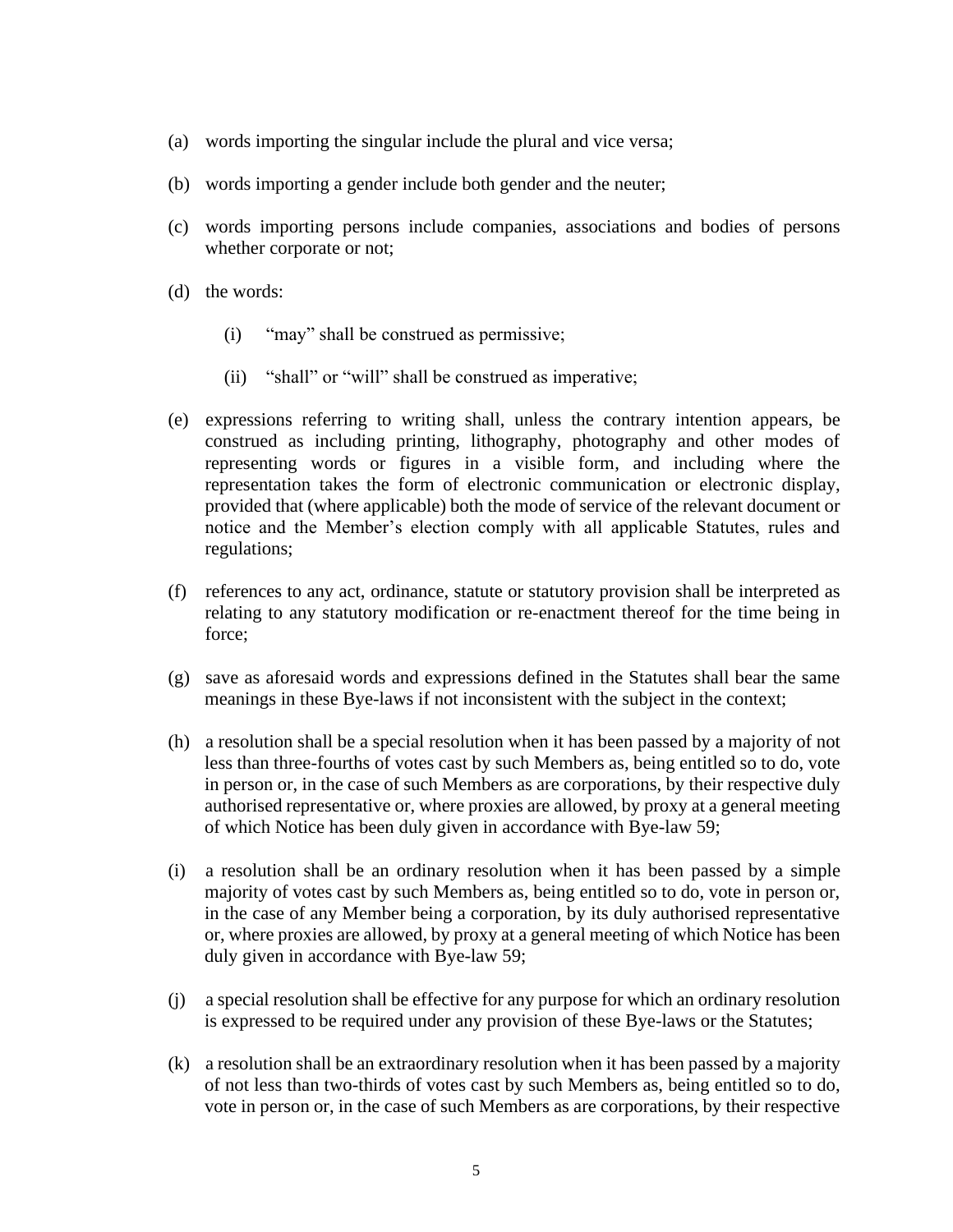(a) words importing the singular include the plural and vice versa;

(b) words importing a gender include both gender and the neuter;

(c) words importing persons include companies, associations and bodies of persons whether corporate or not;

(d) the words:

  (i) “may” shall be construed as permissive;

  (ii) “shall” or “will” shall be construed as imperative;

(e) expressions referring to writing shall, unless the contrary intention appears, be construed as including printing, lithography, photography and other modes of representing words or figures in a visible form, and including where the representation takes the form of electronic communication or electronic display, provided that (where applicable) both the mode of service of the relevant document or notice and the Member’s election comply with all applicable Statutes, rules and regulations;

(f) references to any act, ordinance, statute or statutory provision shall be interpreted as relating to any statutory modification or re-enactment thereof for the time being in force;

(g) save as aforesaid words and expressions defined in the Statutes shall bear the same meanings in these Bye-laws if not inconsistent with the subject in the context;

(h) a resolution shall be a special resolution when it has been passed by a majority of not less than three-fourths of votes cast by such Members as, being entitled so to do, vote in person or, in the case of such Members as are corporations, by their respective duly authorised representative or, where proxies are allowed, by proxy at a general meeting of which Notice has been duly given in accordance with Bye-law 59;

(i) a resolution shall be an ordinary resolution when it has been passed by a simple majority of votes cast by such Members as, being entitled so to do, vote in person or, in the case of any Member being a corporation, by its duly authorised representative or, where proxies are allowed, by proxy at a general meeting of which Notice has been duly given in accordance with Bye-law 59;

(j) a special resolution shall be effective for any purpose for which an ordinary resolution is expressed to be required under any provision of these Bye-laws or the Statutes;

(k) a resolution shall be an extraordinary resolution when it has been passed by a majority of not less than two-thirds of votes cast by such Members as, being entitled so to do, vote in person or, in the case of such Members as are corporations, by their respective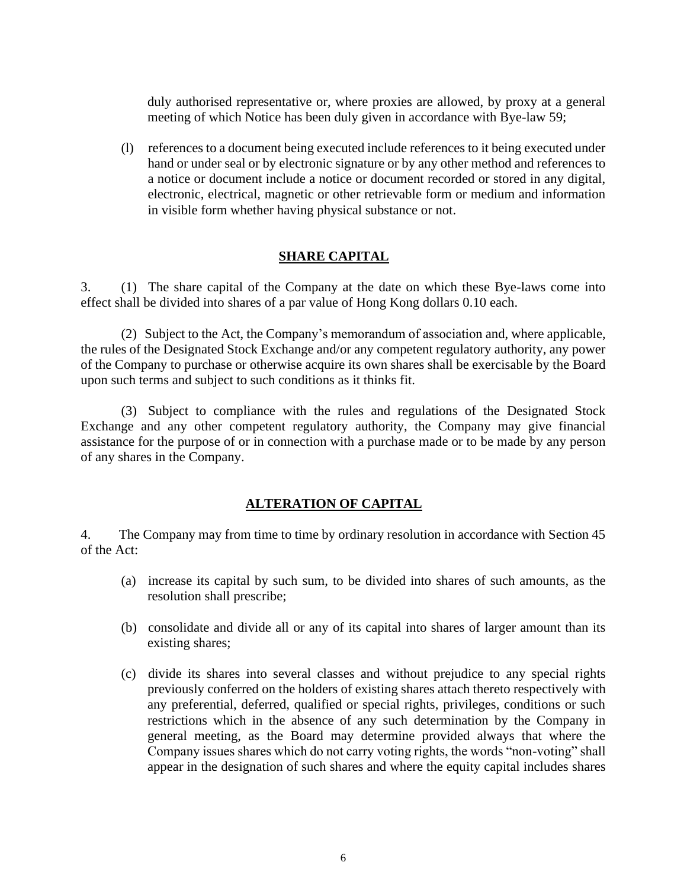duly authorised representative or, where proxies are allowed, by proxy at a general meeting of which Notice has been duly given in accordance with Bye-law 59;

(l) references to a document being executed include references to it being executed under hand or under seal or by electronic signature or by any other method and references to a notice or document include a notice or document recorded or stored in any digital, electronic, electrical, magnetic or other retrievable form or medium and information in visible form whether having physical substance or not.

## SHARE CAPITAL

3. (1) The share capital of the Company at the date on which these Bye-laws come into effect shall be divided into shares of a par value of Hong Kong dollars 0.10 each.

(2) Subject to the Act, the Company's memorandum of association and, where applicable, the rules of the Designated Stock Exchange and/or any competent regulatory authority, any power of the Company to purchase or otherwise acquire its own shares shall be exercisable by the Board upon such terms and subject to such conditions as it thinks fit.

(3) Subject to compliance with the rules and regulations of the Designated Stock Exchange and any other competent regulatory authority, the Company may give financial assistance for the purpose of or in connection with a purchase made or to be made by any person of any shares in the Company.

## ALTERATION OF CAPITAL

4. The Company may from time to time by ordinary resolution in accordance with Section 45 of the Act:

(a) increase its capital by such sum, to be divided into shares of such amounts, as the resolution shall prescribe;

(b) consolidate and divide all or any of its capital into shares of larger amount than its existing shares;

(c) divide its shares into several classes and without prejudice to any special rights previously conferred on the holders of existing shares attach thereto respectively with any preferential, deferred, qualified or special rights, privileges, conditions or such restrictions which in the absence of any such determination by the Company in general meeting, as the Board may determine provided always that where the Company issues shares which do not carry voting rights, the words "non-voting" shall appear in the designation of such shares and where the equity capital includes shares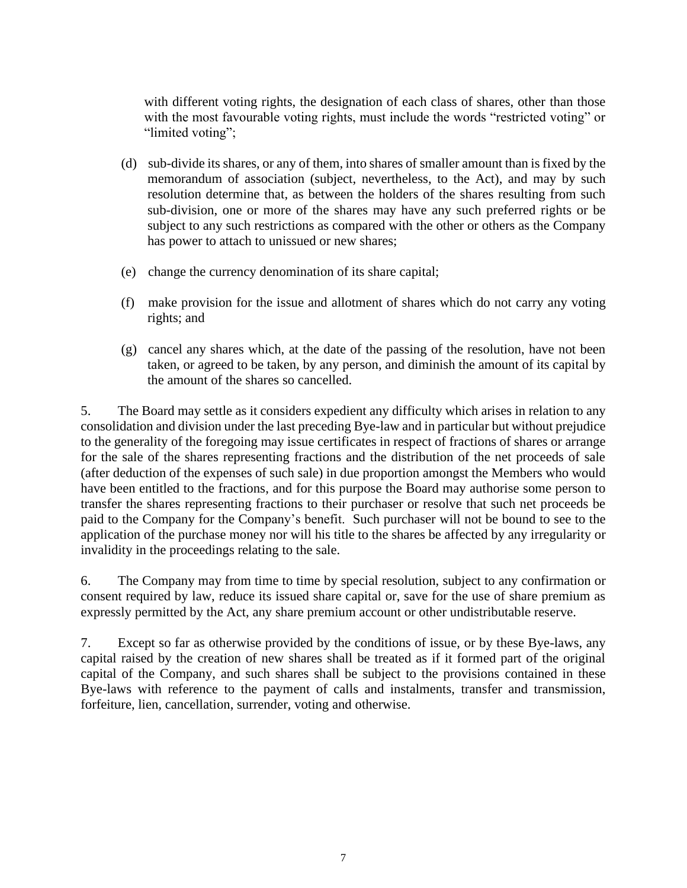with different voting rights, the designation of each class of shares, other than those with the most favourable voting rights, must include the words “restricted voting” or “limited voting”;

(d) sub-divide its shares, or any of them, into shares of smaller amount than is fixed by the memorandum of association (subject, nevertheless, to the Act), and may by such resolution determine that, as between the holders of the shares resulting from such sub-division, one or more of the shares may have any such preferred rights or be subject to any such restrictions as compared with the other or others as the Company has power to attach to unissued or new shares;

(e) change the currency denomination of its share capital;

(f) make provision for the issue and allotment of shares which do not carry any voting rights; and

(g) cancel any shares which, at the date of the passing of the resolution, have not been taken, or agreed to be taken, by any person, and diminish the amount of its capital by the amount of the shares so cancelled.

5. The Board may settle as it considers expedient any difficulty which arises in relation to any consolidation and division under the last preceding Bye-law and in particular but without prejudice to the generality of the foregoing may issue certificates in respect of fractions of shares or arrange for the sale of the shares representing fractions and the distribution of the net proceeds of sale (after deduction of the expenses of such sale) in due proportion amongst the Members who would have been entitled to the fractions, and for this purpose the Board may authorise some person to transfer the shares representing fractions to their purchaser or resolve that such net proceeds be paid to the Company for the Company’s benefit. Such purchaser will not be bound to see to the application of the purchase money nor will his title to the shares be affected by any irregularity or invalidity in the proceedings relating to the sale.

6. The Company may from time to time by special resolution, subject to any confirmation or consent required by law, reduce its issued share capital or, save for the use of share premium as expressly permitted by the Act, any share premium account or other undistributable reserve.

7. Except so far as otherwise provided by the conditions of issue, or by these Bye-laws, any capital raised by the creation of new shares shall be treated as if it formed part of the original capital of the Company, and such shares shall be subject to the provisions contained in these Bye-laws with reference to the payment of calls and instalments, transfer and transmission, forfeiture, lien, cancellation, surrender, voting and otherwise.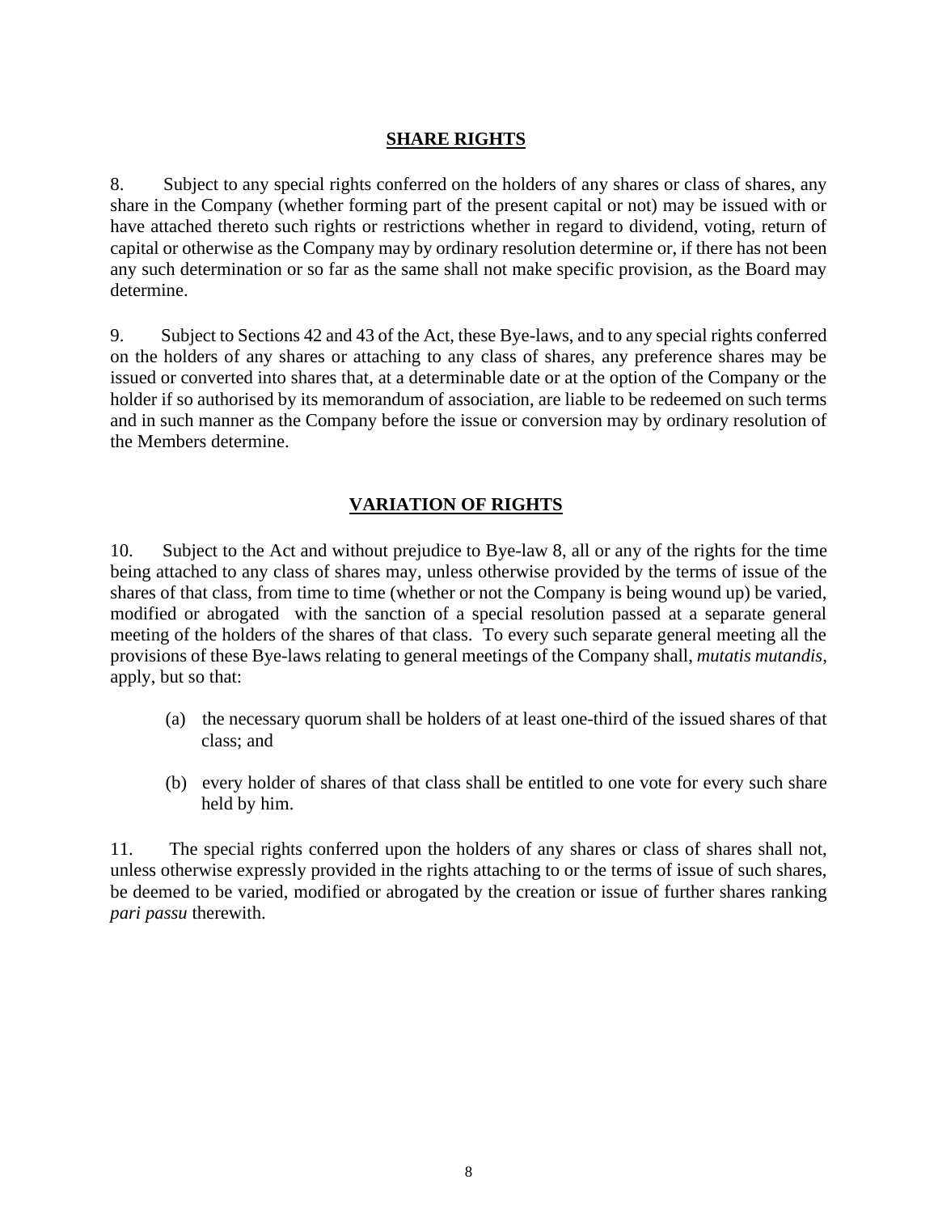## SHARE RIGHTS

8. Subject to any special rights conferred on the holders of any shares or class of shares, any share in the Company (whether forming part of the present capital or not) may be issued with or have attached thereto such rights or restrictions whether in regard to dividend, voting, return of capital or otherwise as the Company may by ordinary resolution determine or, if there has not been any such determination or so far as the same shall not make specific provision, as the Board may determine.

9. Subject to Sections 42 and 43 of the Act, these Bye-laws, and to any special rights conferred on the holders of any shares or attaching to any class of shares, any preference shares may be issued or converted into shares that, at a determinable date or at the option of the Company or the holder if so authorised by its memorandum of association, are liable to be redeemed on such terms and in such manner as the Company before the issue or conversion may by ordinary resolution of the Members determine.

## VARIATION OF RIGHTS

10. Subject to the Act and without prejudice to Bye-law 8, all or any of the rights for the time being attached to any class of shares may, unless otherwise provided by the terms of issue of the shares of that class, from time to time (whether or not the Company is being wound up) be varied, modified or abrogated with the sanction of a special resolution passed at a separate general meeting of the holders of the shares of that class. To every such separate general meeting all the provisions of these Bye-laws relating to general meetings of the Company shall, *mutatis mutandis*, apply, but so that:

(a) the necessary quorum shall be holders of at least one-third of the issued shares of that class; and

(b) every holder of shares of that class shall be entitled to one vote for every such share held by him.

11. The special rights conferred upon the holders of any shares or class of shares shall not, unless otherwise expressly provided in the rights attaching to or the terms of issue of such shares, be deemed to be varied, modified or abrogated by the creation or issue of further shares ranking *pari passu* therewith.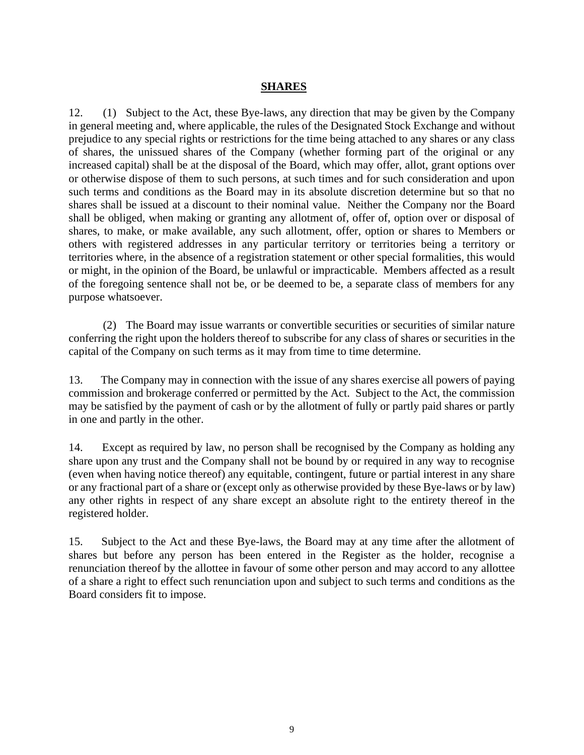## SHARES

12. (1) Subject to the Act, these Bye-laws, any direction that may be given by the Company in general meeting and, where applicable, the rules of the Designated Stock Exchange and without prejudice to any special rights or restrictions for the time being attached to any shares or any class of shares, the unissued shares of the Company (whether forming part of the original or any increased capital) shall be at the disposal of the Board, which may offer, allot, grant options over or otherwise dispose of them to such persons, at such times and for such consideration and upon such terms and conditions as the Board may in its absolute discretion determine but so that no shares shall be issued at a discount to their nominal value. Neither the Company nor the Board shall be obliged, when making or granting any allotment of, offer of, option over or disposal of shares, to make, or make available, any such allotment, offer, option or shares to Members or others with registered addresses in any particular territory or territories being a territory or territories where, in the absence of a registration statement or other special formalities, this would or might, in the opinion of the Board, be unlawful or impracticable. Members affected as a result of the foregoing sentence shall not be, or be deemed to be, a separate class of members for any purpose whatsoever.

(2) The Board may issue warrants or convertible securities or securities of similar nature conferring the right upon the holders thereof to subscribe for any class of shares or securities in the capital of the Company on such terms as it may from time to time determine.

13. The Company may in connection with the issue of any shares exercise all powers of paying commission and brokerage conferred or permitted by the Act. Subject to the Act, the commission may be satisfied by the payment of cash or by the allotment of fully or partly paid shares or partly in one and partly in the other.

14. Except as required by law, no person shall be recognised by the Company as holding any share upon any trust and the Company shall not be bound by or required in any way to recognise (even when having notice thereof) any equitable, contingent, future or partial interest in any share or any fractional part of a share or (except only as otherwise provided by these Bye-laws or by law) any other rights in respect of any share except an absolute right to the entirety thereof in the registered holder.

15. Subject to the Act and these Bye-laws, the Board may at any time after the allotment of shares but before any person has been entered in the Register as the holder, recognise a renunciation thereof by the allottee in favour of some other person and may accord to any allottee of a share a right to effect such renunciation upon and subject to such terms and conditions as the Board considers fit to impose.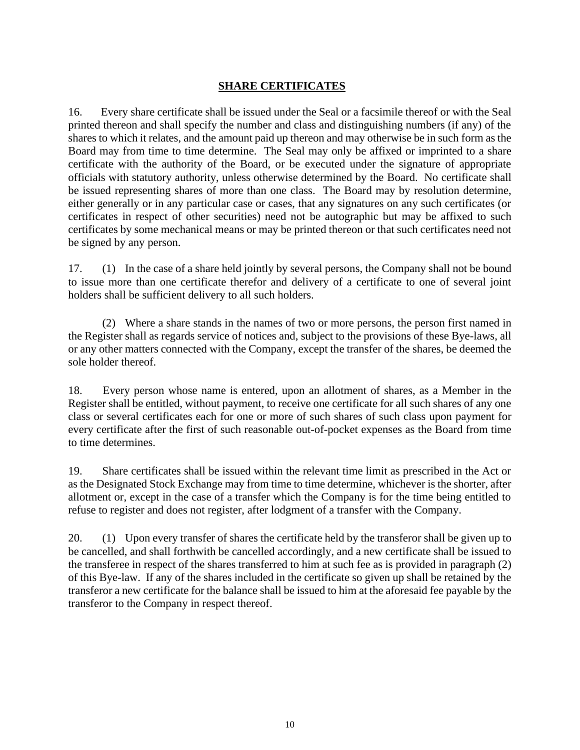## SHARE CERTIFICATES

16. Every share certificate shall be issued under the Seal or a facsimile thereof or with the Seal printed thereon and shall specify the number and class and distinguishing numbers (if any) of the shares to which it relates, and the amount paid up thereon and may otherwise be in such form as the Board may from time to time determine. The Seal may only be affixed or imprinted to a share certificate with the authority of the Board, or be executed under the signature of appropriate officials with statutory authority, unless otherwise determined by the Board. No certificate shall be issued representing shares of more than one class. The Board may by resolution determine, either generally or in any particular case or cases, that any signatures on any such certificates (or certificates in respect of other securities) need not be autographic but may be affixed to such certificates by some mechanical means or may be printed thereon or that such certificates need not be signed by any person.

17. (1) In the case of a share held jointly by several persons, the Company shall not be bound to issue more than one certificate therefor and delivery of a certificate to one of several joint holders shall be sufficient delivery to all such holders.

(2) Where a share stands in the names of two or more persons, the person first named in the Register shall as regards service of notices and, subject to the provisions of these Bye-laws, all or any other matters connected with the Company, except the transfer of the shares, be deemed the sole holder thereof.

18. Every person whose name is entered, upon an allotment of shares, as a Member in the Register shall be entitled, without payment, to receive one certificate for all such shares of any one class or several certificates each for one or more of such shares of such class upon payment for every certificate after the first of such reasonable out-of-pocket expenses as the Board from time to time determines.

19. Share certificates shall be issued within the relevant time limit as prescribed in the Act or as the Designated Stock Exchange may from time to time determine, whichever is the shorter, after allotment or, except in the case of a transfer which the Company is for the time being entitled to refuse to register and does not register, after lodgment of a transfer with the Company.

20. (1) Upon every transfer of shares the certificate held by the transferor shall be given up to be cancelled, and shall forthwith be cancelled accordingly, and a new certificate shall be issued to the transferee in respect of the shares transferred to him at such fee as is provided in paragraph (2) of this Bye-law. If any of the shares included in the certificate so given up shall be retained by the transferor a new certificate for the balance shall be issued to him at the aforesaid fee payable by the transferor to the Company in respect thereof.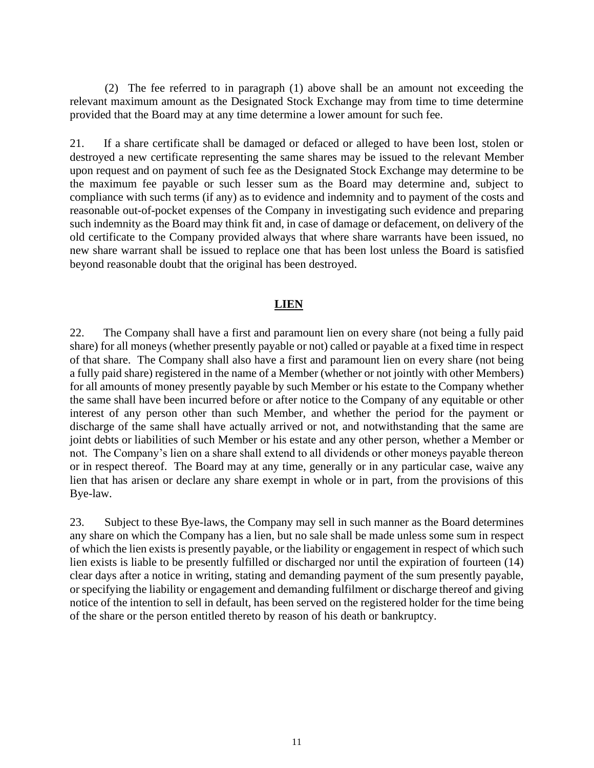(2) The fee referred to in paragraph (1) above shall be an amount not exceeding the relevant maximum amount as the Designated Stock Exchange may from time to time determine provided that the Board may at any time determine a lower amount for such fee.

21. If a share certificate shall be damaged or defaced or alleged to have been lost, stolen or destroyed a new certificate representing the same shares may be issued to the relevant Member upon request and on payment of such fee as the Designated Stock Exchange may determine to be the maximum fee payable or such lesser sum as the Board may determine and, subject to compliance with such terms (if any) as to evidence and indemnity and to payment of the costs and reasonable out-of-pocket expenses of the Company in investigating such evidence and preparing such indemnity as the Board may think fit and, in case of damage or defacement, on delivery of the old certificate to the Company provided always that where share warrants have been issued, no new share warrant shall be issued to replace one that has been lost unless the Board is satisfied beyond reasonable doubt that the original has been destroyed.

## LIEN

22. The Company shall have a first and paramount lien on every share (not being a fully paid share) for all moneys (whether presently payable or not) called or payable at a fixed time in respect of that share. The Company shall also have a first and paramount lien on every share (not being a fully paid share) registered in the name of a Member (whether or not jointly with other Members) for all amounts of money presently payable by such Member or his estate to the Company whether the same shall have been incurred before or after notice to the Company of any equitable or other interest of any person other than such Member, and whether the period for the payment or discharge of the same shall have actually arrived or not, and notwithstanding that the same are joint debts or liabilities of such Member or his estate and any other person, whether a Member or not. The Company's lien on a share shall extend to all dividends or other moneys payable thereon or in respect thereof. The Board may at any time, generally or in any particular case, waive any lien that has arisen or declare any share exempt in whole or in part, from the provisions of this Bye-law.

23. Subject to these Bye-laws, the Company may sell in such manner as the Board determines any share on which the Company has a lien, but no sale shall be made unless some sum in respect of which the lien exists is presently payable, or the liability or engagement in respect of which such lien exists is liable to be presently fulfilled or discharged nor until the expiration of fourteen (14) clear days after a notice in writing, stating and demanding payment of the sum presently payable, or specifying the liability or engagement and demanding fulfilment or discharge thereof and giving notice of the intention to sell in default, has been served on the registered holder for the time being of the share or the person entitled thereto by reason of his death or bankruptcy.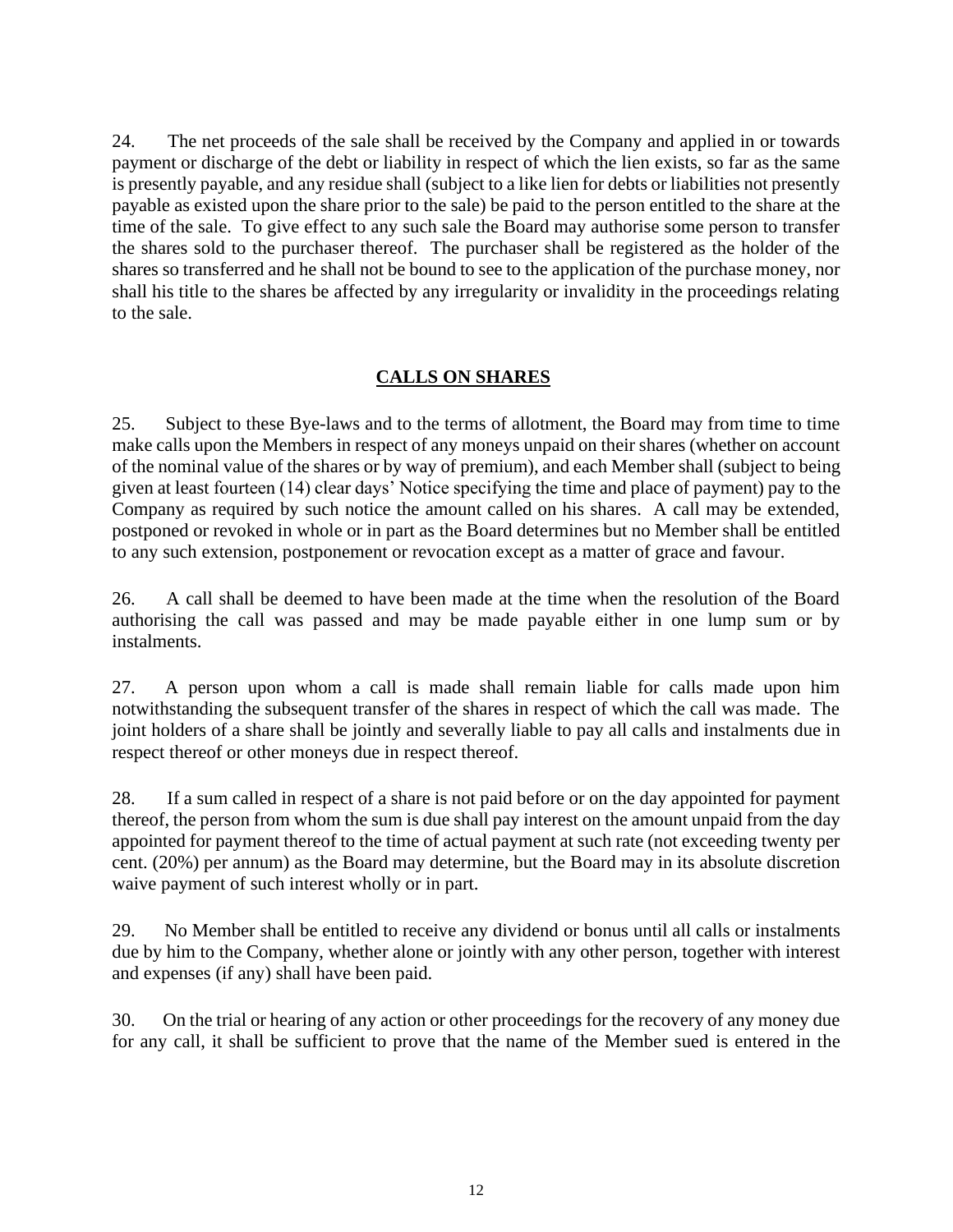24. The net proceeds of the sale shall be received by the Company and applied in or towards payment or discharge of the debt or liability in respect of which the lien exists, so far as the same is presently payable, and any residue shall (subject to a like lien for debts or liabilities not presently payable as existed upon the share prior to the sale) be paid to the person entitled to the share at the time of the sale. To give effect to any such sale the Board may authorise some person to transfer the shares sold to the purchaser thereof. The purchaser shall be registered as the holder of the shares so transferred and he shall not be bound to see to the application of the purchase money, nor shall his title to the shares be affected by any irregularity or invalidity in the proceedings relating to the sale.

## CALLS ON SHARES

25. Subject to these Bye-laws and to the terms of allotment, the Board may from time to time make calls upon the Members in respect of any moneys unpaid on their shares (whether on account of the nominal value of the shares or by way of premium), and each Member shall (subject to being given at least fourteen (14) clear days' Notice specifying the time and place of payment) pay to the Company as required by such notice the amount called on his shares. A call may be extended, postponed or revoked in whole or in part as the Board determines but no Member shall be entitled to any such extension, postponement or revocation except as a matter of grace and favour.

26. A call shall be deemed to have been made at the time when the resolution of the Board authorising the call was passed and may be made payable either in one lump sum or by instalments.

27. A person upon whom a call is made shall remain liable for calls made upon him notwithstanding the subsequent transfer of the shares in respect of which the call was made. The joint holders of a share shall be jointly and severally liable to pay all calls and instalments due in respect thereof or other moneys due in respect thereof.

28. If a sum called in respect of a share is not paid before or on the day appointed for payment thereof, the person from whom the sum is due shall pay interest on the amount unpaid from the day appointed for payment thereof to the time of actual payment at such rate (not exceeding twenty per cent. (20%) per annum) as the Board may determine, but the Board may in its absolute discretion waive payment of such interest wholly or in part.

29. No Member shall be entitled to receive any dividend or bonus until all calls or instalments due by him to the Company, whether alone or jointly with any other person, together with interest and expenses (if any) shall have been paid.

30. On the trial or hearing of any action or other proceedings for the recovery of any money due for any call, it shall be sufficient to prove that the name of the Member sued is entered in the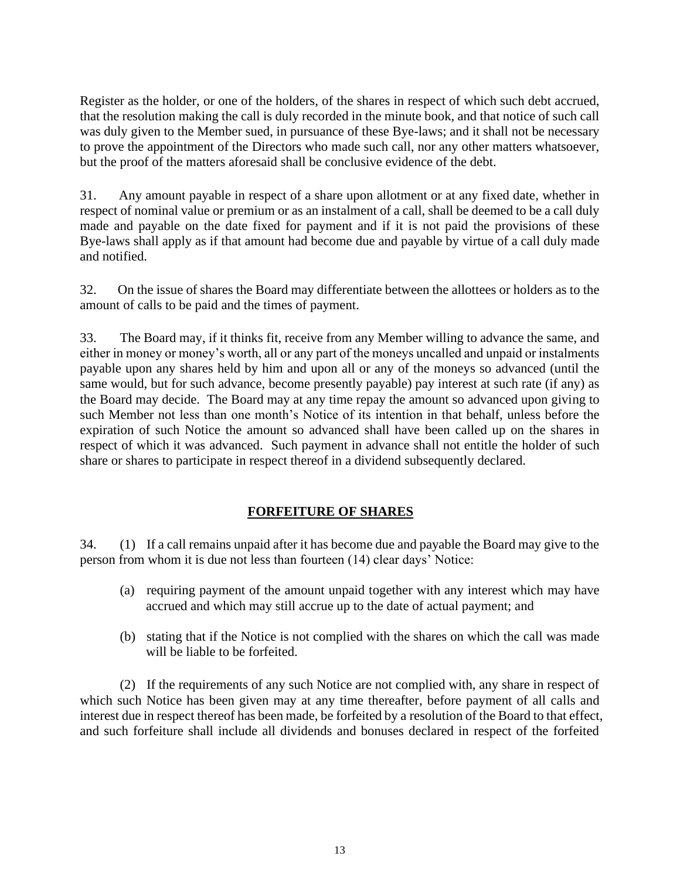Register as the holder, or one of the holders, of the shares in respect of which such debt accrued, that the resolution making the call is duly recorded in the minute book, and that notice of such call was duly given to the Member sued, in pursuance of these Bye-laws; and it shall not be necessary to prove the appointment of the Directors who made such call, nor any other matters whatsoever, but the proof of the matters aforesaid shall be conclusive evidence of the debt.

31. Any amount payable in respect of a share upon allotment or at any fixed date, whether in respect of nominal value or premium or as an instalment of a call, shall be deemed to be a call duly made and payable on the date fixed for payment and if it is not paid the provisions of these Bye-laws shall apply as if that amount had become due and payable by virtue of a call duly made and notified.

32. On the issue of shares the Board may differentiate between the allottees or holders as to the amount of calls to be paid and the times of payment.

33. The Board may, if it thinks fit, receive from any Member willing to advance the same, and either in money or money's worth, all or any part of the moneys uncalled and unpaid or instalments payable upon any shares held by him and upon all or any of the moneys so advanced (until the same would, but for such advance, become presently payable) pay interest at such rate (if any) as the Board may decide. The Board may at any time repay the amount so advanced upon giving to such Member not less than one month's Notice of its intention in that behalf, unless before the expiration of such Notice the amount so advanced shall have been called up on the shares in respect of which it was advanced. Such payment in advance shall not entitle the holder of such share or shares to participate in respect thereof in a dividend subsequently declared.

## FORFEITURE OF SHARES

34. (1) If a call remains unpaid after it has become due and payable the Board may give to the person from whom it is due not less than fourteen (14) clear days' Notice:

(a) requiring payment of the amount unpaid together with any interest which may have accrued and which may still accrue up to the date of actual payment; and

(b) stating that if the Notice is not complied with the shares on which the call was made will be liable to be forfeited.

(2) If the requirements of any such Notice are not complied with, any share in respect of which such Notice has been given may at any time thereafter, before payment of all calls and interest due in respect thereof has been made, be forfeited by a resolution of the Board to that effect, and such forfeiture shall include all dividends and bonuses declared in respect of the forfeited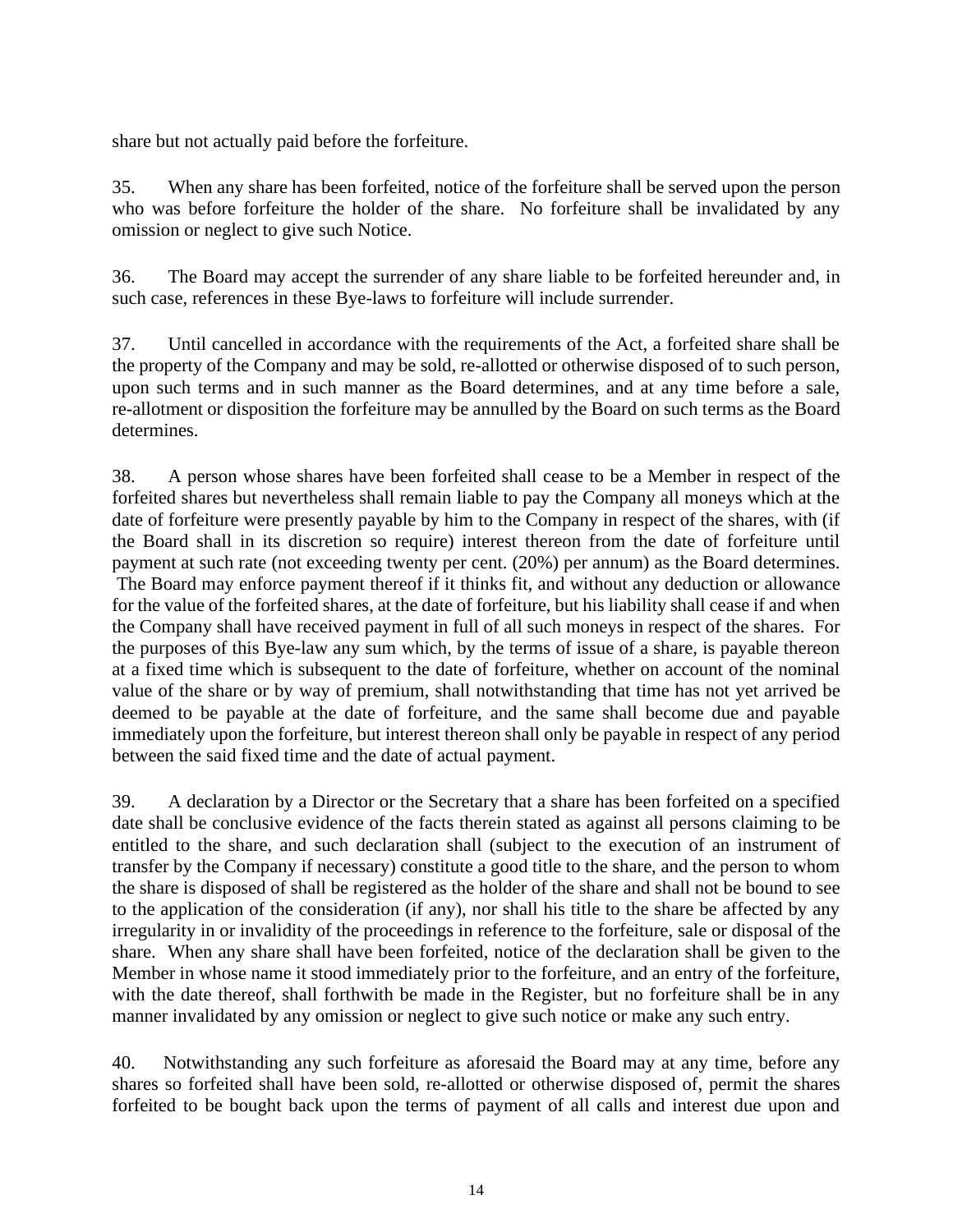share but not actually paid before the forfeiture.

35. When any share has been forfeited, notice of the forfeiture shall be served upon the person who was before forfeiture the holder of the share. No forfeiture shall be invalidated by any omission or neglect to give such Notice.

36. The Board may accept the surrender of any share liable to be forfeited hereunder and, in such case, references in these Bye-laws to forfeiture will include surrender.

37. Until cancelled in accordance with the requirements of the Act, a forfeited share shall be the property of the Company and may be sold, re-allotted or otherwise disposed of to such person, upon such terms and in such manner as the Board determines, and at any time before a sale, re-allotment or disposition the forfeiture may be annulled by the Board on such terms as the Board determines.

38. A person whose shares have been forfeited shall cease to be a Member in respect of the forfeited shares but nevertheless shall remain liable to pay the Company all moneys which at the date of forfeiture were presently payable by him to the Company in respect of the shares, with (if the Board shall in its discretion so require) interest thereon from the date of forfeiture until payment at such rate (not exceeding twenty per cent. (20%) per annum) as the Board determines. The Board may enforce payment thereof if it thinks fit, and without any deduction or allowance for the value of the forfeited shares, at the date of forfeiture, but his liability shall cease if and when the Company shall have received payment in full of all such moneys in respect of the shares. For the purposes of this Bye-law any sum which, by the terms of issue of a share, is payable thereon at a fixed time which is subsequent to the date of forfeiture, whether on account of the nominal value of the share or by way of premium, shall notwithstanding that time has not yet arrived be deemed to be payable at the date of forfeiture, and the same shall become due and payable immediately upon the forfeiture, but interest thereon shall only be payable in respect of any period between the said fixed time and the date of actual payment.

39. A declaration by a Director or the Secretary that a share has been forfeited on a specified date shall be conclusive evidence of the facts therein stated as against all persons claiming to be entitled to the share, and such declaration shall (subject to the execution of an instrument of transfer by the Company if necessary) constitute a good title to the share, and the person to whom the share is disposed of shall be registered as the holder of the share and shall not be bound to see to the application of the consideration (if any), nor shall his title to the share be affected by any irregularity in or invalidity of the proceedings in reference to the forfeiture, sale or disposal of the share. When any share shall have been forfeited, notice of the declaration shall be given to the Member in whose name it stood immediately prior to the forfeiture, and an entry of the forfeiture, with the date thereof, shall forthwith be made in the Register, but no forfeiture shall be in any manner invalidated by any omission or neglect to give such notice or make any such entry.

40. Notwithstanding any such forfeiture as aforesaid the Board may at any time, before any shares so forfeited shall have been sold, re-allotted or otherwise disposed of, permit the shares forfeited to be bought back upon the terms of payment of all calls and interest due upon and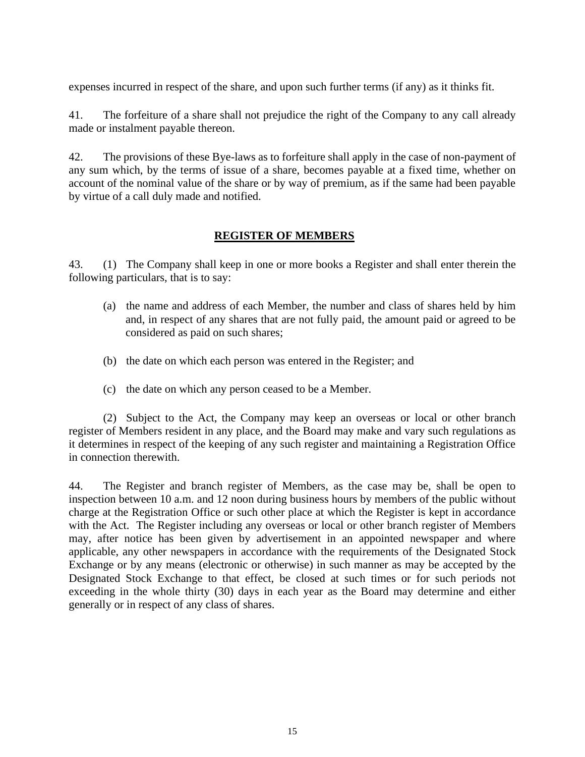expenses incurred in respect of the share, and upon such further terms (if any) as it thinks fit.

41. The forfeiture of a share shall not prejudice the right of the Company to any call already made or instalment payable thereon.

42. The provisions of these Bye-laws as to forfeiture shall apply in the case of non-payment of any sum which, by the terms of issue of a share, becomes payable at a fixed time, whether on account of the nominal value of the share or by way of premium, as if the same had been payable by virtue of a call duly made and notified.

## REGISTER OF MEMBERS

43. (1) The Company shall keep in one or more books a Register and shall enter therein the following particulars, that is to say:

(a) the name and address of each Member, the number and class of shares held by him and, in respect of any shares that are not fully paid, the amount paid or agreed to be considered as paid on such shares;

(b) the date on which each person was entered in the Register; and

(c) the date on which any person ceased to be a Member.

(2) Subject to the Act, the Company may keep an overseas or local or other branch register of Members resident in any place, and the Board may make and vary such regulations as it determines in respect of the keeping of any such register and maintaining a Registration Office in connection therewith.

44. The Register and branch register of Members, as the case may be, shall be open to inspection between 10 a.m. and 12 noon during business hours by members of the public without charge at the Registration Office or such other place at which the Register is kept in accordance with the Act. The Register including any overseas or local or other branch register of Members may, after notice has been given by advertisement in an appointed newspaper and where applicable, any other newspapers in accordance with the requirements of the Designated Stock Exchange or by any means (electronic or otherwise) in such manner as may be accepted by the Designated Stock Exchange to that effect, be closed at such times or for such periods not exceeding in the whole thirty (30) days in each year as the Board may determine and either generally or in respect of any class of shares.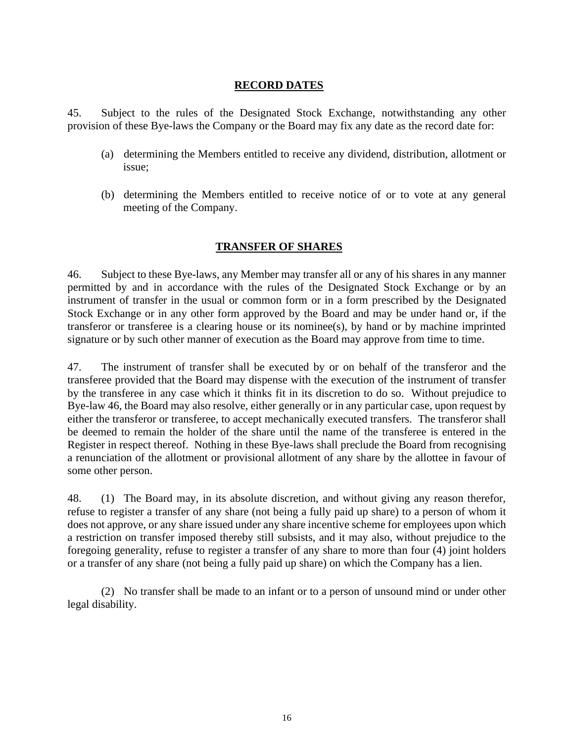## RECORD DATES

45. Subject to the rules of the Designated Stock Exchange, notwithstanding any other provision of these Bye-laws the Company or the Board may fix any date as the record date for:

(a) determining the Members entitled to receive any dividend, distribution, allotment or issue;

(b) determining the Members entitled to receive notice of or to vote at any general meeting of the Company.

## TRANSFER OF SHARES

46. Subject to these Bye-laws, any Member may transfer all or any of his shares in any manner permitted by and in accordance with the rules of the Designated Stock Exchange or by an instrument of transfer in the usual or common form or in a form prescribed by the Designated Stock Exchange or in any other form approved by the Board and may be under hand or, if the transferor or transferee is a clearing house or its nominee(s), by hand or by machine imprinted signature or by such other manner of execution as the Board may approve from time to time.

47. The instrument of transfer shall be executed by or on behalf of the transferor and the transferee provided that the Board may dispense with the execution of the instrument of transfer by the transferee in any case which it thinks fit in its discretion to do so. Without prejudice to Bye-law 46, the Board may also resolve, either generally or in any particular case, upon request by either the transferor or transferee, to accept mechanically executed transfers. The transferor shall be deemed to remain the holder of the share until the name of the transferee is entered in the Register in respect thereof. Nothing in these Bye-laws shall preclude the Board from recognising a renunciation of the allotment or provisional allotment of any share by the allottee in favour of some other person.

48. (1) The Board may, in its absolute discretion, and without giving any reason therefor, refuse to register a transfer of any share (not being a fully paid up share) to a person of whom it does not approve, or any share issued under any share incentive scheme for employees upon which a restriction on transfer imposed thereby still subsists, and it may also, without prejudice to the foregoing generality, refuse to register a transfer of any share to more than four (4) joint holders or a transfer of any share (not being a fully paid up share) on which the Company has a lien.

(2) No transfer shall be made to an infant or to a person of unsound mind or under other legal disability.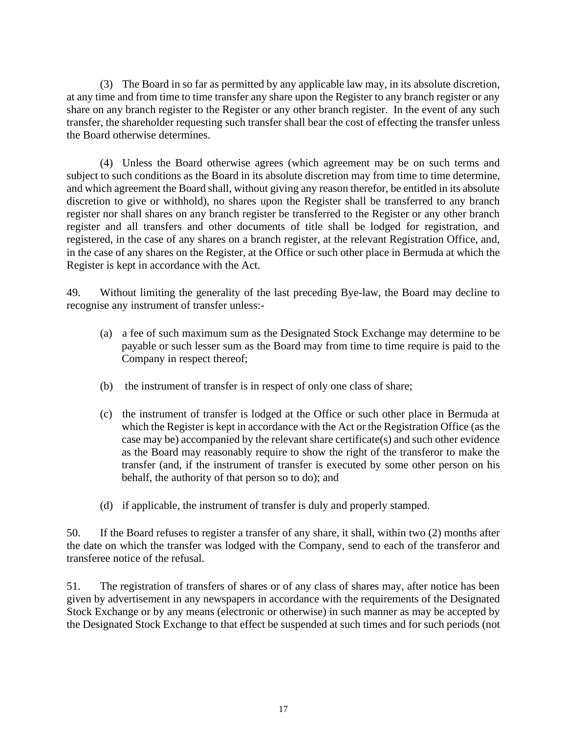(3) The Board in so far as permitted by any applicable law may, in its absolute discretion, at any time and from time to time transfer any share upon the Register to any branch register or any share on any branch register to the Register or any other branch register. In the event of any such transfer, the shareholder requesting such transfer shall bear the cost of effecting the transfer unless the Board otherwise determines.

(4) Unless the Board otherwise agrees (which agreement may be on such terms and subject to such conditions as the Board in its absolute discretion may from time to time determine, and which agreement the Board shall, without giving any reason therefor, be entitled in its absolute discretion to give or withhold), no shares upon the Register shall be transferred to any branch register nor shall shares on any branch register be transferred to the Register or any other branch register and all transfers and other documents of title shall be lodged for registration, and registered, in the case of any shares on a branch register, at the relevant Registration Office, and, in the case of any shares on the Register, at the Office or such other place in Bermuda at which the Register is kept in accordance with the Act.

49. Without limiting the generality of the last preceding Bye-law, the Board may decline to recognise any instrument of transfer unless:-

(a) a fee of such maximum sum as the Designated Stock Exchange may determine to be payable or such lesser sum as the Board may from time to time require is paid to the Company in respect thereof;

(b) the instrument of transfer is in respect of only one class of share;

(c) the instrument of transfer is lodged at the Office or such other place in Bermuda at which the Register is kept in accordance with the Act or the Registration Office (as the case may be) accompanied by the relevant share certificate(s) and such other evidence as the Board may reasonably require to show the right of the transferor to make the transfer (and, if the instrument of transfer is executed by some other person on his behalf, the authority of that person so to do); and

(d) if applicable, the instrument of transfer is duly and properly stamped.

50. If the Board refuses to register a transfer of any share, it shall, within two (2) months after the date on which the transfer was lodged with the Company, send to each of the transferor and transferee notice of the refusal.

51. The registration of transfers of shares or of any class of shares may, after notice has been given by advertisement in any newspapers in accordance with the requirements of the Designated Stock Exchange or by any means (electronic or otherwise) in such manner as may be accepted by the Designated Stock Exchange to that effect be suspended at such times and for such periods (not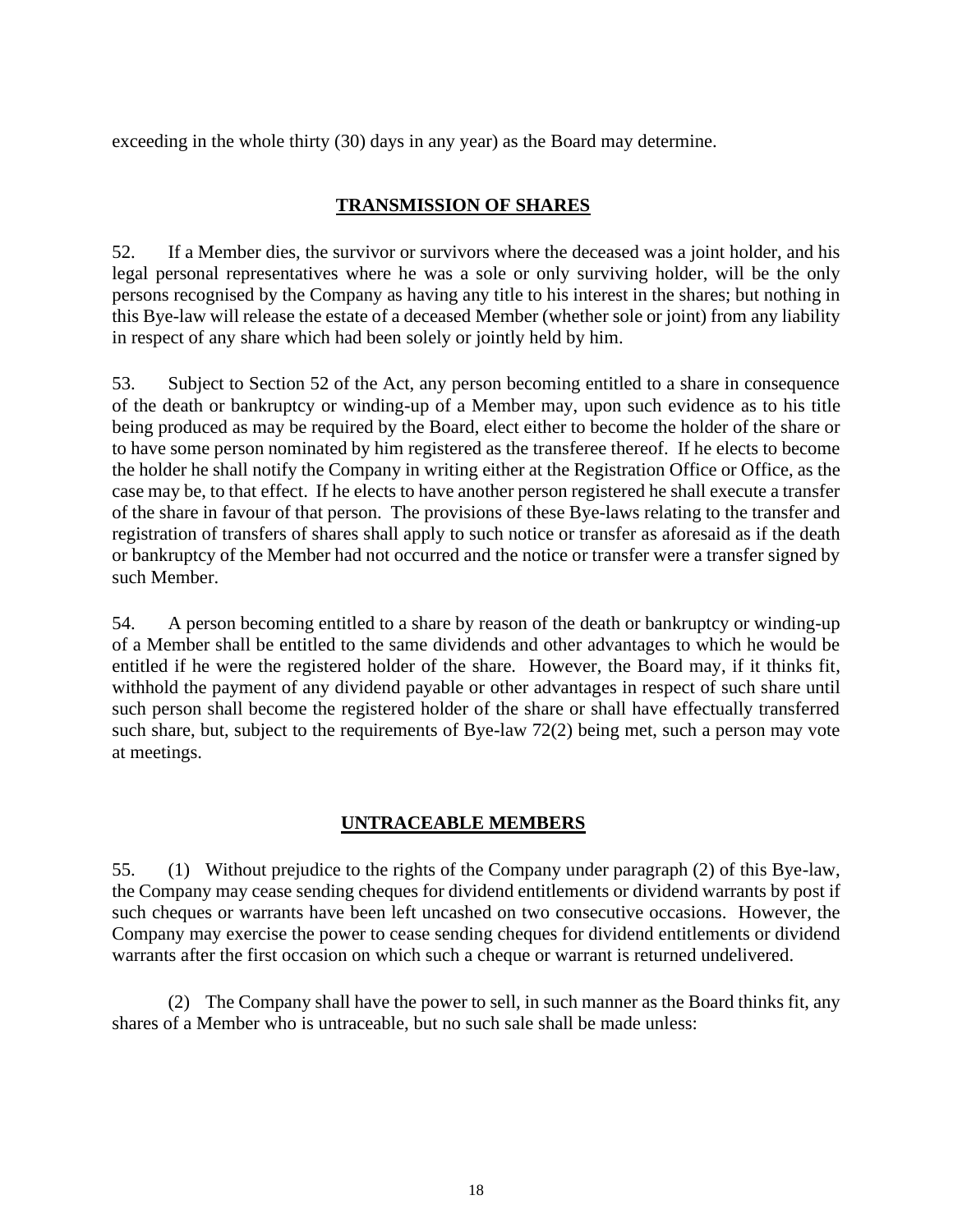exceeding in the whole thirty (30) days in any year) as the Board may determine.

## TRANSMISSION OF SHARES

52. If a Member dies, the survivor or survivors where the deceased was a joint holder, and his legal personal representatives where he was a sole or only surviving holder, will be the only persons recognised by the Company as having any title to his interest in the shares; but nothing in this Bye-law will release the estate of a deceased Member (whether sole or joint) from any liability in respect of any share which had been solely or jointly held by him.

53. Subject to Section 52 of the Act, any person becoming entitled to a share in consequence of the death or bankruptcy or winding-up of a Member may, upon such evidence as to his title being produced as may be required by the Board, elect either to become the holder of the share or to have some person nominated by him registered as the transferee thereof. If he elects to become the holder he shall notify the Company in writing either at the Registration Office or Office, as the case may be, to that effect. If he elects to have another person registered he shall execute a transfer of the share in favour of that person. The provisions of these Bye-laws relating to the transfer and registration of transfers of shares shall apply to such notice or transfer as aforesaid as if the death or bankruptcy of the Member had not occurred and the notice or transfer were a transfer signed by such Member.

54. A person becoming entitled to a share by reason of the death or bankruptcy or winding-up of a Member shall be entitled to the same dividends and other advantages to which he would be entitled if he were the registered holder of the share. However, the Board may, if it thinks fit, withhold the payment of any dividend payable or other advantages in respect of such share until such person shall become the registered holder of the share or shall have effectually transferred such share, but, subject to the requirements of Bye-law 72(2) being met, such a person may vote at meetings.

## UNTRACEABLE MEMBERS

55. (1) Without prejudice to the rights of the Company under paragraph (2) of this Bye-law, the Company may cease sending cheques for dividend entitlements or dividend warrants by post if such cheques or warrants have been left uncashed on two consecutive occasions. However, the Company may exercise the power to cease sending cheques for dividend entitlements or dividend warrants after the first occasion on which such a cheque or warrant is returned undelivered.

(2) The Company shall have the power to sell, in such manner as the Board thinks fit, any shares of a Member who is untraceable, but no such sale shall be made unless: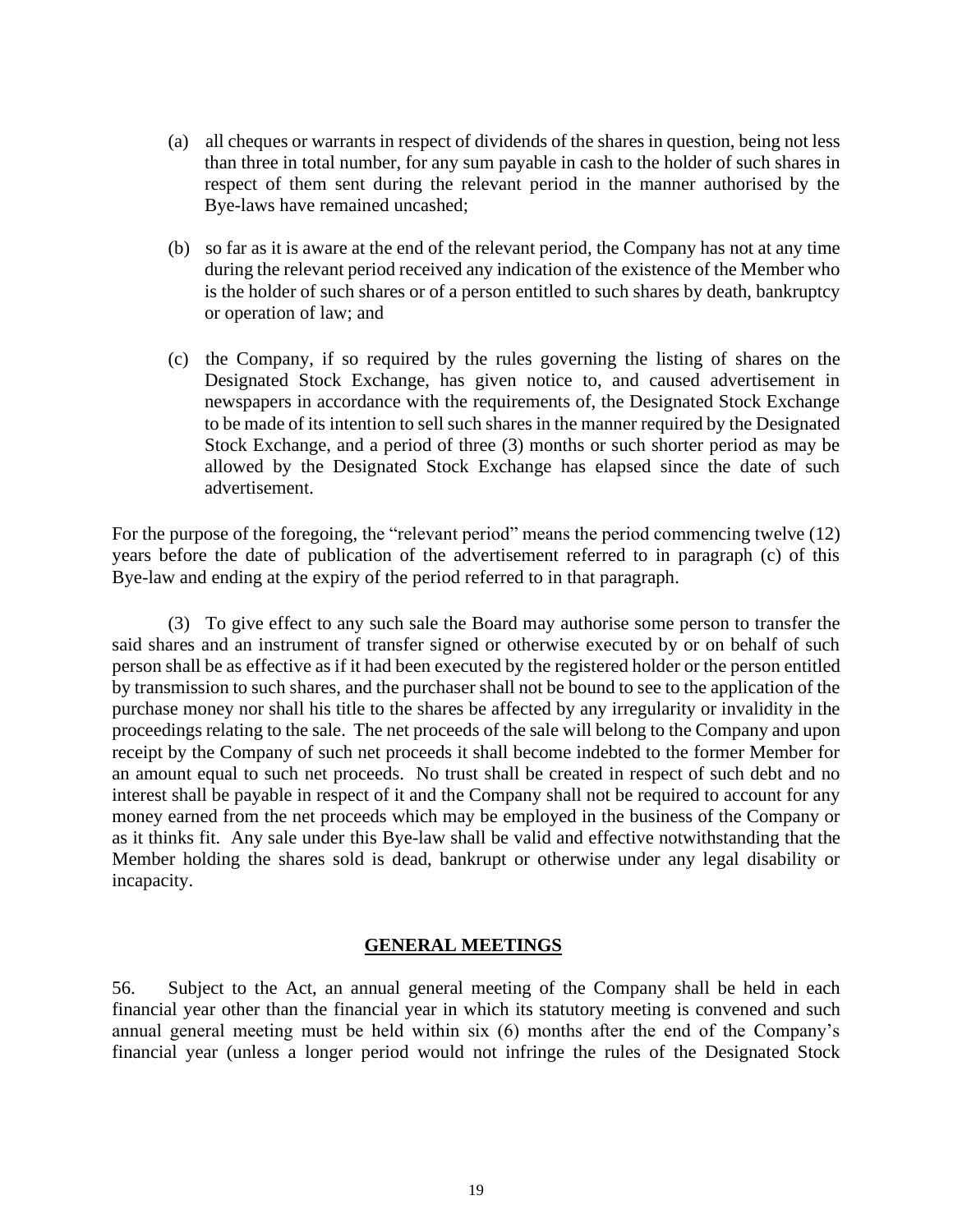(a) all cheques or warrants in respect of dividends of the shares in question, being not less than three in total number, for any sum payable in cash to the holder of such shares in respect of them sent during the relevant period in the manner authorised by the Bye-laws have remained uncashed;

(b) so far as it is aware at the end of the relevant period, the Company has not at any time during the relevant period received any indication of the existence of the Member who is the holder of such shares or of a person entitled to such shares by death, bankruptcy or operation of law; and

(c) the Company, if so required by the rules governing the listing of shares on the Designated Stock Exchange, has given notice to, and caused advertisement in newspapers in accordance with the requirements of, the Designated Stock Exchange to be made of its intention to sell such shares in the manner required by the Designated Stock Exchange, and a period of three (3) months or such shorter period as may be allowed by the Designated Stock Exchange has elapsed since the date of such advertisement.

For the purpose of the foregoing, the "relevant period" means the period commencing twelve (12) years before the date of publication of the advertisement referred to in paragraph (c) of this Bye-law and ending at the expiry of the period referred to in that paragraph.

(3) To give effect to any such sale the Board may authorise some person to transfer the said shares and an instrument of transfer signed or otherwise executed by or on behalf of such person shall be as effective as if it had been executed by the registered holder or the person entitled by transmission to such shares, and the purchaser shall not be bound to see to the application of the purchase money nor shall his title to the shares be affected by any irregularity or invalidity in the proceedings relating to the sale. The net proceeds of the sale will belong to the Company and upon receipt by the Company of such net proceeds it shall become indebted to the former Member for an amount equal to such net proceeds. No trust shall be created in respect of such debt and no interest shall be payable in respect of it and the Company shall not be required to account for any money earned from the net proceeds which may be employed in the business of the Company or as it thinks fit. Any sale under this Bye-law shall be valid and effective notwithstanding that the Member holding the shares sold is dead, bankrupt or otherwise under any legal disability or incapacity.

## GENERAL MEETINGS

56. Subject to the Act, an annual general meeting of the Company shall be held in each financial year other than the financial year in which its statutory meeting is convened and such annual general meeting must be held within six (6) months after the end of the Company's financial year (unless a longer period would not infringe the rules of the Designated Stock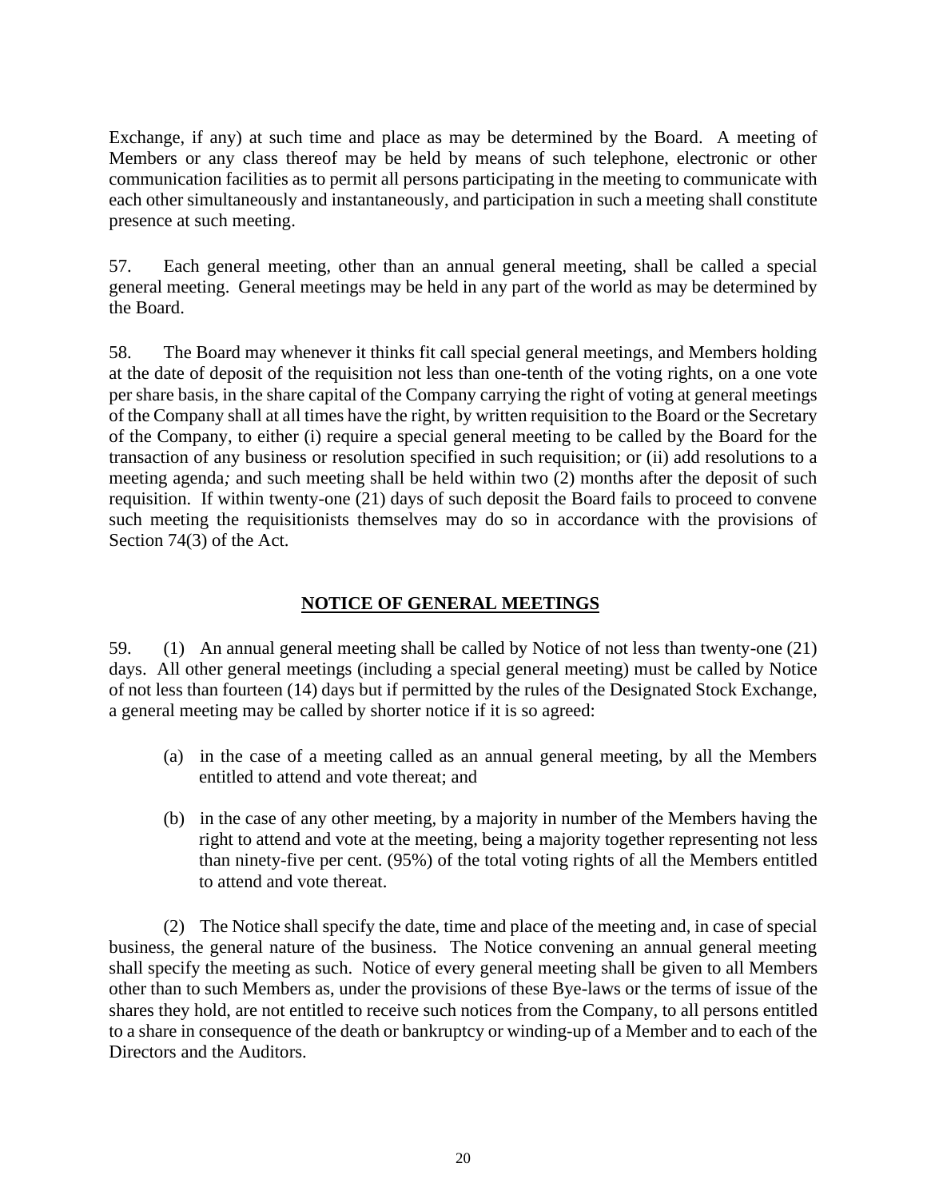Exchange, if any) at such time and place as may be determined by the Board. A meeting of Members or any class thereof may be held by means of such telephone, electronic or other communication facilities as to permit all persons participating in the meeting to communicate with each other simultaneously and instantaneously, and participation in such a meeting shall constitute presence at such meeting.

57. Each general meeting, other than an annual general meeting, shall be called a special general meeting. General meetings may be held in any part of the world as may be determined by the Board.

58. The Board may whenever it thinks fit call special general meetings, and Members holding at the date of deposit of the requisition not less than one-tenth of the voting rights, on a one vote per share basis, in the share capital of the Company carrying the right of voting at general meetings of the Company shall at all times have the right, by written requisition to the Board or the Secretary of the Company, to either (i) require a special general meeting to be called by the Board for the transaction of any business or resolution specified in such requisition; or (ii) add resolutions to a meeting agenda*;* and such meeting shall be held within two (2) months after the deposit of such requisition. If within twenty-one (21) days of such deposit the Board fails to proceed to convene such meeting the requisitionists themselves may do so in accordance with the provisions of Section 74(3) of the Act.

## NOTICE OF GENERAL MEETINGS

59. (1) An annual general meeting shall be called by Notice of not less than twenty-one (21) days. All other general meetings (including a special general meeting) must be called by Notice of not less than fourteen (14) days but if permitted by the rules of the Designated Stock Exchange, a general meeting may be called by shorter notice if it is so agreed:

(a) in the case of a meeting called as an annual general meeting, by all the Members entitled to attend and vote thereat; and

(b) in the case of any other meeting, by a majority in number of the Members having the right to attend and vote at the meeting, being a majority together representing not less than ninety-five per cent. (95%) of the total voting rights of all the Members entitled to attend and vote thereat.

(2) The Notice shall specify the date, time and place of the meeting and, in case of special business, the general nature of the business. The Notice convening an annual general meeting shall specify the meeting as such. Notice of every general meeting shall be given to all Members other than to such Members as, under the provisions of these Bye-laws or the terms of issue of the shares they hold, are not entitled to receive such notices from the Company, to all persons entitled to a share in consequence of the death or bankruptcy or winding-up of a Member and to each of the Directors and the Auditors.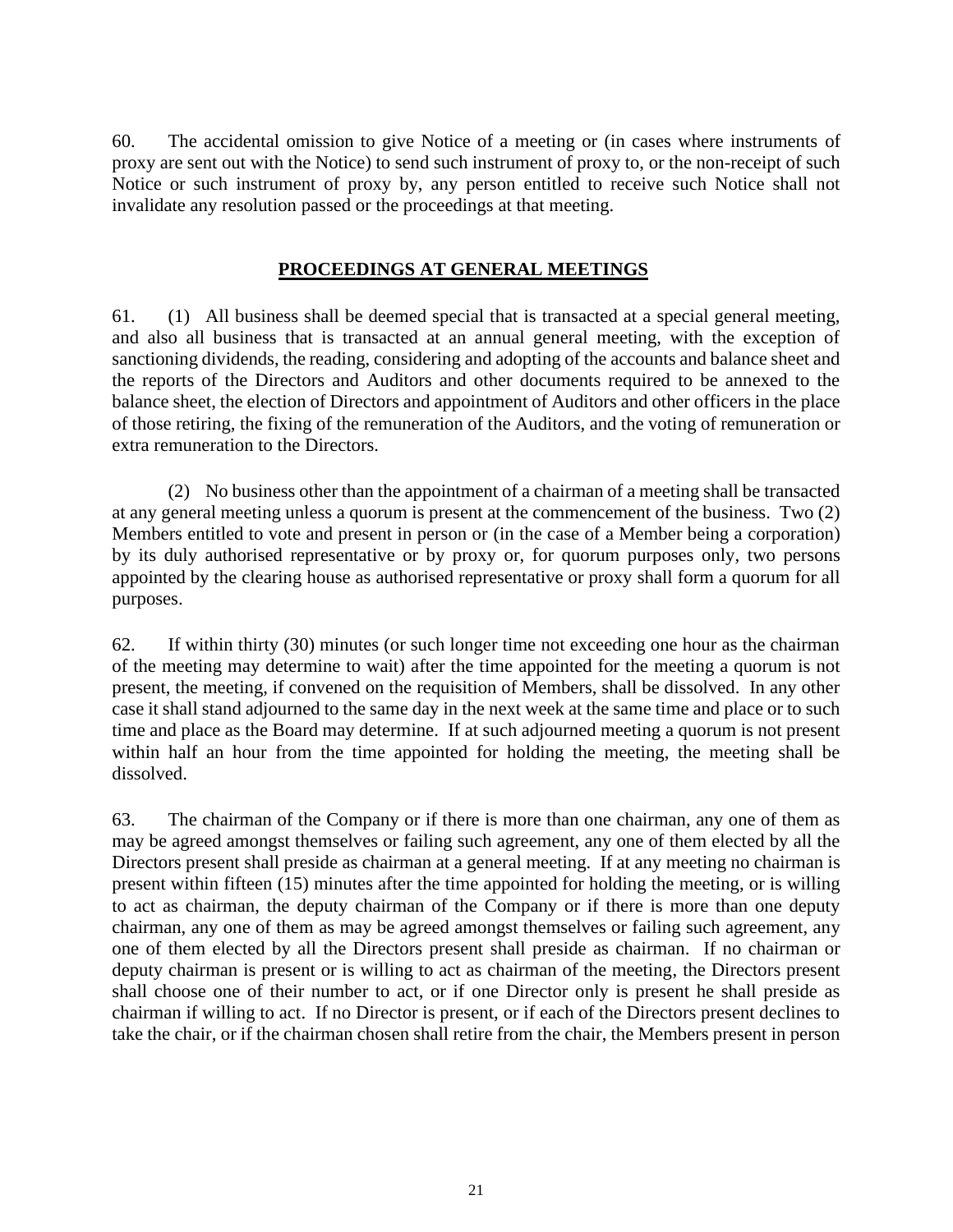60. The accidental omission to give Notice of a meeting or (in cases where instruments of proxy are sent out with the Notice) to send such instrument of proxy to, or the non-receipt of such Notice or such instrument of proxy by, any person entitled to receive such Notice shall not invalidate any resolution passed or the proceedings at that meeting.

## PROCEEDINGS AT GENERAL MEETINGS

61. (1) All business shall be deemed special that is transacted at a special general meeting, and also all business that is transacted at an annual general meeting, with the exception of sanctioning dividends, the reading, considering and adopting of the accounts and balance sheet and the reports of the Directors and Auditors and other documents required to be annexed to the balance sheet, the election of Directors and appointment of Auditors and other officers in the place of those retiring, the fixing of the remuneration of the Auditors, and the voting of remuneration or extra remuneration to the Directors.

(2) No business other than the appointment of a chairman of a meeting shall be transacted at any general meeting unless a quorum is present at the commencement of the business. Two (2) Members entitled to vote and present in person or (in the case of a Member being a corporation) by its duly authorised representative or by proxy or, for quorum purposes only, two persons appointed by the clearing house as authorised representative or proxy shall form a quorum for all purposes.

62. If within thirty (30) minutes (or such longer time not exceeding one hour as the chairman of the meeting may determine to wait) after the time appointed for the meeting a quorum is not present, the meeting, if convened on the requisition of Members, shall be dissolved. In any other case it shall stand adjourned to the same day in the next week at the same time and place or to such time and place as the Board may determine. If at such adjourned meeting a quorum is not present within half an hour from the time appointed for holding the meeting, the meeting shall be dissolved.

63. The chairman of the Company or if there is more than one chairman, any one of them as may be agreed amongst themselves or failing such agreement, any one of them elected by all the Directors present shall preside as chairman at a general meeting. If at any meeting no chairman is present within fifteen (15) minutes after the time appointed for holding the meeting, or is willing to act as chairman, the deputy chairman of the Company or if there is more than one deputy chairman, any one of them as may be agreed amongst themselves or failing such agreement, any one of them elected by all the Directors present shall preside as chairman. If no chairman or deputy chairman is present or is willing to act as chairman of the meeting, the Directors present shall choose one of their number to act, or if one Director only is present he shall preside as chairman if willing to act. If no Director is present, or if each of the Directors present declines to take the chair, or if the chairman chosen shall retire from the chair, the Members present in person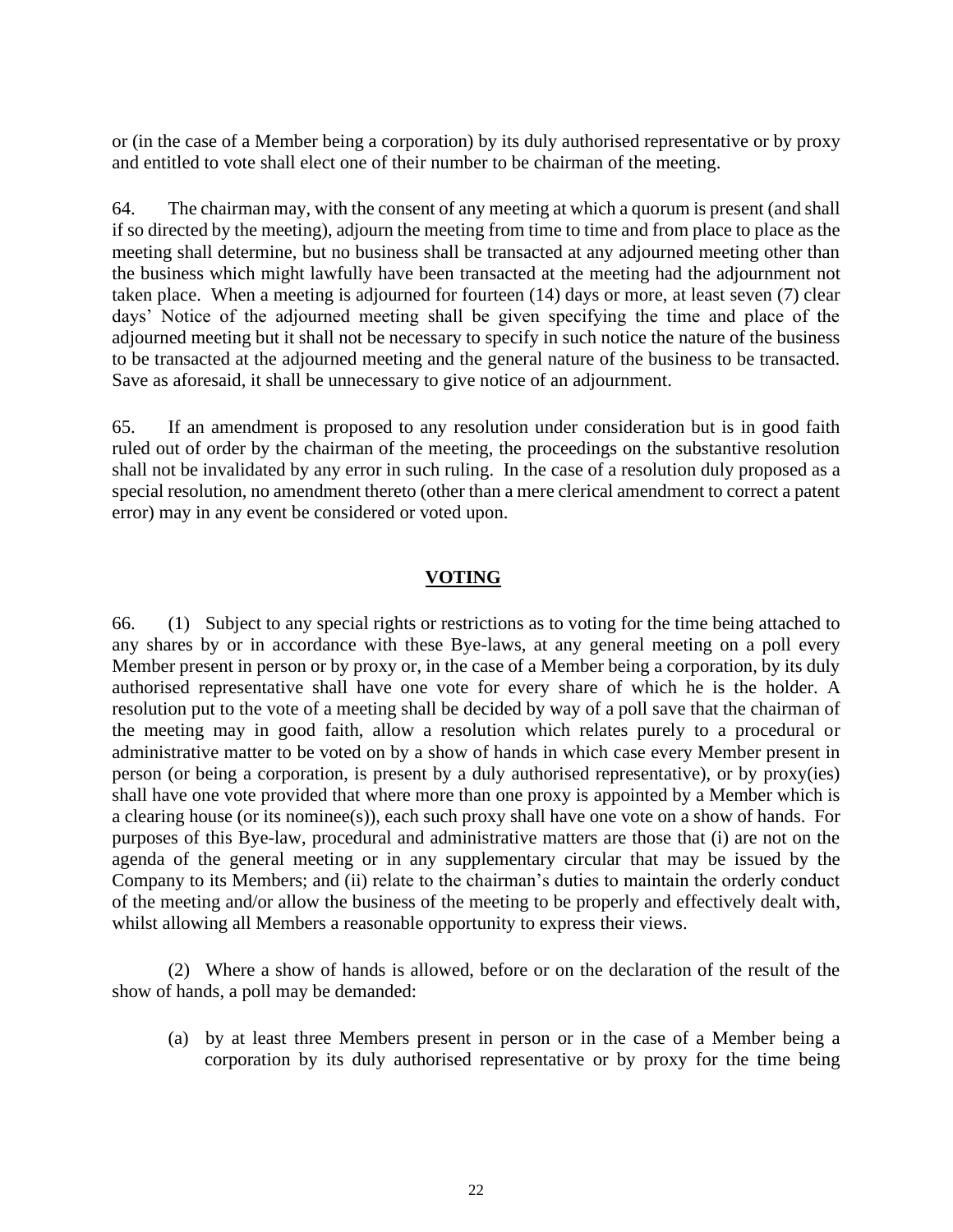or (in the case of a Member being a corporation) by its duly authorised representative or by proxy and entitled to vote shall elect one of their number to be chairman of the meeting.

64. The chairman may, with the consent of any meeting at which a quorum is present (and shall if so directed by the meeting), adjourn the meeting from time to time and from place to place as the meeting shall determine, but no business shall be transacted at any adjourned meeting other than the business which might lawfully have been transacted at the meeting had the adjournment not taken place. When a meeting is adjourned for fourteen (14) days or more, at least seven (7) clear days' Notice of the adjourned meeting shall be given specifying the time and place of the adjourned meeting but it shall not be necessary to specify in such notice the nature of the business to be transacted at the adjourned meeting and the general nature of the business to be transacted. Save as aforesaid, it shall be unnecessary to give notice of an adjournment.

65. If an amendment is proposed to any resolution under consideration but is in good faith ruled out of order by the chairman of the meeting, the proceedings on the substantive resolution shall not be invalidated by any error in such ruling. In the case of a resolution duly proposed as a special resolution, no amendment thereto (other than a mere clerical amendment to correct a patent error) may in any event be considered or voted upon.

## VOTING

66. (1) Subject to any special rights or restrictions as to voting for the time being attached to any shares by or in accordance with these Bye-laws, at any general meeting on a poll every Member present in person or by proxy or, in the case of a Member being a corporation, by its duly authorised representative shall have one vote for every share of which he is the holder. A resolution put to the vote of a meeting shall be decided by way of a poll save that the chairman of the meeting may in good faith, allow a resolution which relates purely to a procedural or administrative matter to be voted on by a show of hands in which case every Member present in person (or being a corporation, is present by a duly authorised representative), or by proxy(ies) shall have one vote provided that where more than one proxy is appointed by a Member which is a clearing house (or its nominee(s)), each such proxy shall have one vote on a show of hands. For purposes of this Bye-law, procedural and administrative matters are those that (i) are not on the agenda of the general meeting or in any supplementary circular that may be issued by the Company to its Members; and (ii) relate to the chairman's duties to maintain the orderly conduct of the meeting and/or allow the business of the meeting to be properly and effectively dealt with, whilst allowing all Members a reasonable opportunity to express their views.

(2) Where a show of hands is allowed, before or on the declaration of the result of the show of hands, a poll may be demanded:

(a) by at least three Members present in person or in the case of a Member being a corporation by its duly authorised representative or by proxy for the time being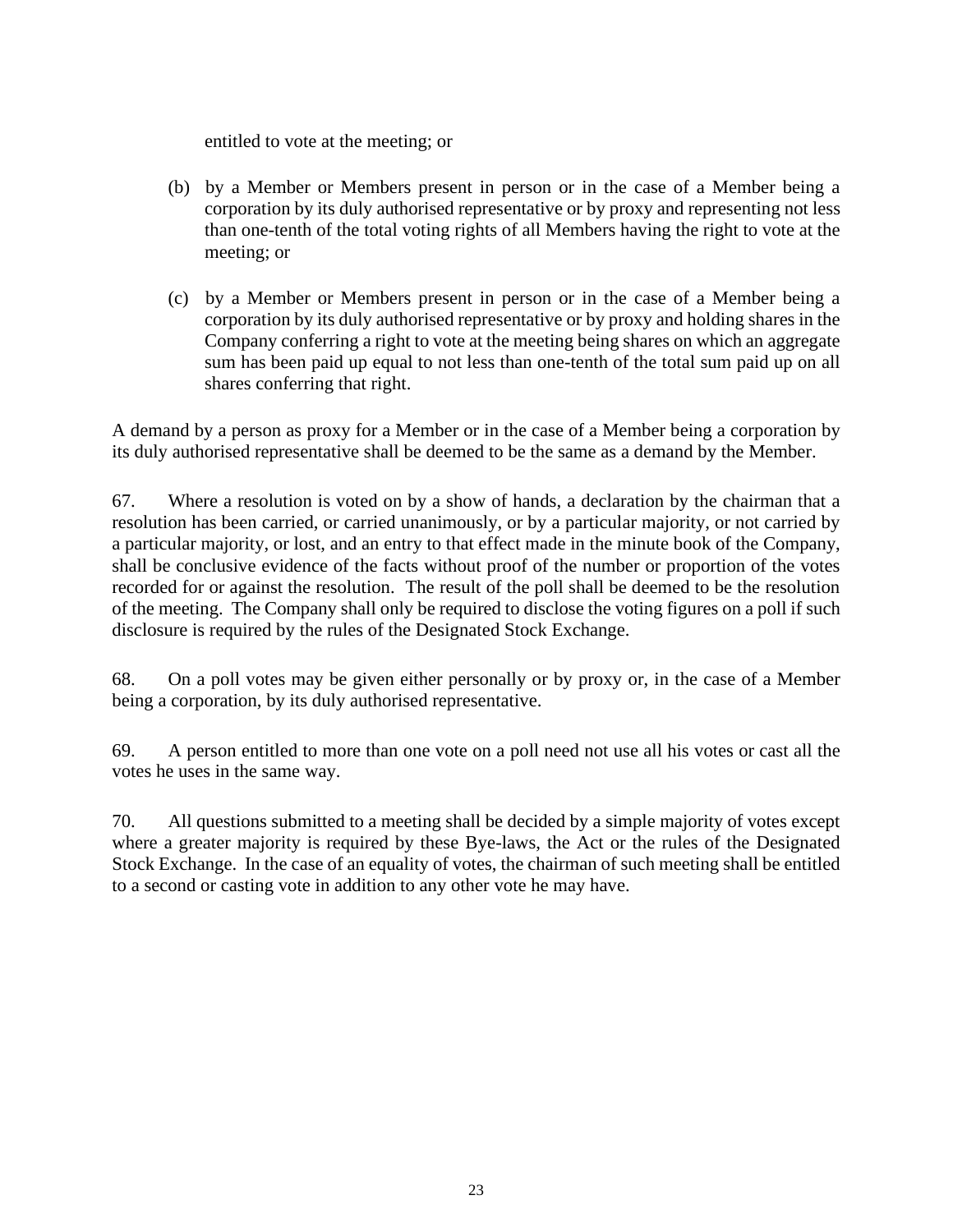entitled to vote at the meeting; or

(b) by a Member or Members present in person or in the case of a Member being a corporation by its duly authorised representative or by proxy and representing not less than one-tenth of the total voting rights of all Members having the right to vote at the meeting; or

(c) by a Member or Members present in person or in the case of a Member being a corporation by its duly authorised representative or by proxy and holding shares in the Company conferring a right to vote at the meeting being shares on which an aggregate sum has been paid up equal to not less than one-tenth of the total sum paid up on all shares conferring that right.

A demand by a person as proxy for a Member or in the case of a Member being a corporation by its duly authorised representative shall be deemed to be the same as a demand by the Member.

67. Where a resolution is voted on by a show of hands, a declaration by the chairman that a resolution has been carried, or carried unanimously, or by a particular majority, or not carried by a particular majority, or lost, and an entry to that effect made in the minute book of the Company, shall be conclusive evidence of the facts without proof of the number or proportion of the votes recorded for or against the resolution. The result of the poll shall be deemed to be the resolution of the meeting. The Company shall only be required to disclose the voting figures on a poll if such disclosure is required by the rules of the Designated Stock Exchange.

68. On a poll votes may be given either personally or by proxy or, in the case of a Member being a corporation, by its duly authorised representative.

69. A person entitled to more than one vote on a poll need not use all his votes or cast all the votes he uses in the same way.

70. All questions submitted to a meeting shall be decided by a simple majority of votes except where a greater majority is required by these Bye-laws, the Act or the rules of the Designated Stock Exchange. In the case of an equality of votes, the chairman of such meeting shall be entitled to a second or casting vote in addition to any other vote he may have.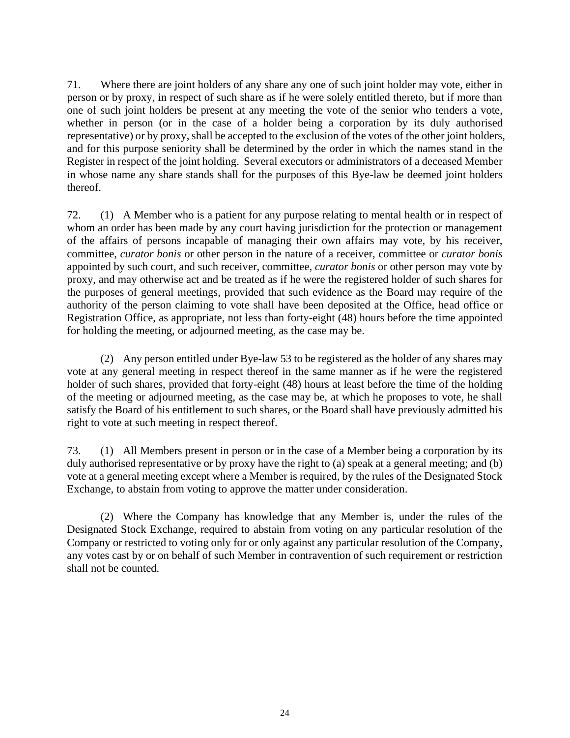71. Where there are joint holders of any share any one of such joint holder may vote, either in person or by proxy, in respect of such share as if he were solely entitled thereto, but if more than one of such joint holders be present at any meeting the vote of the senior who tenders a vote, whether in person (or in the case of a holder being a corporation by its duly authorised representative) or by proxy, shall be accepted to the exclusion of the votes of the other joint holders, and for this purpose seniority shall be determined by the order in which the names stand in the Register in respect of the joint holding. Several executors or administrators of a deceased Member in whose name any share stands shall for the purposes of this Bye-law be deemed joint holders thereof.

72. (1) A Member who is a patient for any purpose relating to mental health or in respect of whom an order has been made by any court having jurisdiction for the protection or management of the affairs of persons incapable of managing their own affairs may vote, by his receiver, committee, *curator bonis* or other person in the nature of a receiver, committee or *curator bonis* appointed by such court, and such receiver, committee, *curator bonis* or other person may vote by proxy, and may otherwise act and be treated as if he were the registered holder of such shares for the purposes of general meetings, provided that such evidence as the Board may require of the authority of the person claiming to vote shall have been deposited at the Office, head office or Registration Office, as appropriate, not less than forty-eight (48) hours before the time appointed for holding the meeting, or adjourned meeting, as the case may be.

(2) Any person entitled under Bye-law 53 to be registered as the holder of any shares may vote at any general meeting in respect thereof in the same manner as if he were the registered holder of such shares, provided that forty-eight (48) hours at least before the time of the holding of the meeting or adjourned meeting, as the case may be, at which he proposes to vote, he shall satisfy the Board of his entitlement to such shares, or the Board shall have previously admitted his right to vote at such meeting in respect thereof.

73. (1) All Members present in person or in the case of a Member being a corporation by its duly authorised representative or by proxy have the right to (a) speak at a general meeting; and (b) vote at a general meeting except where a Member is required, by the rules of the Designated Stock Exchange, to abstain from voting to approve the matter under consideration.

(2) Where the Company has knowledge that any Member is, under the rules of the Designated Stock Exchange, required to abstain from voting on any particular resolution of the Company or restricted to voting only for or only against any particular resolution of the Company, any votes cast by or on behalf of such Member in contravention of such requirement or restriction shall not be counted.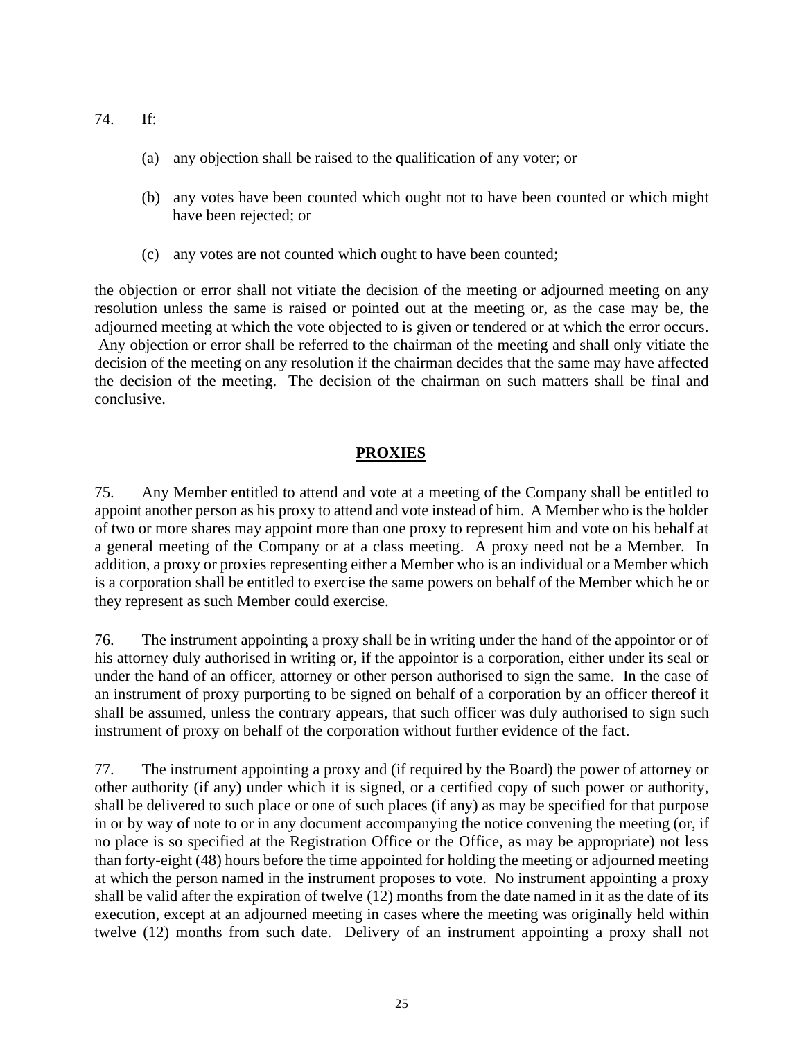74. If:

(a) any objection shall be raised to the qualification of any voter; or

(b) any votes have been counted which ought not to have been counted or which might have been rejected; or

(c) any votes are not counted which ought to have been counted;

the objection or error shall not vitiate the decision of the meeting or adjourned meeting on any resolution unless the same is raised or pointed out at the meeting or, as the case may be, the adjourned meeting at which the vote objected to is given or tendered or at which the error occurs. Any objection or error shall be referred to the chairman of the meeting and shall only vitiate the decision of the meeting on any resolution if the chairman decides that the same may have affected the decision of the meeting. The decision of the chairman on such matters shall be final and conclusive.

## PROXIES

75. Any Member entitled to attend and vote at a meeting of the Company shall be entitled to appoint another person as his proxy to attend and vote instead of him. A Member who is the holder of two or more shares may appoint more than one proxy to represent him and vote on his behalf at a general meeting of the Company or at a class meeting. A proxy need not be a Member. In addition, a proxy or proxies representing either a Member who is an individual or a Member which is a corporation shall be entitled to exercise the same powers on behalf of the Member which he or they represent as such Member could exercise.

76. The instrument appointing a proxy shall be in writing under the hand of the appointor or of his attorney duly authorised in writing or, if the appointor is a corporation, either under its seal or under the hand of an officer, attorney or other person authorised to sign the same. In the case of an instrument of proxy purporting to be signed on behalf of a corporation by an officer thereof it shall be assumed, unless the contrary appears, that such officer was duly authorised to sign such instrument of proxy on behalf of the corporation without further evidence of the fact.

77. The instrument appointing a proxy and (if required by the Board) the power of attorney or other authority (if any) under which it is signed, or a certified copy of such power or authority, shall be delivered to such place or one of such places (if any) as may be specified for that purpose in or by way of note to or in any document accompanying the notice convening the meeting (or, if no place is so specified at the Registration Office or the Office, as may be appropriate) not less than forty-eight (48) hours before the time appointed for holding the meeting or adjourned meeting at which the person named in the instrument proposes to vote. No instrument appointing a proxy shall be valid after the expiration of twelve (12) months from the date named in it as the date of its execution, except at an adjourned meeting in cases where the meeting was originally held within twelve (12) months from such date. Delivery of an instrument appointing a proxy shall not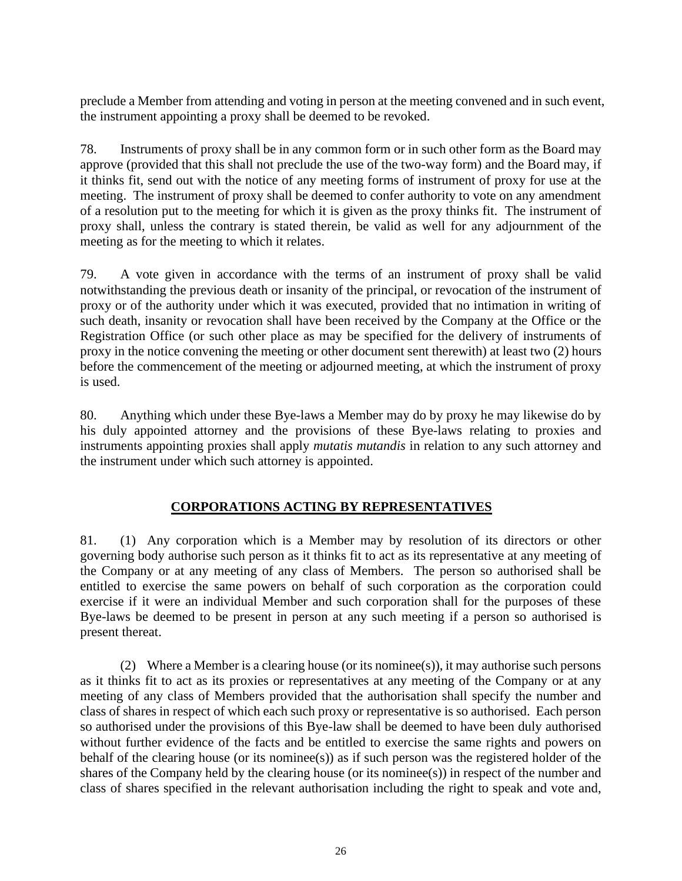preclude a Member from attending and voting in person at the meeting convened and in such event, the instrument appointing a proxy shall be deemed to be revoked.

78. Instruments of proxy shall be in any common form or in such other form as the Board may approve (provided that this shall not preclude the use of the two-way form) and the Board may, if it thinks fit, send out with the notice of any meeting forms of instrument of proxy for use at the meeting. The instrument of proxy shall be deemed to confer authority to vote on any amendment of a resolution put to the meeting for which it is given as the proxy thinks fit. The instrument of proxy shall, unless the contrary is stated therein, be valid as well for any adjournment of the meeting as for the meeting to which it relates.

79. A vote given in accordance with the terms of an instrument of proxy shall be valid notwithstanding the previous death or insanity of the principal, or revocation of the instrument of proxy or of the authority under which it was executed, provided that no intimation in writing of such death, insanity or revocation shall have been received by the Company at the Office or the Registration Office (or such other place as may be specified for the delivery of instruments of proxy in the notice convening the meeting or other document sent therewith) at least two (2) hours before the commencement of the meeting or adjourned meeting, at which the instrument of proxy is used.

80. Anything which under these Bye-laws a Member may do by proxy he may likewise do by his duly appointed attorney and the provisions of these Bye-laws relating to proxies and instruments appointing proxies shall apply *mutatis mutandis* in relation to any such attorney and the instrument under which such attorney is appointed.

## CORPORATIONS ACTING BY REPRESENTATIVES

81. (1) Any corporation which is a Member may by resolution of its directors or other governing body authorise such person as it thinks fit to act as its representative at any meeting of the Company or at any meeting of any class of Members. The person so authorised shall be entitled to exercise the same powers on behalf of such corporation as the corporation could exercise if it were an individual Member and such corporation shall for the purposes of these Bye-laws be deemed to be present in person at any such meeting if a person so authorised is present thereat.

(2) Where a Member is a clearing house (or its nominee(s)), it may authorise such persons as it thinks fit to act as its proxies or representatives at any meeting of the Company or at any meeting of any class of Members provided that the authorisation shall specify the number and class of shares in respect of which each such proxy or representative is so authorised. Each person so authorised under the provisions of this Bye-law shall be deemed to have been duly authorised without further evidence of the facts and be entitled to exercise the same rights and powers on behalf of the clearing house (or its nominee(s)) as if such person was the registered holder of the shares of the Company held by the clearing house (or its nominee(s)) in respect of the number and class of shares specified in the relevant authorisation including the right to speak and vote and,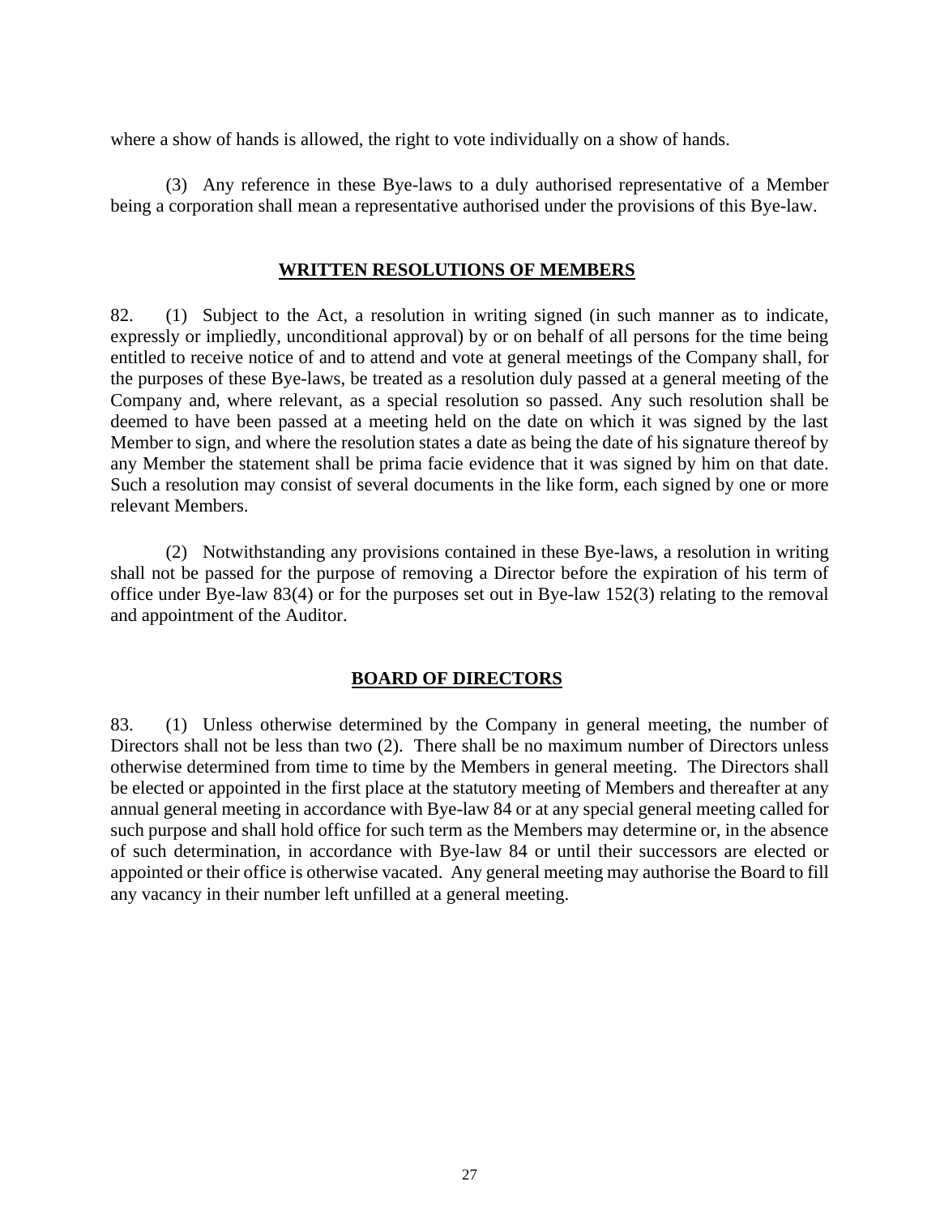where a show of hands is allowed, the right to vote individually on a show of hands.

(3) Any reference in these Bye-laws to a duly authorised representative of a Member being a corporation shall mean a representative authorised under the provisions of this Bye-law.

## WRITTEN RESOLUTIONS OF MEMBERS

82. (1) Subject to the Act, a resolution in writing signed (in such manner as to indicate, expressly or impliedly, unconditional approval) by or on behalf of all persons for the time being entitled to receive notice of and to attend and vote at general meetings of the Company shall, for the purposes of these Bye-laws, be treated as a resolution duly passed at a general meeting of the Company and, where relevant, as a special resolution so passed. Any such resolution shall be deemed to have been passed at a meeting held on the date on which it was signed by the last Member to sign, and where the resolution states a date as being the date of his signature thereof by any Member the statement shall be prima facie evidence that it was signed by him on that date. Such a resolution may consist of several documents in the like form, each signed by one or more relevant Members.

(2) Notwithstanding any provisions contained in these Bye-laws, a resolution in writing shall not be passed for the purpose of removing a Director before the expiration of his term of office under Bye-law 83(4) or for the purposes set out in Bye-law 152(3) relating to the removal and appointment of the Auditor.

## BOARD OF DIRECTORS

83. (1) Unless otherwise determined by the Company in general meeting, the number of Directors shall not be less than two (2). There shall be no maximum number of Directors unless otherwise determined from time to time by the Members in general meeting. The Directors shall be elected or appointed in the first place at the statutory meeting of Members and thereafter at any annual general meeting in accordance with Bye-law 84 or at any special general meeting called for such purpose and shall hold office for such term as the Members may determine or, in the absence of such determination, in accordance with Bye-law 84 or until their successors are elected or appointed or their office is otherwise vacated. Any general meeting may authorise the Board to fill any vacancy in their number left unfilled at a general meeting.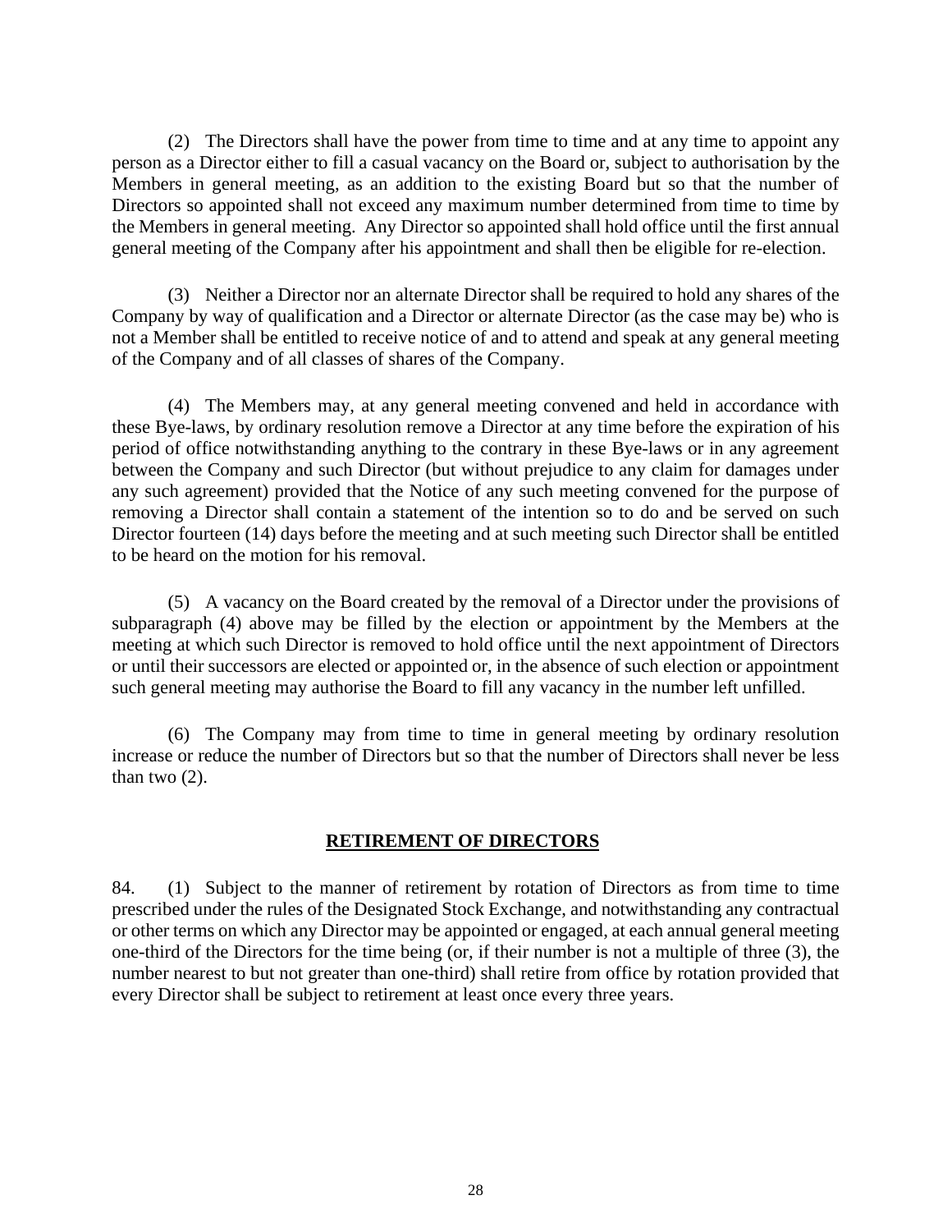(2) The Directors shall have the power from time to time and at any time to appoint any person as a Director either to fill a casual vacancy on the Board or, subject to authorisation by the Members in general meeting, as an addition to the existing Board but so that the number of Directors so appointed shall not exceed any maximum number determined from time to time by the Members in general meeting. Any Director so appointed shall hold office until the first annual general meeting of the Company after his appointment and shall then be eligible for re-election.

(3) Neither a Director nor an alternate Director shall be required to hold any shares of the Company by way of qualification and a Director or alternate Director (as the case may be) who is not a Member shall be entitled to receive notice of and to attend and speak at any general meeting of the Company and of all classes of shares of the Company.

(4) The Members may, at any general meeting convened and held in accordance with these Bye-laws, by ordinary resolution remove a Director at any time before the expiration of his period of office notwithstanding anything to the contrary in these Bye-laws or in any agreement between the Company and such Director (but without prejudice to any claim for damages under any such agreement) provided that the Notice of any such meeting convened for the purpose of removing a Director shall contain a statement of the intention so to do and be served on such Director fourteen (14) days before the meeting and at such meeting such Director shall be entitled to be heard on the motion for his removal.

(5) A vacancy on the Board created by the removal of a Director under the provisions of subparagraph (4) above may be filled by the election or appointment by the Members at the meeting at which such Director is removed to hold office until the next appointment of Directors or until their successors are elected or appointed or, in the absence of such election or appointment such general meeting may authorise the Board to fill any vacancy in the number left unfilled.

(6) The Company may from time to time in general meeting by ordinary resolution increase or reduce the number of Directors but so that the number of Directors shall never be less than two (2).

## RETIREMENT OF DIRECTORS

84. (1) Subject to the manner of retirement by rotation of Directors as from time to time prescribed under the rules of the Designated Stock Exchange, and notwithstanding any contractual or other terms on which any Director may be appointed or engaged, at each annual general meeting one-third of the Directors for the time being (or, if their number is not a multiple of three (3), the number nearest to but not greater than one-third) shall retire from office by rotation provided that every Director shall be subject to retirement at least once every three years.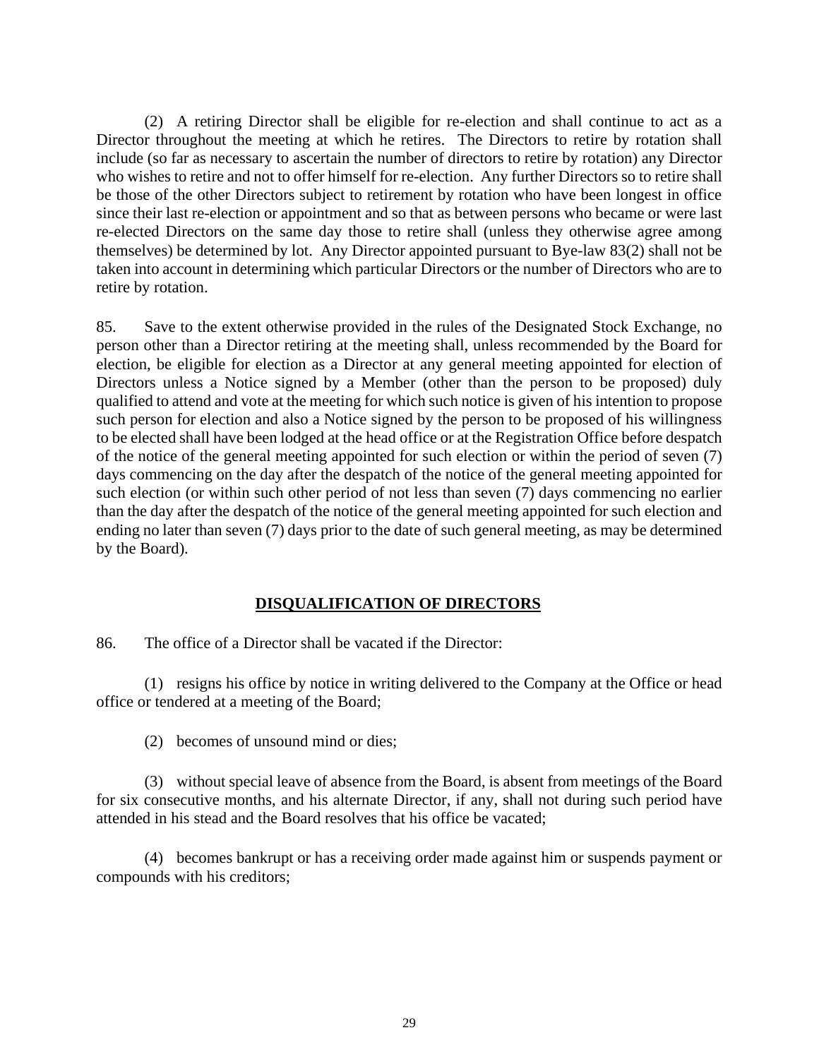(2) A retiring Director shall be eligible for re-election and shall continue to act as a Director throughout the meeting at which he retires. The Directors to retire by rotation shall include (so far as necessary to ascertain the number of directors to retire by rotation) any Director who wishes to retire and not to offer himself for re-election. Any further Directors so to retire shall be those of the other Directors subject to retirement by rotation who have been longest in office since their last re-election or appointment and so that as between persons who became or were last re-elected Directors on the same day those to retire shall (unless they otherwise agree among themselves) be determined by lot. Any Director appointed pursuant to Bye-law 83(2) shall not be taken into account in determining which particular Directors or the number of Directors who are to retire by rotation.

85. Save to the extent otherwise provided in the rules of the Designated Stock Exchange, no person other than a Director retiring at the meeting shall, unless recommended by the Board for election, be eligible for election as a Director at any general meeting appointed for election of Directors unless a Notice signed by a Member (other than the person to be proposed) duly qualified to attend and vote at the meeting for which such notice is given of his intention to propose such person for election and also a Notice signed by the person to be proposed of his willingness to be elected shall have been lodged at the head office or at the Registration Office before despatch of the notice of the general meeting appointed for such election or within the period of seven (7) days commencing on the day after the despatch of the notice of the general meeting appointed for such election (or within such other period of not less than seven (7) days commencing no earlier than the day after the despatch of the notice of the general meeting appointed for such election and ending no later than seven (7) days prior to the date of such general meeting, as may be determined by the Board).

## DISQUALIFICATION OF DIRECTORS

86. The office of a Director shall be vacated if the Director:

(1) resigns his office by notice in writing delivered to the Company at the Office or head office or tendered at a meeting of the Board;

(2) becomes of unsound mind or dies;

(3) without special leave of absence from the Board, is absent from meetings of the Board for six consecutive months, and his alternate Director, if any, shall not during such period have attended in his stead and the Board resolves that his office be vacated;

(4) becomes bankrupt or has a receiving order made against him or suspends payment or compounds with his creditors;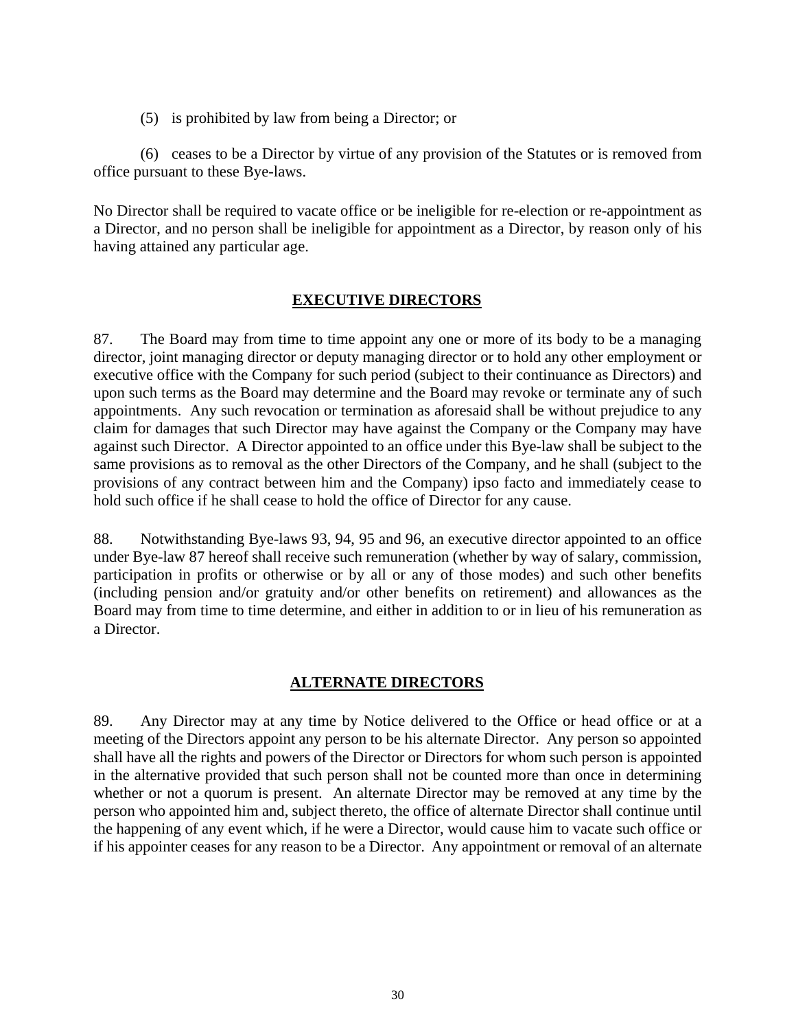(5) is prohibited by law from being a Director; or

(6) ceases to be a Director by virtue of any provision of the Statutes or is removed from office pursuant to these Bye-laws.

No Director shall be required to vacate office or be ineligible for re-election or re-appointment as a Director, and no person shall be ineligible for appointment as a Director, by reason only of his having attained any particular age.

## EXECUTIVE DIRECTORS

87. The Board may from time to time appoint any one or more of its body to be a managing director, joint managing director or deputy managing director or to hold any other employment or executive office with the Company for such period (subject to their continuance as Directors) and upon such terms as the Board may determine and the Board may revoke or terminate any of such appointments. Any such revocation or termination as aforesaid shall be without prejudice to any claim for damages that such Director may have against the Company or the Company may have against such Director. A Director appointed to an office under this Bye-law shall be subject to the same provisions as to removal as the other Directors of the Company, and he shall (subject to the provisions of any contract between him and the Company) ipso facto and immediately cease to hold such office if he shall cease to hold the office of Director for any cause.

88. Notwithstanding Bye-laws 93, 94, 95 and 96, an executive director appointed to an office under Bye-law 87 hereof shall receive such remuneration (whether by way of salary, commission, participation in profits or otherwise or by all or any of those modes) and such other benefits (including pension and/or gratuity and/or other benefits on retirement) and allowances as the Board may from time to time determine, and either in addition to or in lieu of his remuneration as a Director.

## ALTERNATE DIRECTORS

89. Any Director may at any time by Notice delivered to the Office or head office or at a meeting of the Directors appoint any person to be his alternate Director. Any person so appointed shall have all the rights and powers of the Director or Directors for whom such person is appointed in the alternative provided that such person shall not be counted more than once in determining whether or not a quorum is present. An alternate Director may be removed at any time by the person who appointed him and, subject thereto, the office of alternate Director shall continue until the happening of any event which, if he were a Director, would cause him to vacate such office or if his appointer ceases for any reason to be a Director. Any appointment or removal of an alternate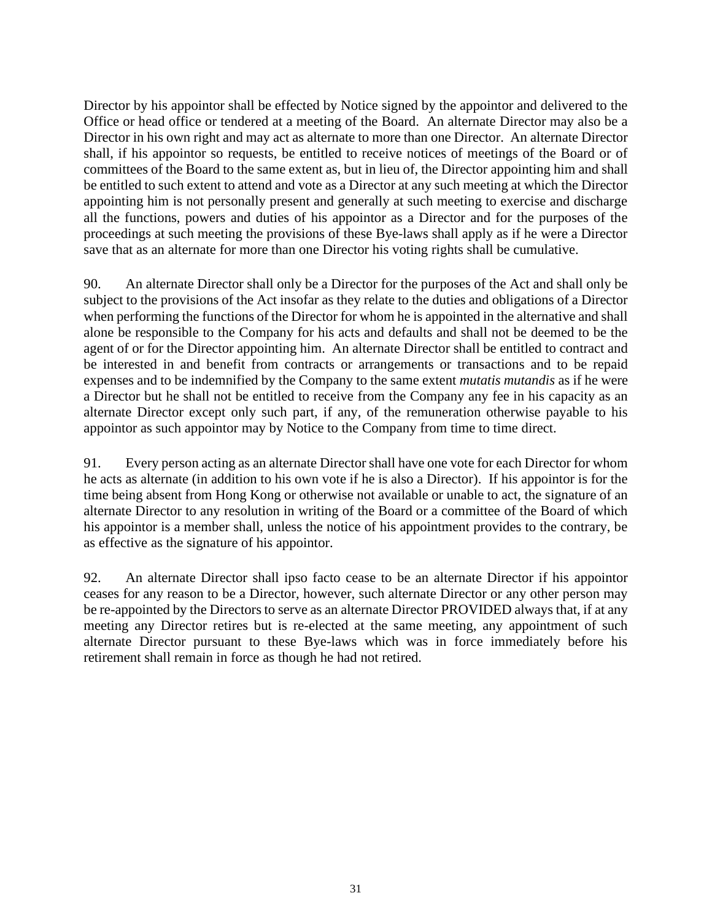Director by his appointor shall be effected by Notice signed by the appointor and delivered to the Office or head office or tendered at a meeting of the Board. An alternate Director may also be a Director in his own right and may act as alternate to more than one Director. An alternate Director shall, if his appointor so requests, be entitled to receive notices of meetings of the Board or of committees of the Board to the same extent as, but in lieu of, the Director appointing him and shall be entitled to such extent to attend and vote as a Director at any such meeting at which the Director appointing him is not personally present and generally at such meeting to exercise and discharge all the functions, powers and duties of his appointor as a Director and for the purposes of the proceedings at such meeting the provisions of these Bye-laws shall apply as if he were a Director save that as an alternate for more than one Director his voting rights shall be cumulative.

90. An alternate Director shall only be a Director for the purposes of the Act and shall only be subject to the provisions of the Act insofar as they relate to the duties and obligations of a Director when performing the functions of the Director for whom he is appointed in the alternative and shall alone be responsible to the Company for his acts and defaults and shall not be deemed to be the agent of or for the Director appointing him. An alternate Director shall be entitled to contract and be interested in and benefit from contracts or arrangements or transactions and to be repaid expenses and to be indemnified by the Company to the same extent *mutatis mutandis* as if he were a Director but he shall not be entitled to receive from the Company any fee in his capacity as an alternate Director except only such part, if any, of the remuneration otherwise payable to his appointor as such appointor may by Notice to the Company from time to time direct.

91. Every person acting as an alternate Director shall have one vote for each Director for whom he acts as alternate (in addition to his own vote if he is also a Director). If his appointor is for the time being absent from Hong Kong or otherwise not available or unable to act, the signature of an alternate Director to any resolution in writing of the Board or a committee of the Board of which his appointor is a member shall, unless the notice of his appointment provides to the contrary, be as effective as the signature of his appointor.

92. An alternate Director shall ipso facto cease to be an alternate Director if his appointor ceases for any reason to be a Director, however, such alternate Director or any other person may be re-appointed by the Directors to serve as an alternate Director PROVIDED always that, if at any meeting any Director retires but is re-elected at the same meeting, any appointment of such alternate Director pursuant to these Bye-laws which was in force immediately before his retirement shall remain in force as though he had not retired.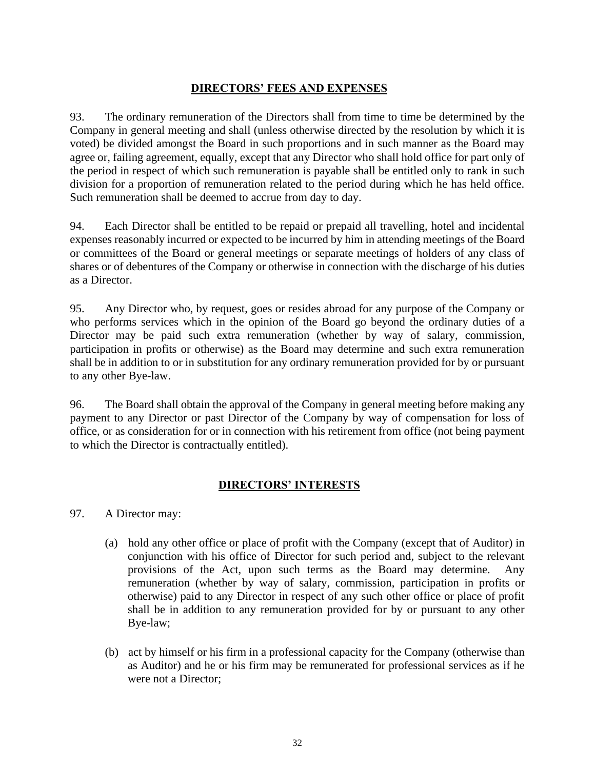## DIRECTORS' FEES AND EXPENSES

93. The ordinary remuneration of the Directors shall from time to time be determined by the Company in general meeting and shall (unless otherwise directed by the resolution by which it is voted) be divided amongst the Board in such proportions and in such manner as the Board may agree or, failing agreement, equally, except that any Director who shall hold office for part only of the period in respect of which such remuneration is payable shall be entitled only to rank in such division for a proportion of remuneration related to the period during which he has held office. Such remuneration shall be deemed to accrue from day to day.

94. Each Director shall be entitled to be repaid or prepaid all travelling, hotel and incidental expenses reasonably incurred or expected to be incurred by him in attending meetings of the Board or committees of the Board or general meetings or separate meetings of holders of any class of shares or of debentures of the Company or otherwise in connection with the discharge of his duties as a Director.

95. Any Director who, by request, goes or resides abroad for any purpose of the Company or who performs services which in the opinion of the Board go beyond the ordinary duties of a Director may be paid such extra remuneration (whether by way of salary, commission, participation in profits or otherwise) as the Board may determine and such extra remuneration shall be in addition to or in substitution for any ordinary remuneration provided for by or pursuant to any other Bye-law.

96. The Board shall obtain the approval of the Company in general meeting before making any payment to any Director or past Director of the Company by way of compensation for loss of office, or as consideration for or in connection with his retirement from office (not being payment to which the Director is contractually entitled).

## DIRECTORS' INTERESTS

97. A Director may:

(a) hold any other office or place of profit with the Company (except that of Auditor) in conjunction with his office of Director for such period and, subject to the relevant provisions of the Act, upon such terms as the Board may determine. Any remuneration (whether by way of salary, commission, participation in profits or otherwise) paid to any Director in respect of any such other office or place of profit shall be in addition to any remuneration provided for by or pursuant to any other Bye-law;

(b) act by himself or his firm in a professional capacity for the Company (otherwise than as Auditor) and he or his firm may be remunerated for professional services as if he were not a Director;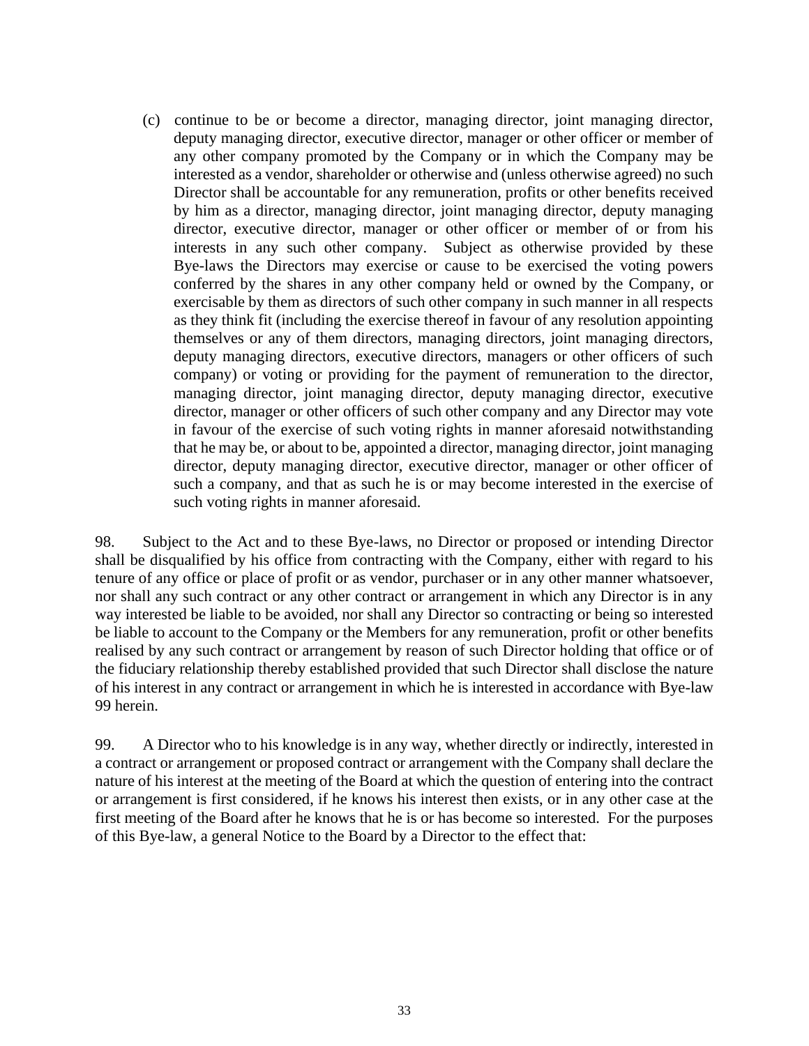(c) continue to be or become a director, managing director, joint managing director, deputy managing director, executive director, manager or other officer or member of any other company promoted by the Company or in which the Company may be interested as a vendor, shareholder or otherwise and (unless otherwise agreed) no such Director shall be accountable for any remuneration, profits or other benefits received by him as a director, managing director, joint managing director, deputy managing director, executive director, manager or other officer or member of or from his interests in any such other company. Subject as otherwise provided by these Bye-laws the Directors may exercise or cause to be exercised the voting powers conferred by the shares in any other company held or owned by the Company, or exercisable by them as directors of such other company in such manner in all respects as they think fit (including the exercise thereof in favour of any resolution appointing themselves or any of them directors, managing directors, joint managing directors, deputy managing directors, executive directors, managers or other officers of such company) or voting or providing for the payment of remuneration to the director, managing director, joint managing director, deputy managing director, executive director, manager or other officers of such other company and any Director may vote in favour of the exercise of such voting rights in manner aforesaid notwithstanding that he may be, or about to be, appointed a director, managing director, joint managing director, deputy managing director, executive director, manager or other officer of such a company, and that as such he is or may become interested in the exercise of such voting rights in manner aforesaid.

98. Subject to the Act and to these Bye-laws, no Director or proposed or intending Director shall be disqualified by his office from contracting with the Company, either with regard to his tenure of any office or place of profit or as vendor, purchaser or in any other manner whatsoever, nor shall any such contract or any other contract or arrangement in which any Director is in any way interested be liable to be avoided, nor shall any Director so contracting or being so interested be liable to account to the Company or the Members for any remuneration, profit or other benefits realised by any such contract or arrangement by reason of such Director holding that office or of the fiduciary relationship thereby established provided that such Director shall disclose the nature of his interest in any contract or arrangement in which he is interested in accordance with Bye-law 99 herein.

99. A Director who to his knowledge is in any way, whether directly or indirectly, interested in a contract or arrangement or proposed contract or arrangement with the Company shall declare the nature of his interest at the meeting of the Board at which the question of entering into the contract or arrangement is first considered, if he knows his interest then exists, or in any other case at the first meeting of the Board after he knows that he is or has become so interested. For the purposes of this Bye-law, a general Notice to the Board by a Director to the effect that: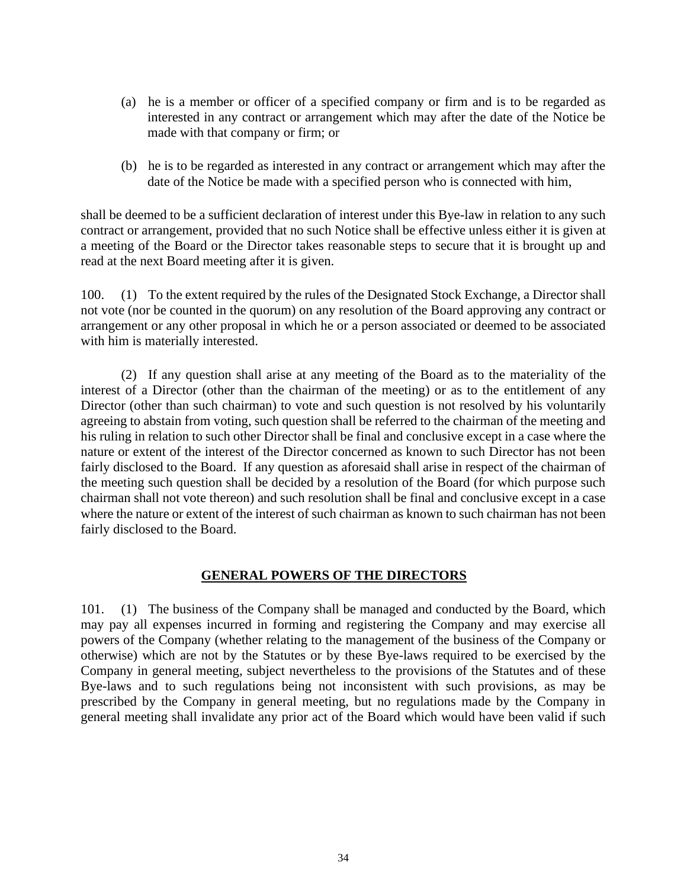(a) he is a member or officer of a specified company or firm and is to be regarded as interested in any contract or arrangement which may after the date of the Notice be made with that company or firm; or

(b) he is to be regarded as interested in any contract or arrangement which may after the date of the Notice be made with a specified person who is connected with him,

shall be deemed to be a sufficient declaration of interest under this Bye-law in relation to any such contract or arrangement, provided that no such Notice shall be effective unless either it is given at a meeting of the Board or the Director takes reasonable steps to secure that it is brought up and read at the next Board meeting after it is given.

100. (1) To the extent required by the rules of the Designated Stock Exchange, a Director shall not vote (nor be counted in the quorum) on any resolution of the Board approving any contract or arrangement or any other proposal in which he or a person associated or deemed to be associated with him is materially interested.

(2) If any question shall arise at any meeting of the Board as to the materiality of the interest of a Director (other than the chairman of the meeting) or as to the entitlement of any Director (other than such chairman) to vote and such question is not resolved by his voluntarily agreeing to abstain from voting, such question shall be referred to the chairman of the meeting and his ruling in relation to such other Director shall be final and conclusive except in a case where the nature or extent of the interest of the Director concerned as known to such Director has not been fairly disclosed to the Board. If any question as aforesaid shall arise in respect of the chairman of the meeting such question shall be decided by a resolution of the Board (for which purpose such chairman shall not vote thereon) and such resolution shall be final and conclusive except in a case where the nature or extent of the interest of such chairman as known to such chairman has not been fairly disclosed to the Board.

## GENERAL POWERS OF THE DIRECTORS

101. (1) The business of the Company shall be managed and conducted by the Board, which may pay all expenses incurred in forming and registering the Company and may exercise all powers of the Company (whether relating to the management of the business of the Company or otherwise) which are not by the Statutes or by these Bye-laws required to be exercised by the Company in general meeting, subject nevertheless to the provisions of the Statutes and of these Bye-laws and to such regulations being not inconsistent with such provisions, as may be prescribed by the Company in general meeting, but no regulations made by the Company in general meeting shall invalidate any prior act of the Board which would have been valid if such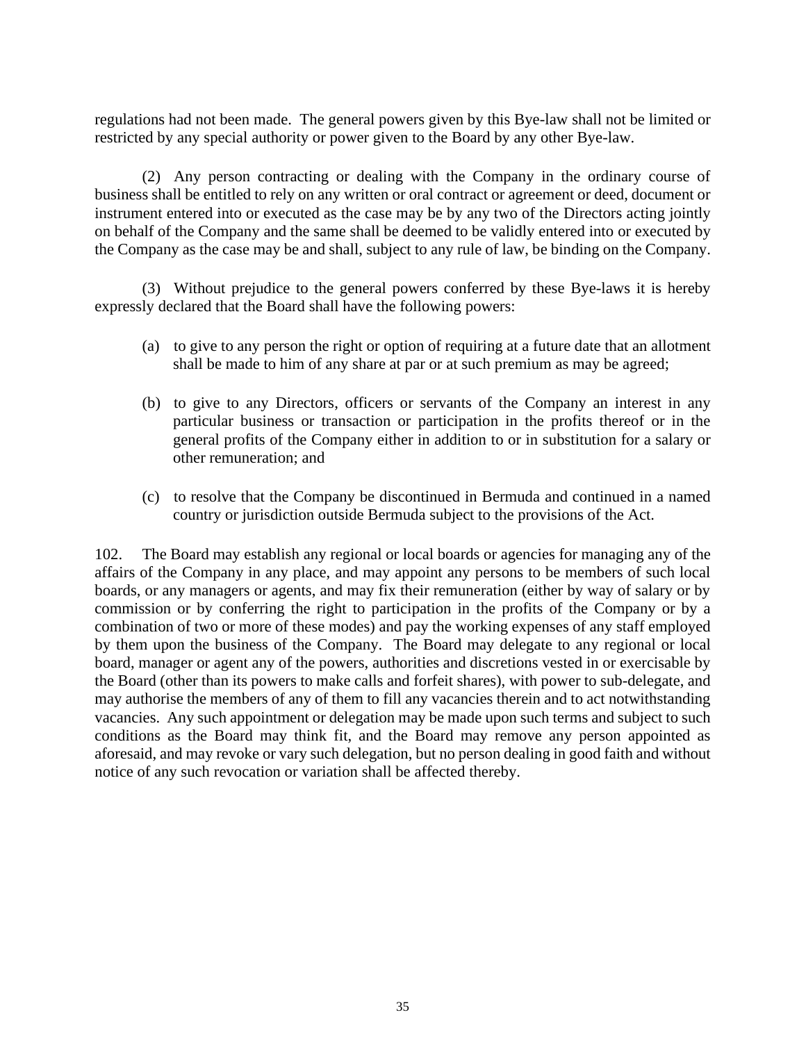regulations had not been made. The general powers given by this Bye-law shall not be limited or restricted by any special authority or power given to the Board by any other Bye-law.

(2) Any person contracting or dealing with the Company in the ordinary course of business shall be entitled to rely on any written or oral contract or agreement or deed, document or instrument entered into or executed as the case may be by any two of the Directors acting jointly on behalf of the Company and the same shall be deemed to be validly entered into or executed by the Company as the case may be and shall, subject to any rule of law, be binding on the Company.

(3) Without prejudice to the general powers conferred by these Bye-laws it is hereby expressly declared that the Board shall have the following powers:

(a) to give to any person the right or option of requiring at a future date that an allotment shall be made to him of any share at par or at such premium as may be agreed;

(b) to give to any Directors, officers or servants of the Company an interest in any particular business or transaction or participation in the profits thereof or in the general profits of the Company either in addition to or in substitution for a salary or other remuneration; and

(c) to resolve that the Company be discontinued in Bermuda and continued in a named country or jurisdiction outside Bermuda subject to the provisions of the Act.

102. The Board may establish any regional or local boards or agencies for managing any of the affairs of the Company in any place, and may appoint any persons to be members of such local boards, or any managers or agents, and may fix their remuneration (either by way of salary or by commission or by conferring the right to participation in the profits of the Company or by a combination of two or more of these modes) and pay the working expenses of any staff employed by them upon the business of the Company. The Board may delegate to any regional or local board, manager or agent any of the powers, authorities and discretions vested in or exercisable by the Board (other than its powers to make calls and forfeit shares), with power to sub-delegate, and may authorise the members of any of them to fill any vacancies therein and to act notwithstanding vacancies. Any such appointment or delegation may be made upon such terms and subject to such conditions as the Board may think fit, and the Board may remove any person appointed as aforesaid, and may revoke or vary such delegation, but no person dealing in good faith and without notice of any such revocation or variation shall be affected thereby.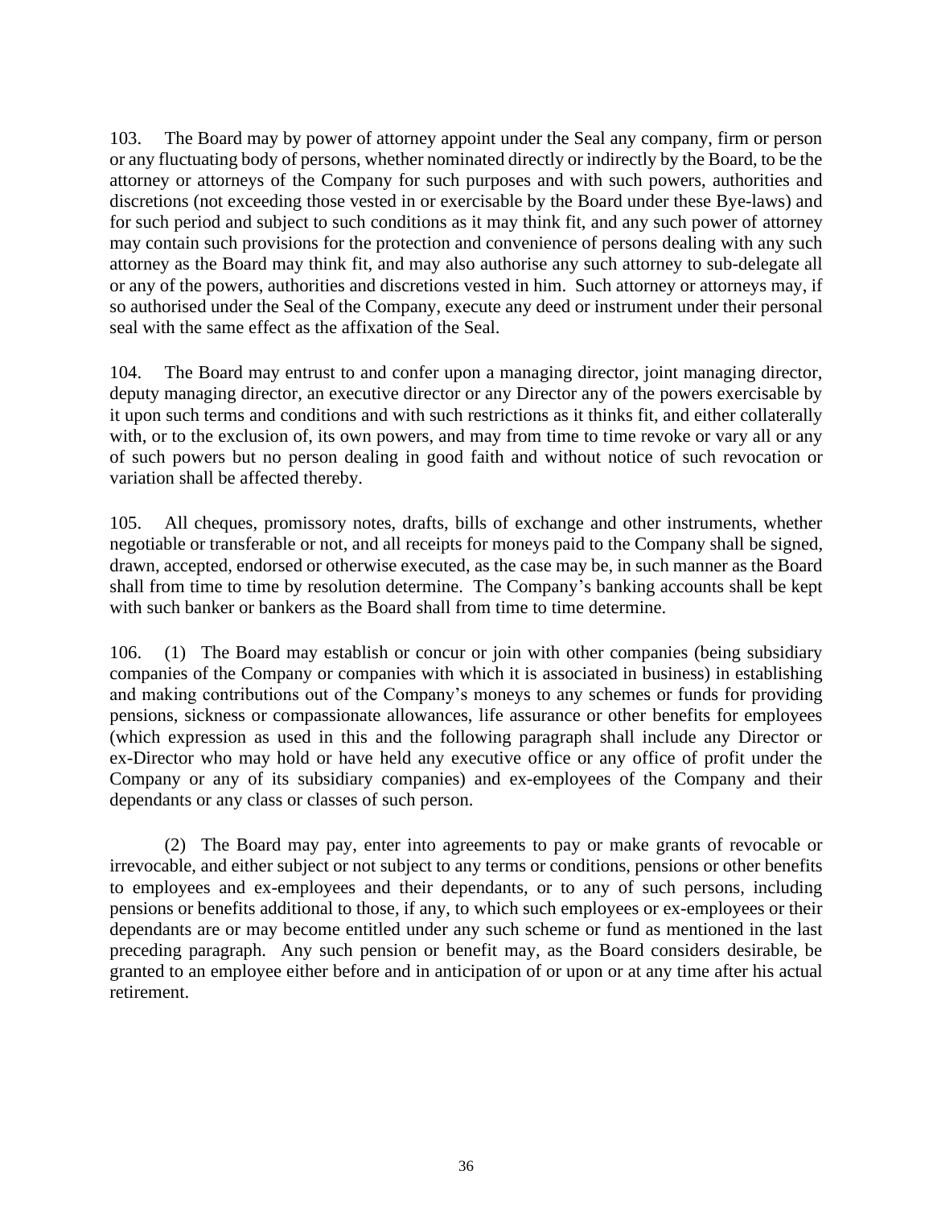103. The Board may by power of attorney appoint under the Seal any company, firm or person or any fluctuating body of persons, whether nominated directly or indirectly by the Board, to be the attorney or attorneys of the Company for such purposes and with such powers, authorities and discretions (not exceeding those vested in or exercisable by the Board under these Bye-laws) and for such period and subject to such conditions as it may think fit, and any such power of attorney may contain such provisions for the protection and convenience of persons dealing with any such attorney as the Board may think fit, and may also authorise any such attorney to sub-delegate all or any of the powers, authorities and discretions vested in him. Such attorney or attorneys may, if so authorised under the Seal of the Company, execute any deed or instrument under their personal seal with the same effect as the affixation of the Seal.

104. The Board may entrust to and confer upon a managing director, joint managing director, deputy managing director, an executive director or any Director any of the powers exercisable by it upon such terms and conditions and with such restrictions as it thinks fit, and either collaterally with, or to the exclusion of, its own powers, and may from time to time revoke or vary all or any of such powers but no person dealing in good faith and without notice of such revocation or variation shall be affected thereby.

105. All cheques, promissory notes, drafts, bills of exchange and other instruments, whether negotiable or transferable or not, and all receipts for moneys paid to the Company shall be signed, drawn, accepted, endorsed or otherwise executed, as the case may be, in such manner as the Board shall from time to time by resolution determine. The Company's banking accounts shall be kept with such banker or bankers as the Board shall from time to time determine.

106. (1) The Board may establish or concur or join with other companies (being subsidiary companies of the Company or companies with which it is associated in business) in establishing and making contributions out of the Company's moneys to any schemes or funds for providing pensions, sickness or compassionate allowances, life assurance or other benefits for employees (which expression as used in this and the following paragraph shall include any Director or ex-Director who may hold or have held any executive office or any office of profit under the Company or any of its subsidiary companies) and ex-employees of the Company and their dependants or any class or classes of such person.

(2) The Board may pay, enter into agreements to pay or make grants of revocable or irrevocable, and either subject or not subject to any terms or conditions, pensions or other benefits to employees and ex-employees and their dependants, or to any of such persons, including pensions or benefits additional to those, if any, to which such employees or ex-employees or their dependants are or may become entitled under any such scheme or fund as mentioned in the last preceding paragraph. Any such pension or benefit may, as the Board considers desirable, be granted to an employee either before and in anticipation of or upon or at any time after his actual retirement.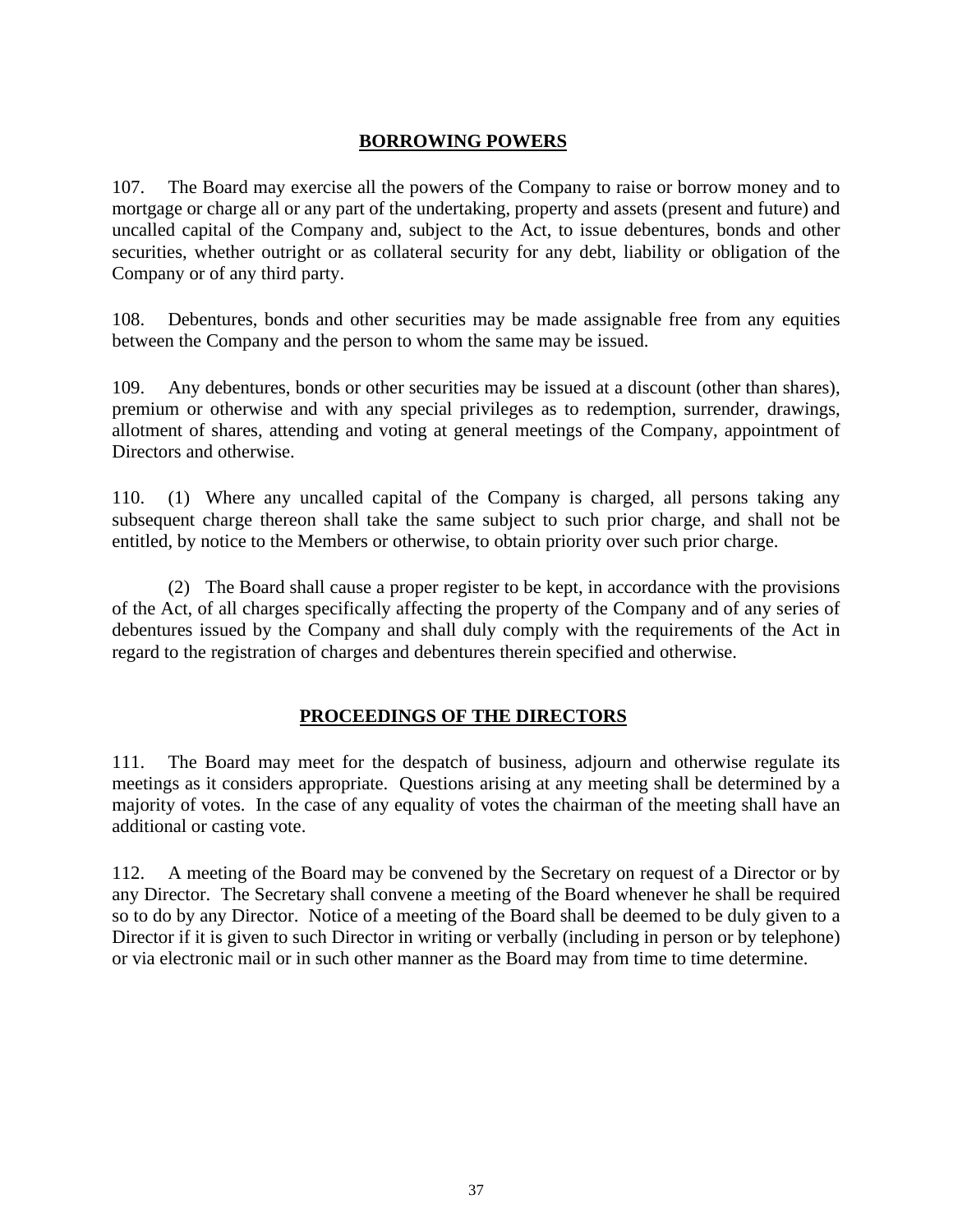## BORROWING POWERS

107. The Board may exercise all the powers of the Company to raise or borrow money and to mortgage or charge all or any part of the undertaking, property and assets (present and future) and uncalled capital of the Company and, subject to the Act, to issue debentures, bonds and other securities, whether outright or as collateral security for any debt, liability or obligation of the Company or of any third party.

108. Debentures, bonds and other securities may be made assignable free from any equities between the Company and the person to whom the same may be issued.

109. Any debentures, bonds or other securities may be issued at a discount (other than shares), premium or otherwise and with any special privileges as to redemption, surrender, drawings, allotment of shares, attending and voting at general meetings of the Company, appointment of Directors and otherwise.

110. (1) Where any uncalled capital of the Company is charged, all persons taking any subsequent charge thereon shall take the same subject to such prior charge, and shall not be entitled, by notice to the Members or otherwise, to obtain priority over such prior charge.

(2) The Board shall cause a proper register to be kept, in accordance with the provisions of the Act, of all charges specifically affecting the property of the Company and of any series of debentures issued by the Company and shall duly comply with the requirements of the Act in regard to the registration of charges and debentures therein specified and otherwise.

## PROCEEDINGS OF THE DIRECTORS

111. The Board may meet for the despatch of business, adjourn and otherwise regulate its meetings as it considers appropriate. Questions arising at any meeting shall be determined by a majority of votes. In the case of any equality of votes the chairman of the meeting shall have an additional or casting vote.

112. A meeting of the Board may be convened by the Secretary on request of a Director or by any Director. The Secretary shall convene a meeting of the Board whenever he shall be required so to do by any Director. Notice of a meeting of the Board shall be deemed to be duly given to a Director if it is given to such Director in writing or verbally (including in person or by telephone) or via electronic mail or in such other manner as the Board may from time to time determine.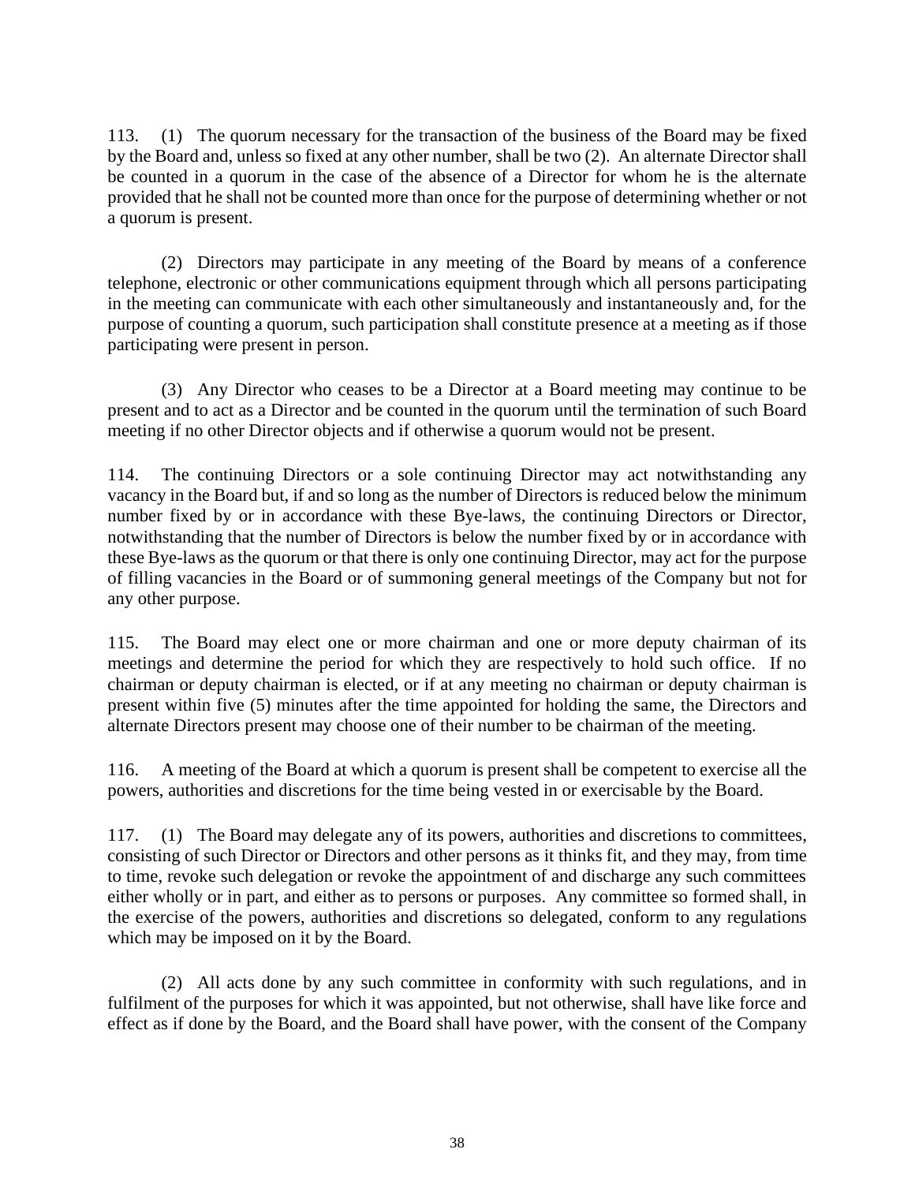113. (1) The quorum necessary for the transaction of the business of the Board may be fixed by the Board and, unless so fixed at any other number, shall be two (2). An alternate Director shall be counted in a quorum in the case of the absence of a Director for whom he is the alternate provided that he shall not be counted more than once for the purpose of determining whether or not a quorum is present.

(2) Directors may participate in any meeting of the Board by means of a conference telephone, electronic or other communications equipment through which all persons participating in the meeting can communicate with each other simultaneously and instantaneously and, for the purpose of counting a quorum, such participation shall constitute presence at a meeting as if those participating were present in person.

(3) Any Director who ceases to be a Director at a Board meeting may continue to be present and to act as a Director and be counted in the quorum until the termination of such Board meeting if no other Director objects and if otherwise a quorum would not be present.

114. The continuing Directors or a sole continuing Director may act notwithstanding any vacancy in the Board but, if and so long as the number of Directors is reduced below the minimum number fixed by or in accordance with these Bye-laws, the continuing Directors or Director, notwithstanding that the number of Directors is below the number fixed by or in accordance with these Bye-laws as the quorum or that there is only one continuing Director, may act for the purpose of filling vacancies in the Board or of summoning general meetings of the Company but not for any other purpose.

115. The Board may elect one or more chairman and one or more deputy chairman of its meetings and determine the period for which they are respectively to hold such office. If no chairman or deputy chairman is elected, or if at any meeting no chairman or deputy chairman is present within five (5) minutes after the time appointed for holding the same, the Directors and alternate Directors present may choose one of their number to be chairman of the meeting.

116. A meeting of the Board at which a quorum is present shall be competent to exercise all the powers, authorities and discretions for the time being vested in or exercisable by the Board.

117. (1) The Board may delegate any of its powers, authorities and discretions to committees, consisting of such Director or Directors and other persons as it thinks fit, and they may, from time to time, revoke such delegation or revoke the appointment of and discharge any such committees either wholly or in part, and either as to persons or purposes. Any committee so formed shall, in the exercise of the powers, authorities and discretions so delegated, conform to any regulations which may be imposed on it by the Board.

(2) All acts done by any such committee in conformity with such regulations, and in fulfilment of the purposes for which it was appointed, but not otherwise, shall have like force and effect as if done by the Board, and the Board shall have power, with the consent of the Company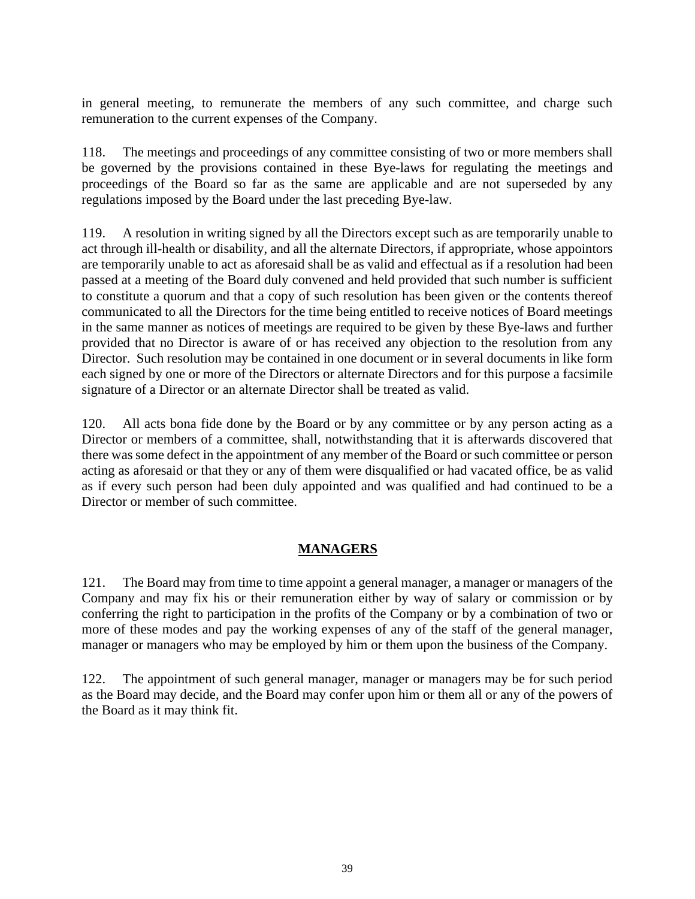in general meeting, to remunerate the members of any such committee, and charge such remuneration to the current expenses of the Company.

118. The meetings and proceedings of any committee consisting of two or more members shall be governed by the provisions contained in these Bye-laws for regulating the meetings and proceedings of the Board so far as the same are applicable and are not superseded by any regulations imposed by the Board under the last preceding Bye-law.

119. A resolution in writing signed by all the Directors except such as are temporarily unable to act through ill-health or disability, and all the alternate Directors, if appropriate, whose appointors are temporarily unable to act as aforesaid shall be as valid and effectual as if a resolution had been passed at a meeting of the Board duly convened and held provided that such number is sufficient to constitute a quorum and that a copy of such resolution has been given or the contents thereof communicated to all the Directors for the time being entitled to receive notices of Board meetings in the same manner as notices of meetings are required to be given by these Bye-laws and further provided that no Director is aware of or has received any objection to the resolution from any Director. Such resolution may be contained in one document or in several documents in like form each signed by one or more of the Directors or alternate Directors and for this purpose a facsimile signature of a Director or an alternate Director shall be treated as valid.

120. All acts bona fide done by the Board or by any committee or by any person acting as a Director or members of a committee, shall, notwithstanding that it is afterwards discovered that there was some defect in the appointment of any member of the Board or such committee or person acting as aforesaid or that they or any of them were disqualified or had vacated office, be as valid as if every such person had been duly appointed and was qualified and had continued to be a Director or member of such committee.

## MANAGERS

121. The Board may from time to time appoint a general manager, a manager or managers of the Company and may fix his or their remuneration either by way of salary or commission or by conferring the right to participation in the profits of the Company or by a combination of two or more of these modes and pay the working expenses of any of the staff of the general manager, manager or managers who may be employed by him or them upon the business of the Company.

122. The appointment of such general manager, manager or managers may be for such period as the Board may decide, and the Board may confer upon him or them all or any of the powers of the Board as it may think fit.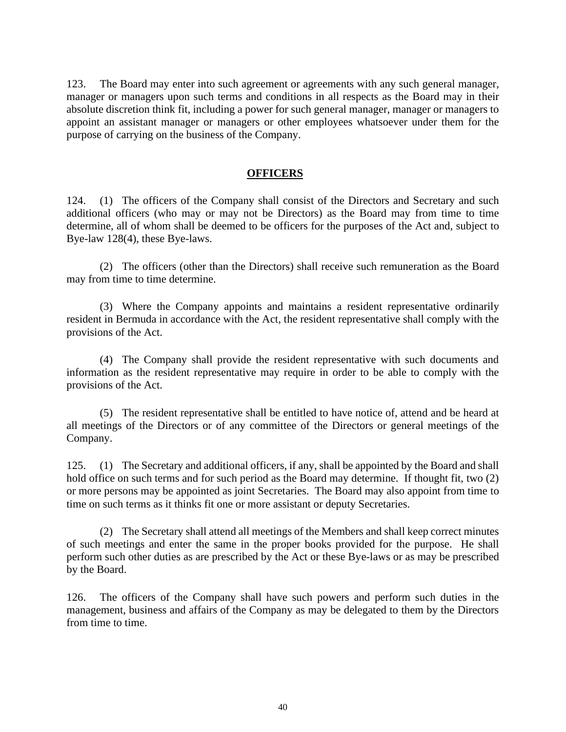123. The Board may enter into such agreement or agreements with any such general manager, manager or managers upon such terms and conditions in all respects as the Board may in their absolute discretion think fit, including a power for such general manager, manager or managers to appoint an assistant manager or managers or other employees whatsoever under them for the purpose of carrying on the business of the Company.

## OFFICERS

124. (1) The officers of the Company shall consist of the Directors and Secretary and such additional officers (who may or may not be Directors) as the Board may from time to time determine, all of whom shall be deemed to be officers for the purposes of the Act and, subject to Bye-law 128(4), these Bye-laws.

(2) The officers (other than the Directors) shall receive such remuneration as the Board may from time to time determine.

(3) Where the Company appoints and maintains a resident representative ordinarily resident in Bermuda in accordance with the Act, the resident representative shall comply with the provisions of the Act.

(4) The Company shall provide the resident representative with such documents and information as the resident representative may require in order to be able to comply with the provisions of the Act.

(5) The resident representative shall be entitled to have notice of, attend and be heard at all meetings of the Directors or of any committee of the Directors or general meetings of the Company.

125. (1) The Secretary and additional officers, if any, shall be appointed by the Board and shall hold office on such terms and for such period as the Board may determine. If thought fit, two (2) or more persons may be appointed as joint Secretaries. The Board may also appoint from time to time on such terms as it thinks fit one or more assistant or deputy Secretaries.

(2) The Secretary shall attend all meetings of the Members and shall keep correct minutes of such meetings and enter the same in the proper books provided for the purpose. He shall perform such other duties as are prescribed by the Act or these Bye-laws or as may be prescribed by the Board.

126. The officers of the Company shall have such powers and perform such duties in the management, business and affairs of the Company as may be delegated to them by the Directors from time to time.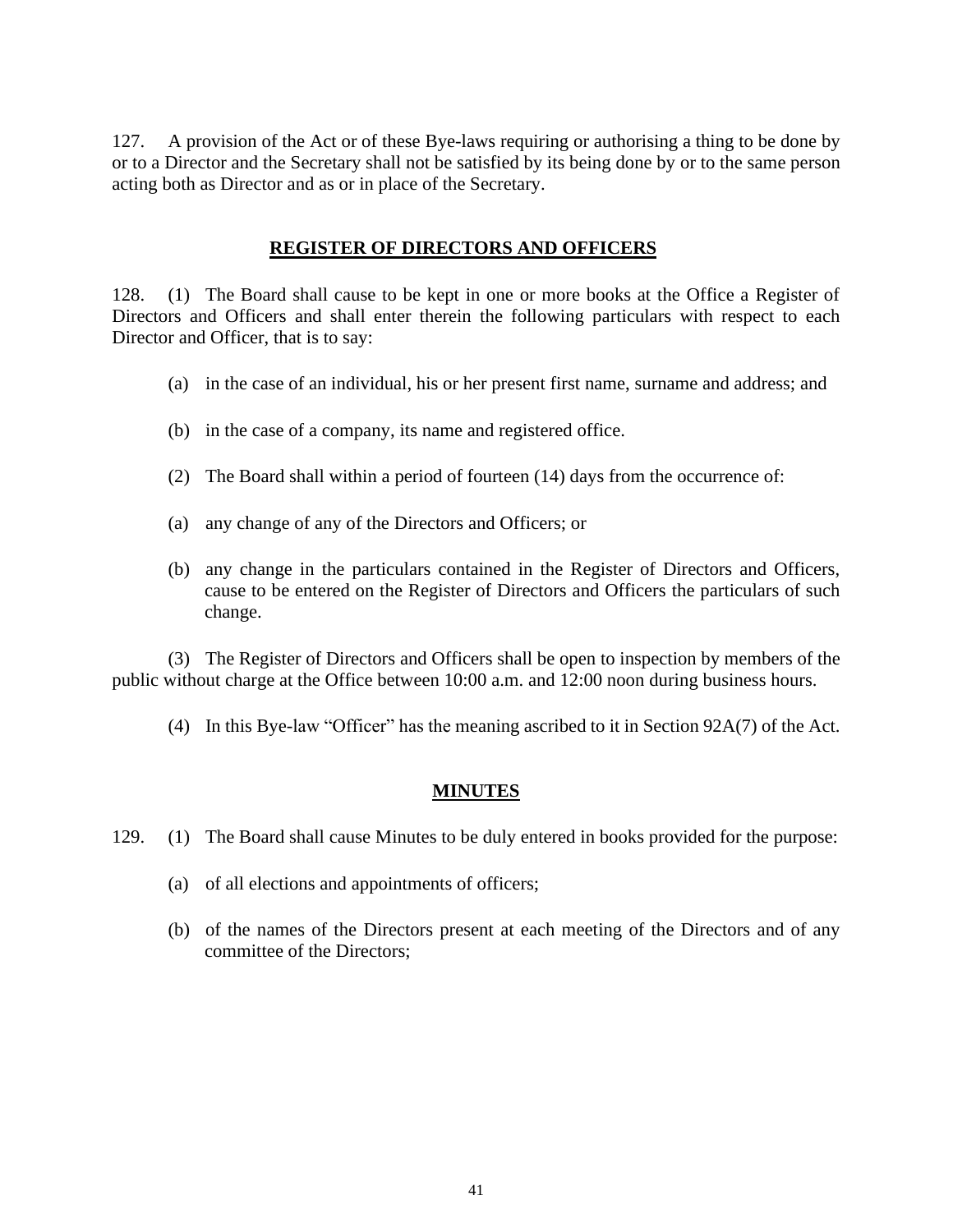127. A provision of the Act or of these Bye-laws requiring or authorising a thing to be done by or to a Director and the Secretary shall not be satisfied by its being done by or to the same person acting both as Director and as or in place of the Secretary.

## REGISTER OF DIRECTORS AND OFFICERS

128. (1) The Board shall cause to be kept in one or more books at the Office a Register of Directors and Officers and shall enter therein the following particulars with respect to each Director and Officer, that is to say:

(a) in the case of an individual, his or her present first name, surname and address; and

(b) in the case of a company, its name and registered office.

(2) The Board shall within a period of fourteen (14) days from the occurrence of:

(a) any change of any of the Directors and Officers; or

(b) any change in the particulars contained in the Register of Directors and Officers, cause to be entered on the Register of Directors and Officers the particulars of such change.

(3) The Register of Directors and Officers shall be open to inspection by members of the public without charge at the Office between 10:00 a.m. and 12:00 noon during business hours.

(4) In this Bye-law "Officer" has the meaning ascribed to it in Section 92A(7) of the Act.

## MINUTES

129. (1) The Board shall cause Minutes to be duly entered in books provided for the purpose:

(a) of all elections and appointments of officers;

(b) of the names of the Directors present at each meeting of the Directors and of any committee of the Directors;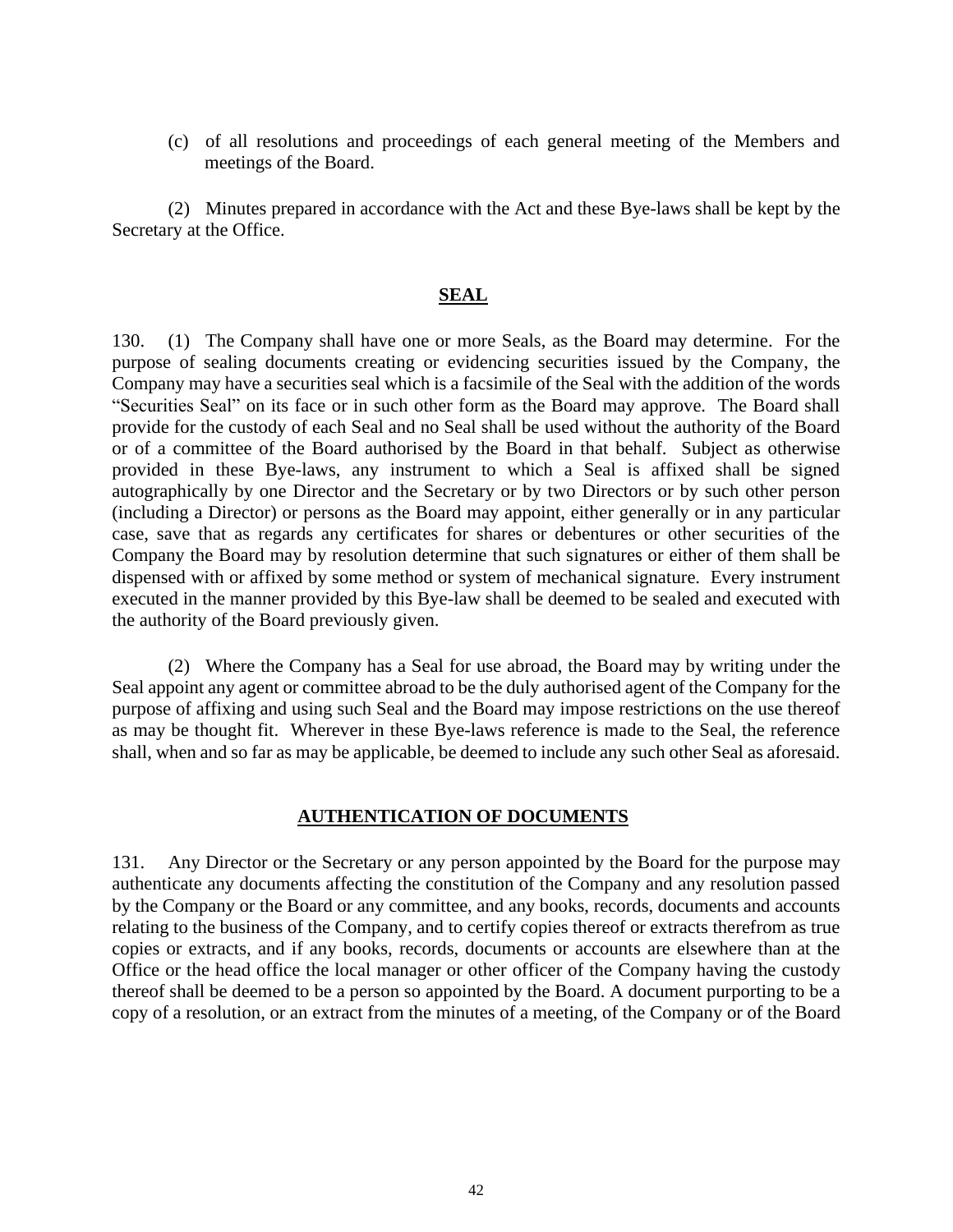(c) of all resolutions and proceedings of each general meeting of the Members and meetings of the Board.

(2) Minutes prepared in accordance with the Act and these Bye-laws shall be kept by the Secretary at the Office.

## SEAL

130. (1) The Company shall have one or more Seals, as the Board may determine. For the purpose of sealing documents creating or evidencing securities issued by the Company, the Company may have a securities seal which is a facsimile of the Seal with the addition of the words "Securities Seal" on its face or in such other form as the Board may approve. The Board shall provide for the custody of each Seal and no Seal shall be used without the authority of the Board or of a committee of the Board authorised by the Board in that behalf. Subject as otherwise provided in these Bye-laws, any instrument to which a Seal is affixed shall be signed autographically by one Director and the Secretary or by two Directors or by such other person (including a Director) or persons as the Board may appoint, either generally or in any particular case, save that as regards any certificates for shares or debentures or other securities of the Company the Board may by resolution determine that such signatures or either of them shall be dispensed with or affixed by some method or system of mechanical signature. Every instrument executed in the manner provided by this Bye-law shall be deemed to be sealed and executed with the authority of the Board previously given.

(2) Where the Company has a Seal for use abroad, the Board may by writing under the Seal appoint any agent or committee abroad to be the duly authorised agent of the Company for the purpose of affixing and using such Seal and the Board may impose restrictions on the use thereof as may be thought fit. Wherever in these Bye-laws reference is made to the Seal, the reference shall, when and so far as may be applicable, be deemed to include any such other Seal as aforesaid.

## AUTHENTICATION OF DOCUMENTS

131. Any Director or the Secretary or any person appointed by the Board for the purpose may authenticate any documents affecting the constitution of the Company and any resolution passed by the Company or the Board or any committee, and any books, records, documents and accounts relating to the business of the Company, and to certify copies thereof or extracts therefrom as true copies or extracts, and if any books, records, documents or accounts are elsewhere than at the Office or the head office the local manager or other officer of the Company having the custody thereof shall be deemed to be a person so appointed by the Board. A document purporting to be a copy of a resolution, or an extract from the minutes of a meeting, of the Company or of the Board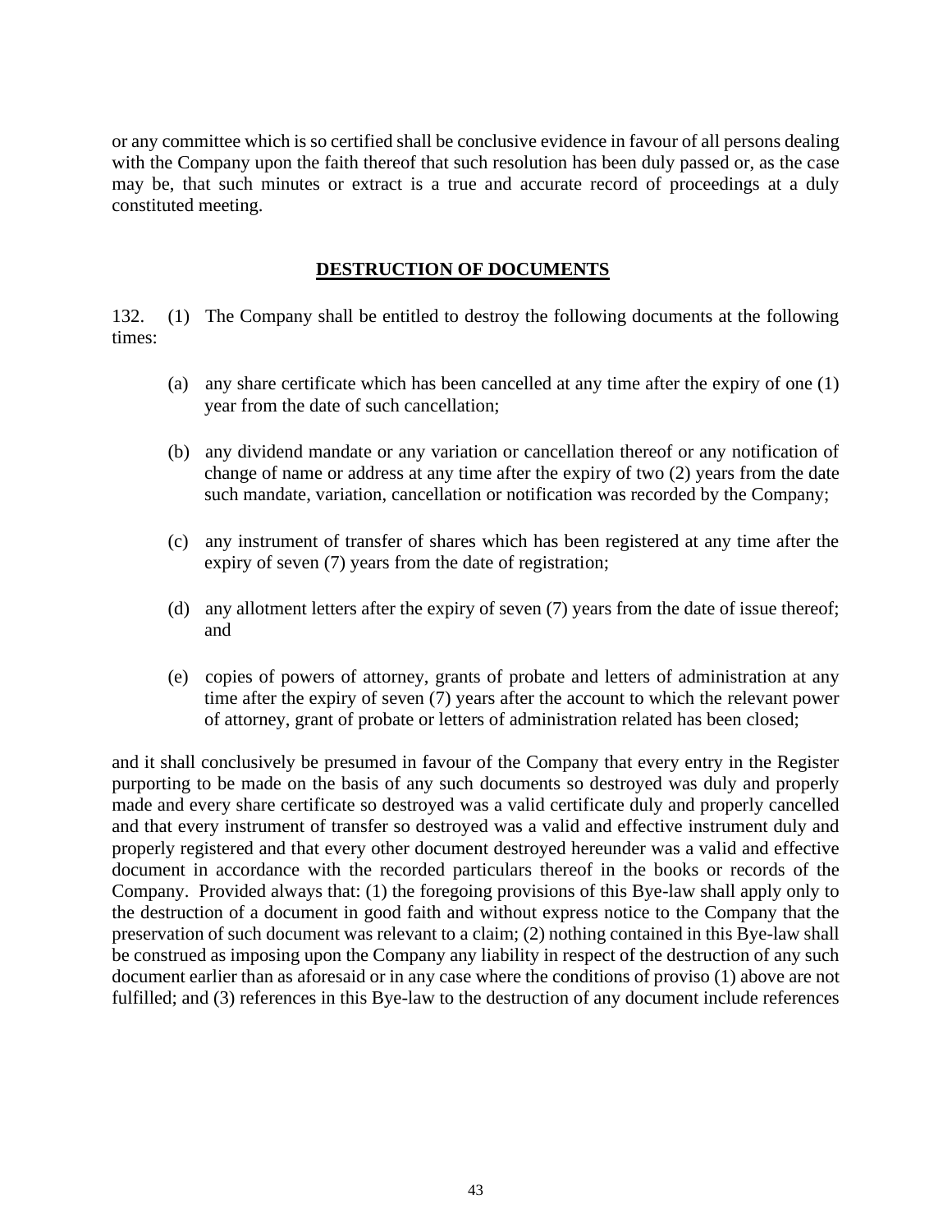or any committee which is so certified shall be conclusive evidence in favour of all persons dealing with the Company upon the faith thereof that such resolution has been duly passed or, as the case may be, that such minutes or extract is a true and accurate record of proceedings at a duly constituted meeting.

## DESTRUCTION OF DOCUMENTS

132. (1) The Company shall be entitled to destroy the following documents at the following times:

(a) any share certificate which has been cancelled at any time after the expiry of one (1) year from the date of such cancellation;

(b) any dividend mandate or any variation or cancellation thereof or any notification of change of name or address at any time after the expiry of two (2) years from the date such mandate, variation, cancellation or notification was recorded by the Company;

(c) any instrument of transfer of shares which has been registered at any time after the expiry of seven (7) years from the date of registration;

(d) any allotment letters after the expiry of seven (7) years from the date of issue thereof; and

(e) copies of powers of attorney, grants of probate and letters of administration at any time after the expiry of seven (7) years after the account to which the relevant power of attorney, grant of probate or letters of administration related has been closed;

and it shall conclusively be presumed in favour of the Company that every entry in the Register purporting to be made on the basis of any such documents so destroyed was duly and properly made and every share certificate so destroyed was a valid certificate duly and properly cancelled and that every instrument of transfer so destroyed was a valid and effective instrument duly and properly registered and that every other document destroyed hereunder was a valid and effective document in accordance with the recorded particulars thereof in the books or records of the Company. Provided always that: (1) the foregoing provisions of this Bye-law shall apply only to the destruction of a document in good faith and without express notice to the Company that the preservation of such document was relevant to a claim; (2) nothing contained in this Bye-law shall be construed as imposing upon the Company any liability in respect of the destruction of any such document earlier than as aforesaid or in any case where the conditions of proviso (1) above are not fulfilled; and (3) references in this Bye-law to the destruction of any document include references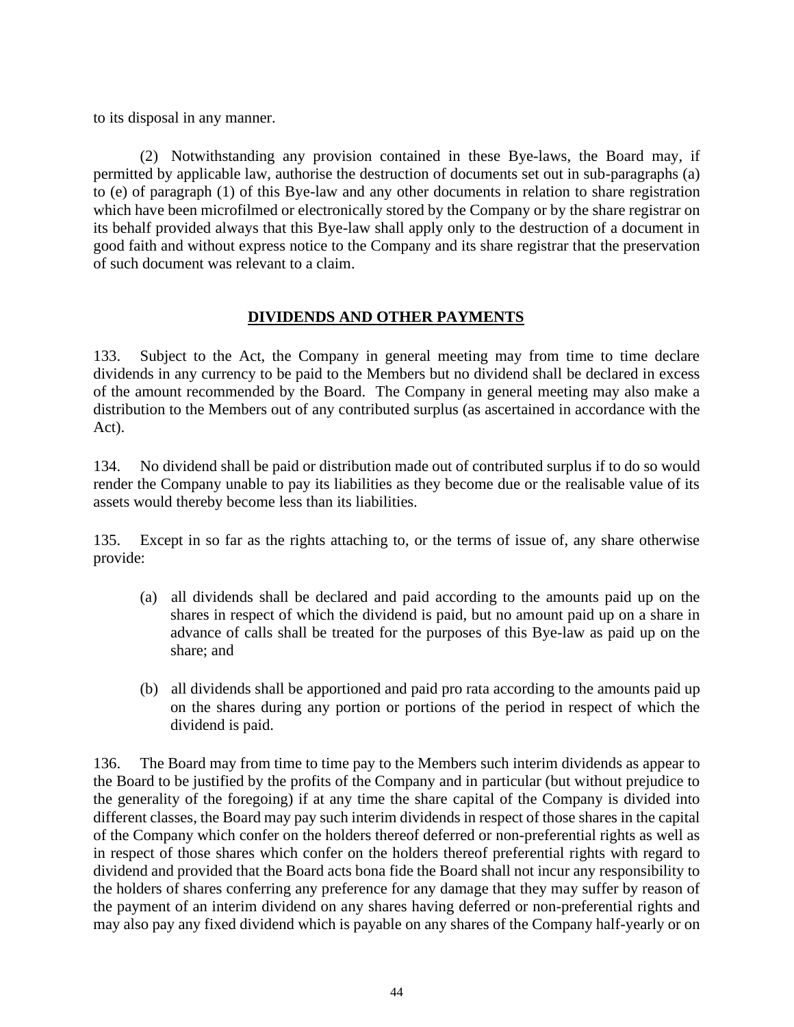to its disposal in any manner.

(2) Notwithstanding any provision contained in these Bye-laws, the Board may, if permitted by applicable law, authorise the destruction of documents set out in sub-paragraphs (a) to (e) of paragraph (1) of this Bye-law and any other documents in relation to share registration which have been microfilmed or electronically stored by the Company or by the share registrar on its behalf provided always that this Bye-law shall apply only to the destruction of a document in good faith and without express notice to the Company and its share registrar that the preservation of such document was relevant to a claim.

## DIVIDENDS AND OTHER PAYMENTS

133. Subject to the Act, the Company in general meeting may from time to time declare dividends in any currency to be paid to the Members but no dividend shall be declared in excess of the amount recommended by the Board. The Company in general meeting may also make a distribution to the Members out of any contributed surplus (as ascertained in accordance with the Act).

134. No dividend shall be paid or distribution made out of contributed surplus if to do so would render the Company unable to pay its liabilities as they become due or the realisable value of its assets would thereby become less than its liabilities.

135. Except in so far as the rights attaching to, or the terms of issue of, any share otherwise provide:

(a) all dividends shall be declared and paid according to the amounts paid up on the shares in respect of which the dividend is paid, but no amount paid up on a share in advance of calls shall be treated for the purposes of this Bye-law as paid up on the share; and

(b) all dividends shall be apportioned and paid pro rata according to the amounts paid up on the shares during any portion or portions of the period in respect of which the dividend is paid.

136. The Board may from time to time pay to the Members such interim dividends as appear to the Board to be justified by the profits of the Company and in particular (but without prejudice to the generality of the foregoing) if at any time the share capital of the Company is divided into different classes, the Board may pay such interim dividends in respect of those shares in the capital of the Company which confer on the holders thereof deferred or non-preferential rights as well as in respect of those shares which confer on the holders thereof preferential rights with regard to dividend and provided that the Board acts bona fide the Board shall not incur any responsibility to the holders of shares conferring any preference for any damage that they may suffer by reason of the payment of an interim dividend on any shares having deferred or non-preferential rights and may also pay any fixed dividend which is payable on any shares of the Company half-yearly or on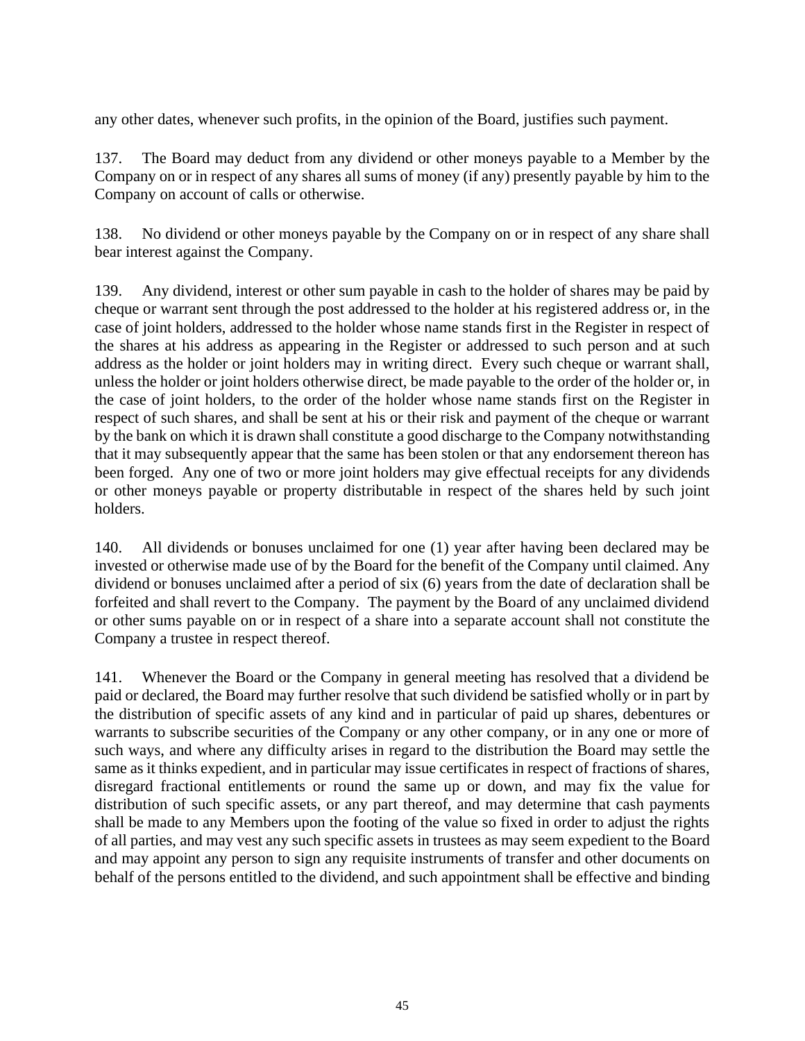any other dates, whenever such profits, in the opinion of the Board, justifies such payment.

137. The Board may deduct from any dividend or other moneys payable to a Member by the Company on or in respect of any shares all sums of money (if any) presently payable by him to the Company on account of calls or otherwise.

138. No dividend or other moneys payable by the Company on or in respect of any share shall bear interest against the Company.

139. Any dividend, interest or other sum payable in cash to the holder of shares may be paid by cheque or warrant sent through the post addressed to the holder at his registered address or, in the case of joint holders, addressed to the holder whose name stands first in the Register in respect of the shares at his address as appearing in the Register or addressed to such person and at such address as the holder or joint holders may in writing direct. Every such cheque or warrant shall, unless the holder or joint holders otherwise direct, be made payable to the order of the holder or, in the case of joint holders, to the order of the holder whose name stands first on the Register in respect of such shares, and shall be sent at his or their risk and payment of the cheque or warrant by the bank on which it is drawn shall constitute a good discharge to the Company notwithstanding that it may subsequently appear that the same has been stolen or that any endorsement thereon has been forged. Any one of two or more joint holders may give effectual receipts for any dividends or other moneys payable or property distributable in respect of the shares held by such joint holders.

140. All dividends or bonuses unclaimed for one (1) year after having been declared may be invested or otherwise made use of by the Board for the benefit of the Company until claimed. Any dividend or bonuses unclaimed after a period of six (6) years from the date of declaration shall be forfeited and shall revert to the Company. The payment by the Board of any unclaimed dividend or other sums payable on or in respect of a share into a separate account shall not constitute the Company a trustee in respect thereof.

141. Whenever the Board or the Company in general meeting has resolved that a dividend be paid or declared, the Board may further resolve that such dividend be satisfied wholly or in part by the distribution of specific assets of any kind and in particular of paid up shares, debentures or warrants to subscribe securities of the Company or any other company, or in any one or more of such ways, and where any difficulty arises in regard to the distribution the Board may settle the same as it thinks expedient, and in particular may issue certificates in respect of fractions of shares, disregard fractional entitlements or round the same up or down, and may fix the value for distribution of such specific assets, or any part thereof, and may determine that cash payments shall be made to any Members upon the footing of the value so fixed in order to adjust the rights of all parties, and may vest any such specific assets in trustees as may seem expedient to the Board and may appoint any person to sign any requisite instruments of transfer and other documents on behalf of the persons entitled to the dividend, and such appointment shall be effective and binding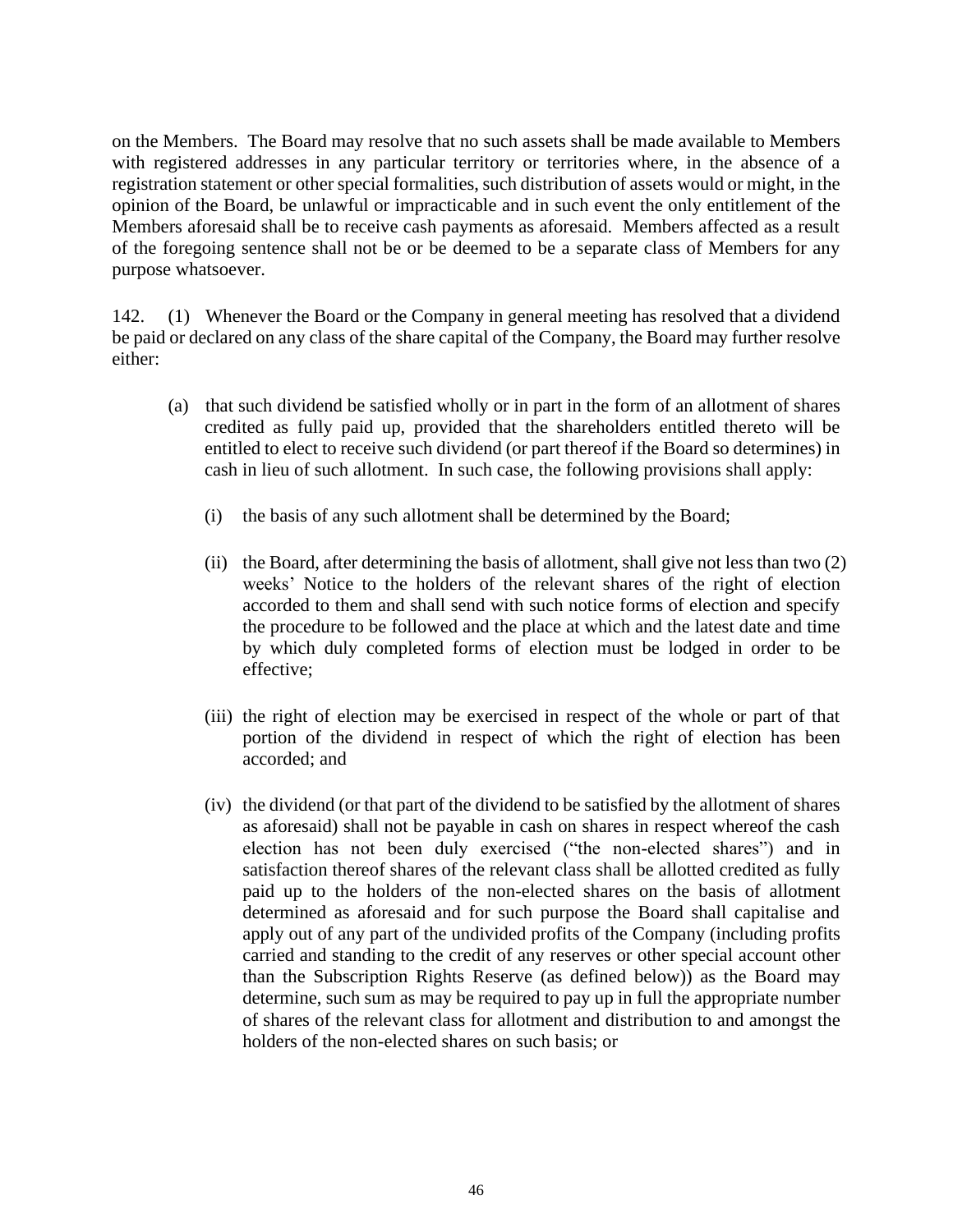on the Members. The Board may resolve that no such assets shall be made available to Members with registered addresses in any particular territory or territories where, in the absence of a registration statement or other special formalities, such distribution of assets would or might, in the opinion of the Board, be unlawful or impracticable and in such event the only entitlement of the Members aforesaid shall be to receive cash payments as aforesaid. Members affected as a result of the foregoing sentence shall not be or be deemed to be a separate class of Members for any purpose whatsoever.

142. (1) Whenever the Board or the Company in general meeting has resolved that a dividend be paid or declared on any class of the share capital of the Company, the Board may further resolve either:

(a) that such dividend be satisfied wholly or in part in the form of an allotment of shares credited as fully paid up, provided that the shareholders entitled thereto will be entitled to elect to receive such dividend (or part thereof if the Board so determines) in cash in lieu of such allotment. In such case, the following provisions shall apply:

(i) the basis of any such allotment shall be determined by the Board;

(ii) the Board, after determining the basis of allotment, shall give not less than two (2) weeks' Notice to the holders of the relevant shares of the right of election accorded to them and shall send with such notice forms of election and specify the procedure to be followed and the place at which and the latest date and time by which duly completed forms of election must be lodged in order to be effective;

(iii) the right of election may be exercised in respect of the whole or part of that portion of the dividend in respect of which the right of election has been accorded; and

(iv) the dividend (or that part of the dividend to be satisfied by the allotment of shares as aforesaid) shall not be payable in cash on shares in respect whereof the cash election has not been duly exercised ("the non-elected shares") and in satisfaction thereof shares of the relevant class shall be allotted credited as fully paid up to the holders of the non-elected shares on the basis of allotment determined as aforesaid and for such purpose the Board shall capitalise and apply out of any part of the undivided profits of the Company (including profits carried and standing to the credit of any reserves or other special account other than the Subscription Rights Reserve (as defined below)) as the Board may determine, such sum as may be required to pay up in full the appropriate number of shares of the relevant class for allotment and distribution to and amongst the holders of the non-elected shares on such basis; or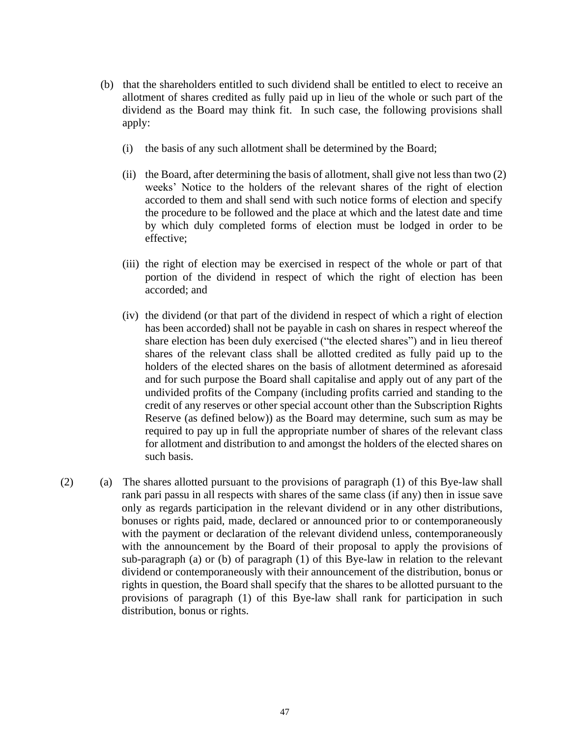(b) that the shareholders entitled to such dividend shall be entitled to elect to receive an allotment of shares credited as fully paid up in lieu of the whole or such part of the dividend as the Board may think fit. In such case, the following provisions shall apply:

(i) the basis of any such allotment shall be determined by the Board;

(ii) the Board, after determining the basis of allotment, shall give not less than two (2) weeks' Notice to the holders of the relevant shares of the right of election accorded to them and shall send with such notice forms of election and specify the procedure to be followed and the place at which and the latest date and time by which duly completed forms of election must be lodged in order to be effective;

(iii) the right of election may be exercised in respect of the whole or part of that portion of the dividend in respect of which the right of election has been accorded; and

(iv) the dividend (or that part of the dividend in respect of which a right of election has been accorded) shall not be payable in cash on shares in respect whereof the share election has been duly exercised ("the elected shares") and in lieu thereof shares of the relevant class shall be allotted credited as fully paid up to the holders of the elected shares on the basis of allotment determined as aforesaid and for such purpose the Board shall capitalise and apply out of any part of the undivided profits of the Company (including profits carried and standing to the credit of any reserves or other special account other than the Subscription Rights Reserve (as defined below)) as the Board may determine, such sum as may be required to pay up in full the appropriate number of shares of the relevant class for allotment and distribution to and amongst the holders of the elected shares on such basis.

(2) (a) The shares allotted pursuant to the provisions of paragraph (1) of this Bye-law shall rank pari passu in all respects with shares of the same class (if any) then in issue save only as regards participation in the relevant dividend or in any other distributions, bonuses or rights paid, made, declared or announced prior to or contemporaneously with the payment or declaration of the relevant dividend unless, contemporaneously with the announcement by the Board of their proposal to apply the provisions of sub-paragraph (a) or (b) of paragraph (1) of this Bye-law in relation to the relevant dividend or contemporaneously with their announcement of the distribution, bonus or rights in question, the Board shall specify that the shares to be allotted pursuant to the provisions of paragraph (1) of this Bye-law shall rank for participation in such distribution, bonus or rights.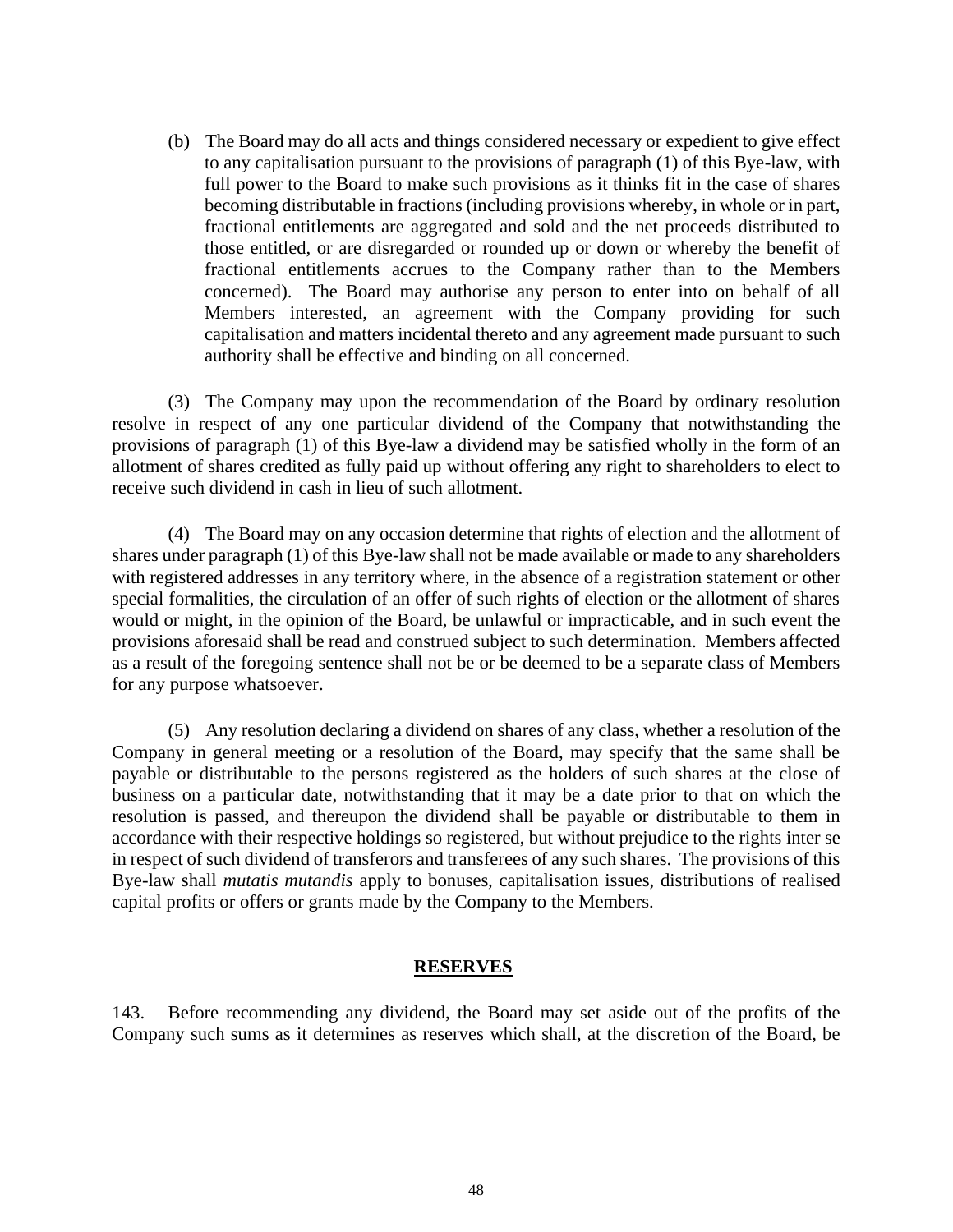(b) The Board may do all acts and things considered necessary or expedient to give effect to any capitalisation pursuant to the provisions of paragraph (1) of this Bye-law, with full power to the Board to make such provisions as it thinks fit in the case of shares becoming distributable in fractions (including provisions whereby, in whole or in part, fractional entitlements are aggregated and sold and the net proceeds distributed to those entitled, or are disregarded or rounded up or down or whereby the benefit of fractional entitlements accrues to the Company rather than to the Members concerned). The Board may authorise any person to enter into on behalf of all Members interested, an agreement with the Company providing for such capitalisation and matters incidental thereto and any agreement made pursuant to such authority shall be effective and binding on all concerned.

(3) The Company may upon the recommendation of the Board by ordinary resolution resolve in respect of any one particular dividend of the Company that notwithstanding the provisions of paragraph (1) of this Bye-law a dividend may be satisfied wholly in the form of an allotment of shares credited as fully paid up without offering any right to shareholders to elect to receive such dividend in cash in lieu of such allotment.

(4) The Board may on any occasion determine that rights of election and the allotment of shares under paragraph (1) of this Bye-law shall not be made available or made to any shareholders with registered addresses in any territory where, in the absence of a registration statement or other special formalities, the circulation of an offer of such rights of election or the allotment of shares would or might, in the opinion of the Board, be unlawful or impracticable, and in such event the provisions aforesaid shall be read and construed subject to such determination. Members affected as a result of the foregoing sentence shall not be or be deemed to be a separate class of Members for any purpose whatsoever.

(5) Any resolution declaring a dividend on shares of any class, whether a resolution of the Company in general meeting or a resolution of the Board, may specify that the same shall be payable or distributable to the persons registered as the holders of such shares at the close of business on a particular date, notwithstanding that it may be a date prior to that on which the resolution is passed, and thereupon the dividend shall be payable or distributable to them in accordance with their respective holdings so registered, but without prejudice to the rights inter se in respect of such dividend of transferors and transferees of any such shares. The provisions of this Bye-law shall *mutatis mutandis* apply to bonuses, capitalisation issues, distributions of realised capital profits or offers or grants made by the Company to the Members.

## RESERVES

143. Before recommending any dividend, the Board may set aside out of the profits of the Company such sums as it determines as reserves which shall, at the discretion of the Board, be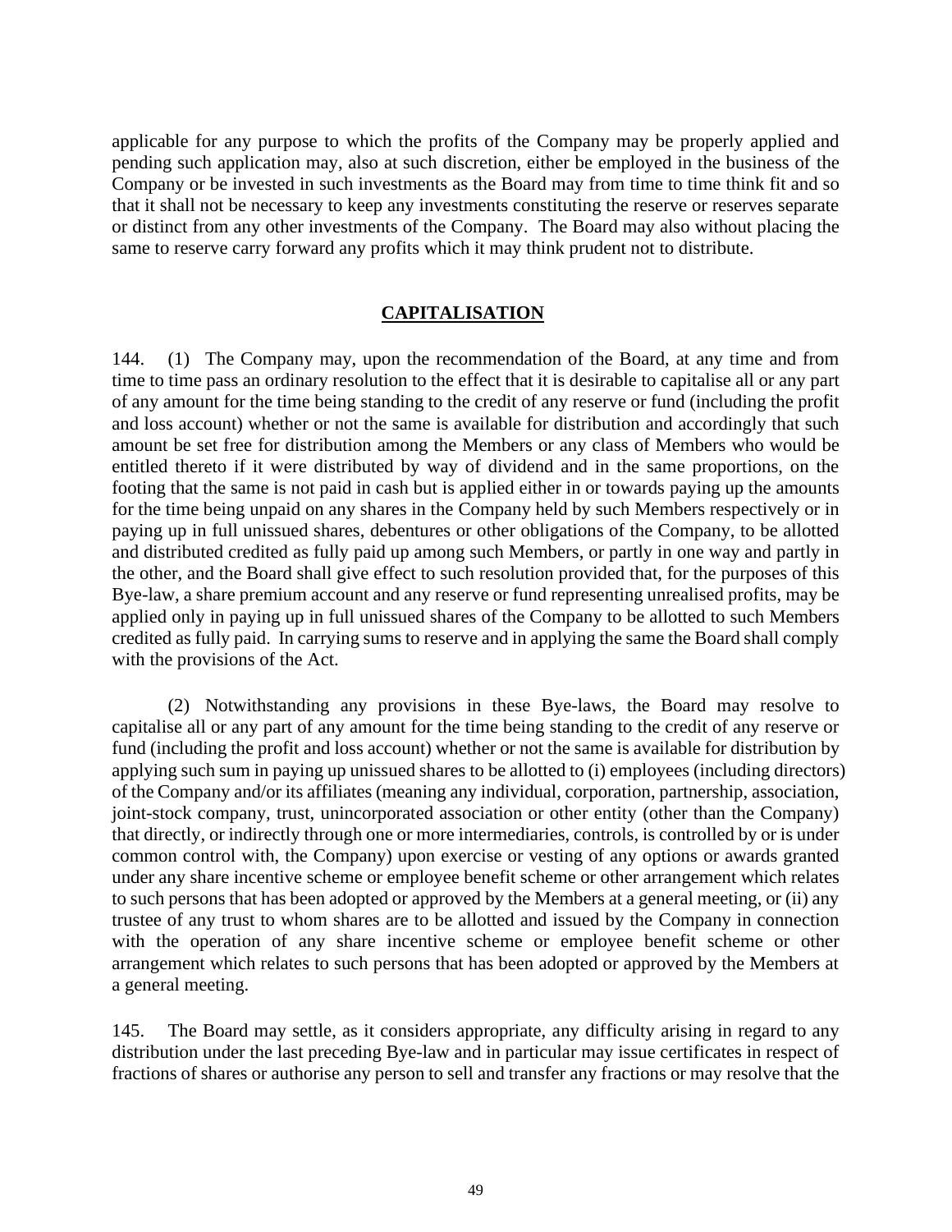applicable for any purpose to which the profits of the Company may be properly applied and pending such application may, also at such discretion, either be employed in the business of the Company or be invested in such investments as the Board may from time to time think fit and so that it shall not be necessary to keep any investments constituting the reserve or reserves separate or distinct from any other investments of the Company. The Board may also without placing the same to reserve carry forward any profits which it may think prudent not to distribute.

## CAPITALISATION

144. (1) The Company may, upon the recommendation of the Board, at any time and from time to time pass an ordinary resolution to the effect that it is desirable to capitalise all or any part of any amount for the time being standing to the credit of any reserve or fund (including the profit and loss account) whether or not the same is available for distribution and accordingly that such amount be set free for distribution among the Members or any class of Members who would be entitled thereto if it were distributed by way of dividend and in the same proportions, on the footing that the same is not paid in cash but is applied either in or towards paying up the amounts for the time being unpaid on any shares in the Company held by such Members respectively or in paying up in full unissued shares, debentures or other obligations of the Company, to be allotted and distributed credited as fully paid up among such Members, or partly in one way and partly in the other, and the Board shall give effect to such resolution provided that, for the purposes of this Bye-law, a share premium account and any reserve or fund representing unrealised profits, may be applied only in paying up in full unissued shares of the Company to be allotted to such Members credited as fully paid. In carrying sums to reserve and in applying the same the Board shall comply with the provisions of the Act.

(2) Notwithstanding any provisions in these Bye-laws, the Board may resolve to capitalise all or any part of any amount for the time being standing to the credit of any reserve or fund (including the profit and loss account) whether or not the same is available for distribution by applying such sum in paying up unissued shares to be allotted to (i) employees (including directors) of the Company and/or its affiliates (meaning any individual, corporation, partnership, association, joint-stock company, trust, unincorporated association or other entity (other than the Company) that directly, or indirectly through one or more intermediaries, controls, is controlled by or is under common control with, the Company) upon exercise or vesting of any options or awards granted under any share incentive scheme or employee benefit scheme or other arrangement which relates to such persons that has been adopted or approved by the Members at a general meeting, or (ii) any trustee of any trust to whom shares are to be allotted and issued by the Company in connection with the operation of any share incentive scheme or employee benefit scheme or other arrangement which relates to such persons that has been adopted or approved by the Members at a general meeting.

145. The Board may settle, as it considers appropriate, any difficulty arising in regard to any distribution under the last preceding Bye-law and in particular may issue certificates in respect of fractions of shares or authorise any person to sell and transfer any fractions or may resolve that the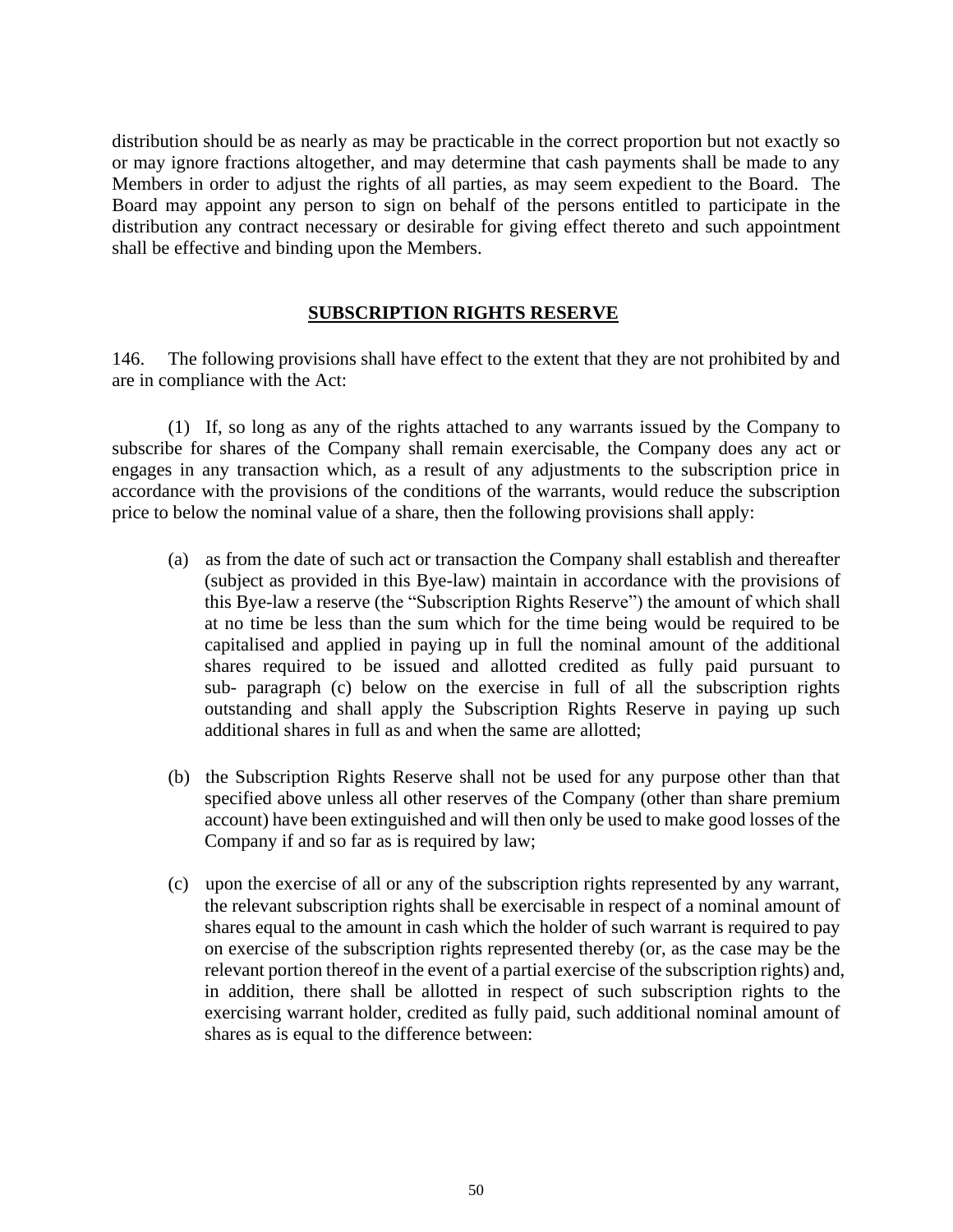distribution should be as nearly as may be practicable in the correct proportion but not exactly so or may ignore fractions altogether, and may determine that cash payments shall be made to any Members in order to adjust the rights of all parties, as may seem expedient to the Board. The Board may appoint any person to sign on behalf of the persons entitled to participate in the distribution any contract necessary or desirable for giving effect thereto and such appointment shall be effective and binding upon the Members.

## SUBSCRIPTION RIGHTS RESERVE

146. The following provisions shall have effect to the extent that they are not prohibited by and are in compliance with the Act:

(1) If, so long as any of the rights attached to any warrants issued by the Company to subscribe for shares of the Company shall remain exercisable, the Company does any act or engages in any transaction which, as a result of any adjustments to the subscription price in accordance with the provisions of the conditions of the warrants, would reduce the subscription price to below the nominal value of a share, then the following provisions shall apply:

(a) as from the date of such act or transaction the Company shall establish and thereafter (subject as provided in this Bye-law) maintain in accordance with the provisions of this Bye-law a reserve (the "Subscription Rights Reserve") the amount of which shall at no time be less than the sum which for the time being would be required to be capitalised and applied in paying up in full the nominal amount of the additional shares required to be issued and allotted credited as fully paid pursuant to sub- paragraph (c) below on the exercise in full of all the subscription rights outstanding and shall apply the Subscription Rights Reserve in paying up such additional shares in full as and when the same are allotted;

(b) the Subscription Rights Reserve shall not be used for any purpose other than that specified above unless all other reserves of the Company (other than share premium account) have been extinguished and will then only be used to make good losses of the Company if and so far as is required by law;

(c) upon the exercise of all or any of the subscription rights represented by any warrant, the relevant subscription rights shall be exercisable in respect of a nominal amount of shares equal to the amount in cash which the holder of such warrant is required to pay on exercise of the subscription rights represented thereby (or, as the case may be the relevant portion thereof in the event of a partial exercise of the subscription rights) and, in addition, there shall be allotted in respect of such subscription rights to the exercising warrant holder, credited as fully paid, such additional nominal amount of shares as is equal to the difference between: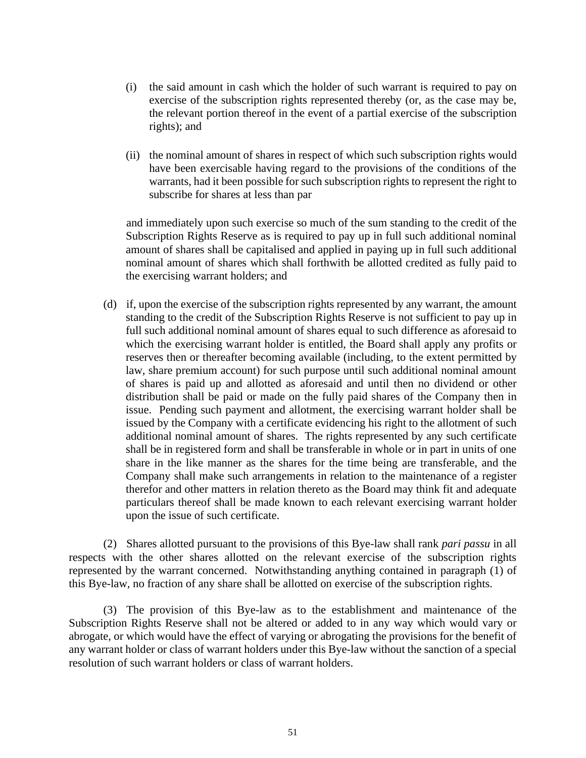(i) the said amount in cash which the holder of such warrant is required to pay on exercise of the subscription rights represented thereby (or, as the case may be, the relevant portion thereof in the event of a partial exercise of the subscription rights); and

(ii) the nominal amount of shares in respect of which such subscription rights would have been exercisable having regard to the provisions of the conditions of the warrants, had it been possible for such subscription rights to represent the right to subscribe for shares at less than par

and immediately upon such exercise so much of the sum standing to the credit of the Subscription Rights Reserve as is required to pay up in full such additional nominal amount of shares shall be capitalised and applied in paying up in full such additional nominal amount of shares which shall forthwith be allotted credited as fully paid to the exercising warrant holders; and

(d) if, upon the exercise of the subscription rights represented by any warrant, the amount standing to the credit of the Subscription Rights Reserve is not sufficient to pay up in full such additional nominal amount of shares equal to such difference as aforesaid to which the exercising warrant holder is entitled, the Board shall apply any profits or reserves then or thereafter becoming available (including, to the extent permitted by law, share premium account) for such purpose until such additional nominal amount of shares is paid up and allotted as aforesaid and until then no dividend or other distribution shall be paid or made on the fully paid shares of the Company then in issue. Pending such payment and allotment, the exercising warrant holder shall be issued by the Company with a certificate evidencing his right to the allotment of such additional nominal amount of shares. The rights represented by any such certificate shall be in registered form and shall be transferable in whole or in part in units of one share in the like manner as the shares for the time being are transferable, and the Company shall make such arrangements in relation to the maintenance of a register therefor and other matters in relation thereto as the Board may think fit and adequate particulars thereof shall be made known to each relevant exercising warrant holder upon the issue of such certificate.

(2) Shares allotted pursuant to the provisions of this Bye-law shall rank *pari passu* in all respects with the other shares allotted on the relevant exercise of the subscription rights represented by the warrant concerned. Notwithstanding anything contained in paragraph (1) of this Bye-law, no fraction of any share shall be allotted on exercise of the subscription rights.

(3) The provision of this Bye-law as to the establishment and maintenance of the Subscription Rights Reserve shall not be altered or added to in any way which would vary or abrogate, or which would have the effect of varying or abrogating the provisions for the benefit of any warrant holder or class of warrant holders under this Bye-law without the sanction of a special resolution of such warrant holders or class of warrant holders.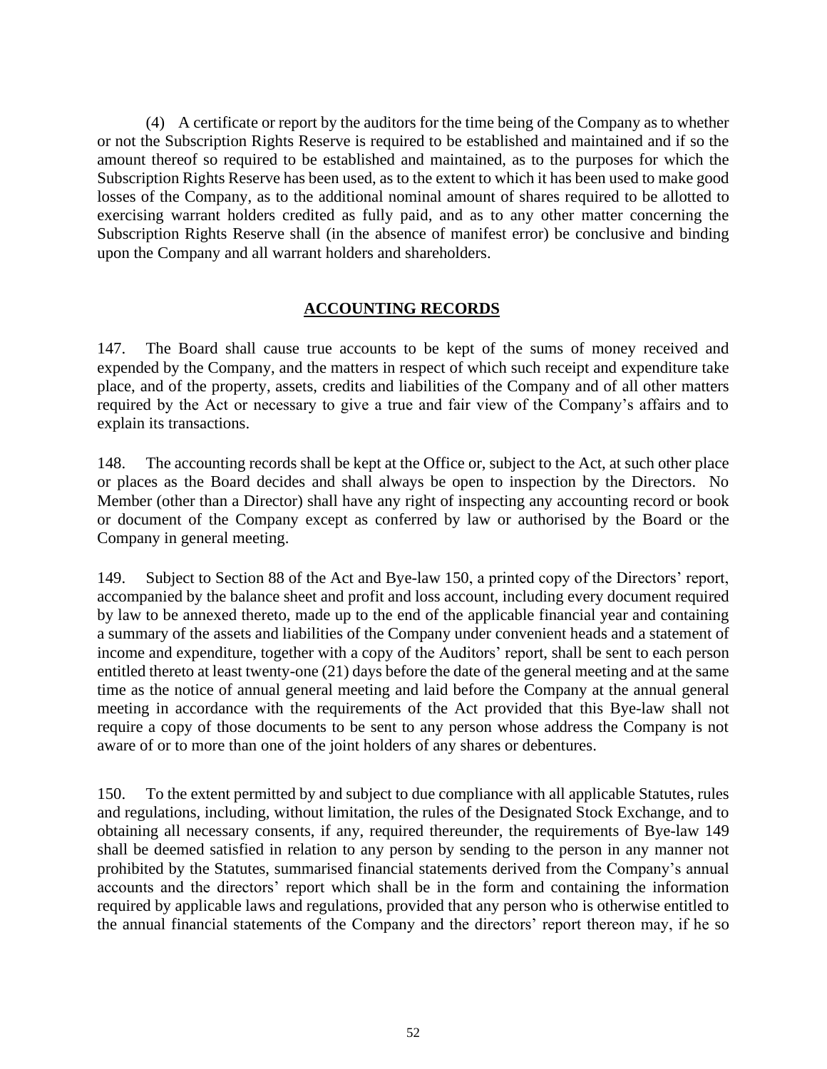(4) A certificate or report by the auditors for the time being of the Company as to whether or not the Subscription Rights Reserve is required to be established and maintained and if so the amount thereof so required to be established and maintained, as to the purposes for which the Subscription Rights Reserve has been used, as to the extent to which it has been used to make good losses of the Company, as to the additional nominal amount of shares required to be allotted to exercising warrant holders credited as fully paid, and as to any other matter concerning the Subscription Rights Reserve shall (in the absence of manifest error) be conclusive and binding upon the Company and all warrant holders and shareholders.

## ACCOUNTING RECORDS

147. The Board shall cause true accounts to be kept of the sums of money received and expended by the Company, and the matters in respect of which such receipt and expenditure take place, and of the property, assets, credits and liabilities of the Company and of all other matters required by the Act or necessary to give a true and fair view of the Company's affairs and to explain its transactions.

148. The accounting records shall be kept at the Office or, subject to the Act, at such other place or places as the Board decides and shall always be open to inspection by the Directors. No Member (other than a Director) shall have any right of inspecting any accounting record or book or document of the Company except as conferred by law or authorised by the Board or the Company in general meeting.

149. Subject to Section 88 of the Act and Bye-law 150, a printed copy of the Directors' report, accompanied by the balance sheet and profit and loss account, including every document required by law to be annexed thereto, made up to the end of the applicable financial year and containing a summary of the assets and liabilities of the Company under convenient heads and a statement of income and expenditure, together with a copy of the Auditors' report, shall be sent to each person entitled thereto at least twenty-one (21) days before the date of the general meeting and at the same time as the notice of annual general meeting and laid before the Company at the annual general meeting in accordance with the requirements of the Act provided that this Bye-law shall not require a copy of those documents to be sent to any person whose address the Company is not aware of or to more than one of the joint holders of any shares or debentures.

150. To the extent permitted by and subject to due compliance with all applicable Statutes, rules and regulations, including, without limitation, the rules of the Designated Stock Exchange, and to obtaining all necessary consents, if any, required thereunder, the requirements of Bye-law 149 shall be deemed satisfied in relation to any person by sending to the person in any manner not prohibited by the Statutes, summarised financial statements derived from the Company's annual accounts and the directors' report which shall be in the form and containing the information required by applicable laws and regulations, provided that any person who is otherwise entitled to the annual financial statements of the Company and the directors' report thereon may, if he so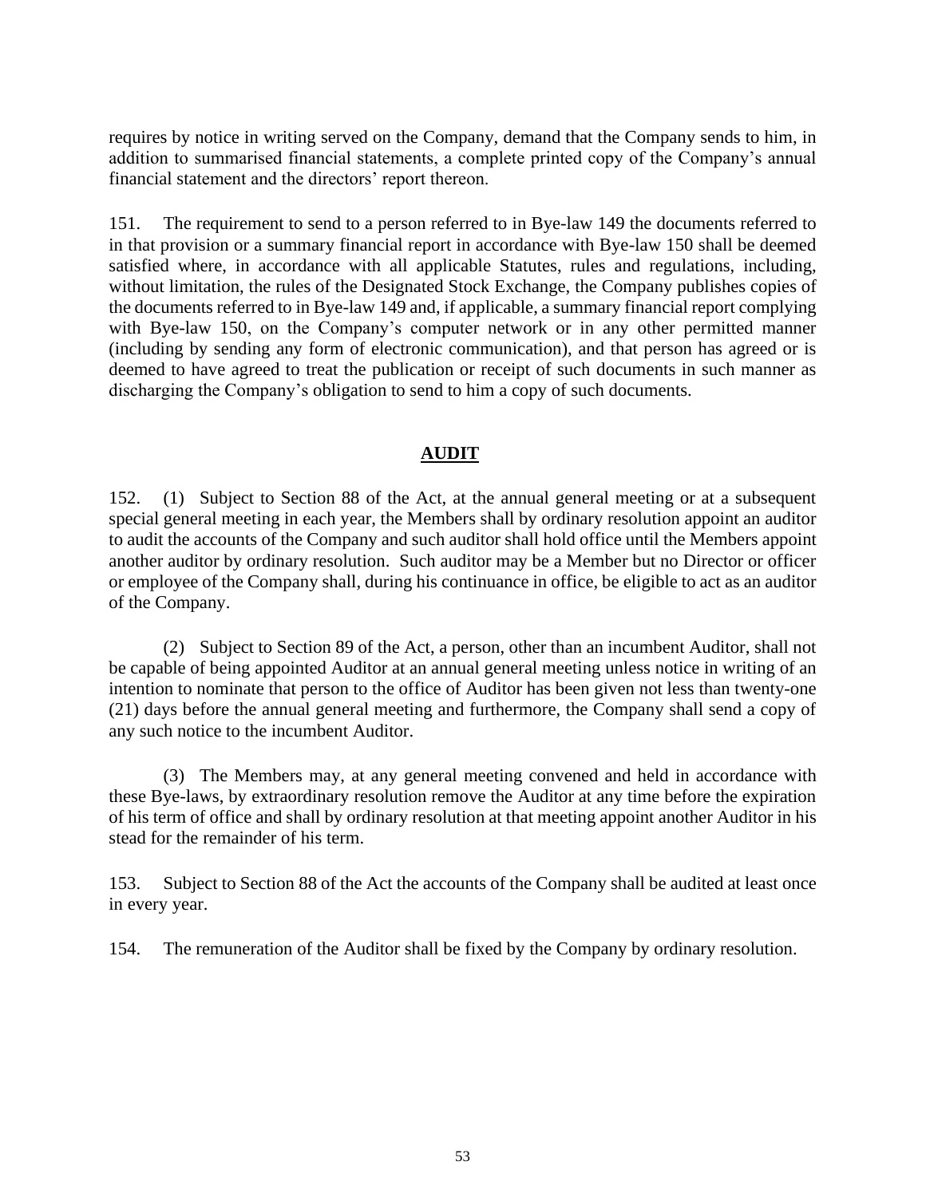requires by notice in writing served on the Company, demand that the Company sends to him, in addition to summarised financial statements, a complete printed copy of the Company's annual financial statement and the directors' report thereon.

151. The requirement to send to a person referred to in Bye-law 149 the documents referred to in that provision or a summary financial report in accordance with Bye-law 150 shall be deemed satisfied where, in accordance with all applicable Statutes, rules and regulations, including, without limitation, the rules of the Designated Stock Exchange, the Company publishes copies of the documents referred to in Bye-law 149 and, if applicable, a summary financial report complying with Bye-law 150, on the Company's computer network or in any other permitted manner (including by sending any form of electronic communication), and that person has agreed or is deemed to have agreed to treat the publication or receipt of such documents in such manner as discharging the Company's obligation to send to him a copy of such documents.

## AUDIT

152. (1) Subject to Section 88 of the Act, at the annual general meeting or at a subsequent special general meeting in each year, the Members shall by ordinary resolution appoint an auditor to audit the accounts of the Company and such auditor shall hold office until the Members appoint another auditor by ordinary resolution. Such auditor may be a Member but no Director or officer or employee of the Company shall, during his continuance in office, be eligible to act as an auditor of the Company.

(2) Subject to Section 89 of the Act, a person, other than an incumbent Auditor, shall not be capable of being appointed Auditor at an annual general meeting unless notice in writing of an intention to nominate that person to the office of Auditor has been given not less than twenty-one (21) days before the annual general meeting and furthermore, the Company shall send a copy of any such notice to the incumbent Auditor.

(3) The Members may, at any general meeting convened and held in accordance with these Bye-laws, by extraordinary resolution remove the Auditor at any time before the expiration of his term of office and shall by ordinary resolution at that meeting appoint another Auditor in his stead for the remainder of his term.

153. Subject to Section 88 of the Act the accounts of the Company shall be audited at least once in every year.

154. The remuneration of the Auditor shall be fixed by the Company by ordinary resolution.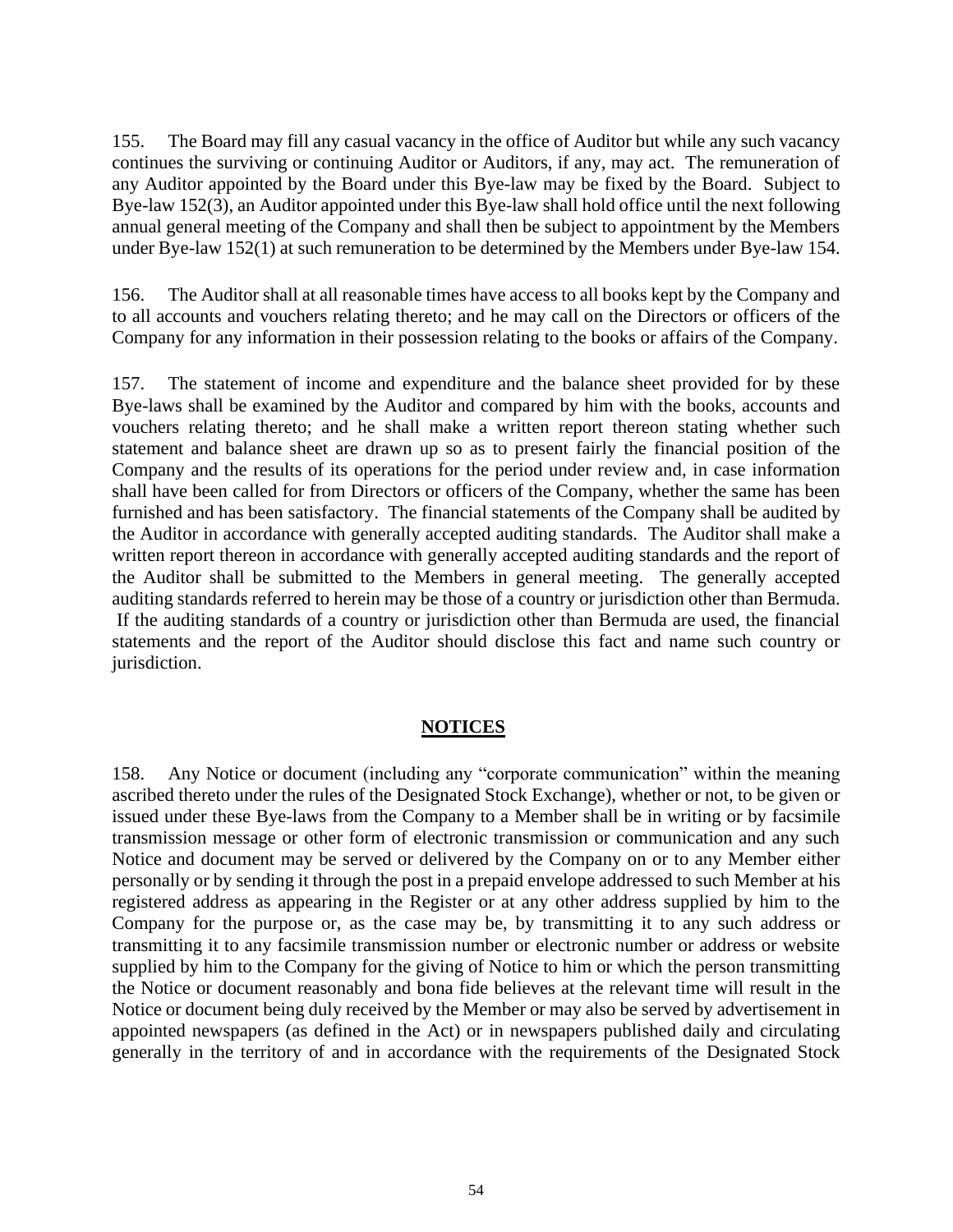155. The Board may fill any casual vacancy in the office of Auditor but while any such vacancy continues the surviving or continuing Auditor or Auditors, if any, may act. The remuneration of any Auditor appointed by the Board under this Bye-law may be fixed by the Board. Subject to Bye-law 152(3), an Auditor appointed under this Bye-law shall hold office until the next following annual general meeting of the Company and shall then be subject to appointment by the Members under Bye-law 152(1) at such remuneration to be determined by the Members under Bye-law 154.

156. The Auditor shall at all reasonable times have access to all books kept by the Company and to all accounts and vouchers relating thereto; and he may call on the Directors or officers of the Company for any information in their possession relating to the books or affairs of the Company.

157. The statement of income and expenditure and the balance sheet provided for by these Bye-laws shall be examined by the Auditor and compared by him with the books, accounts and vouchers relating thereto; and he shall make a written report thereon stating whether such statement and balance sheet are drawn up so as to present fairly the financial position of the Company and the results of its operations for the period under review and, in case information shall have been called for from Directors or officers of the Company, whether the same has been furnished and has been satisfactory. The financial statements of the Company shall be audited by the Auditor in accordance with generally accepted auditing standards. The Auditor shall make a written report thereon in accordance with generally accepted auditing standards and the report of the Auditor shall be submitted to the Members in general meeting. The generally accepted auditing standards referred to herein may be those of a country or jurisdiction other than Bermuda. If the auditing standards of a country or jurisdiction other than Bermuda are used, the financial statements and the report of the Auditor should disclose this fact and name such country or jurisdiction.

## NOTICES

158. Any Notice or document (including any "corporate communication" within the meaning ascribed thereto under the rules of the Designated Stock Exchange), whether or not, to be given or issued under these Bye-laws from the Company to a Member shall be in writing or by facsimile transmission message or other form of electronic transmission or communication and any such Notice and document may be served or delivered by the Company on or to any Member either personally or by sending it through the post in a prepaid envelope addressed to such Member at his registered address as appearing in the Register or at any other address supplied by him to the Company for the purpose or, as the case may be, by transmitting it to any such address or transmitting it to any facsimile transmission number or electronic number or address or website supplied by him to the Company for the giving of Notice to him or which the person transmitting the Notice or document reasonably and bona fide believes at the relevant time will result in the Notice or document being duly received by the Member or may also be served by advertisement in appointed newspapers (as defined in the Act) or in newspapers published daily and circulating generally in the territory of and in accordance with the requirements of the Designated Stock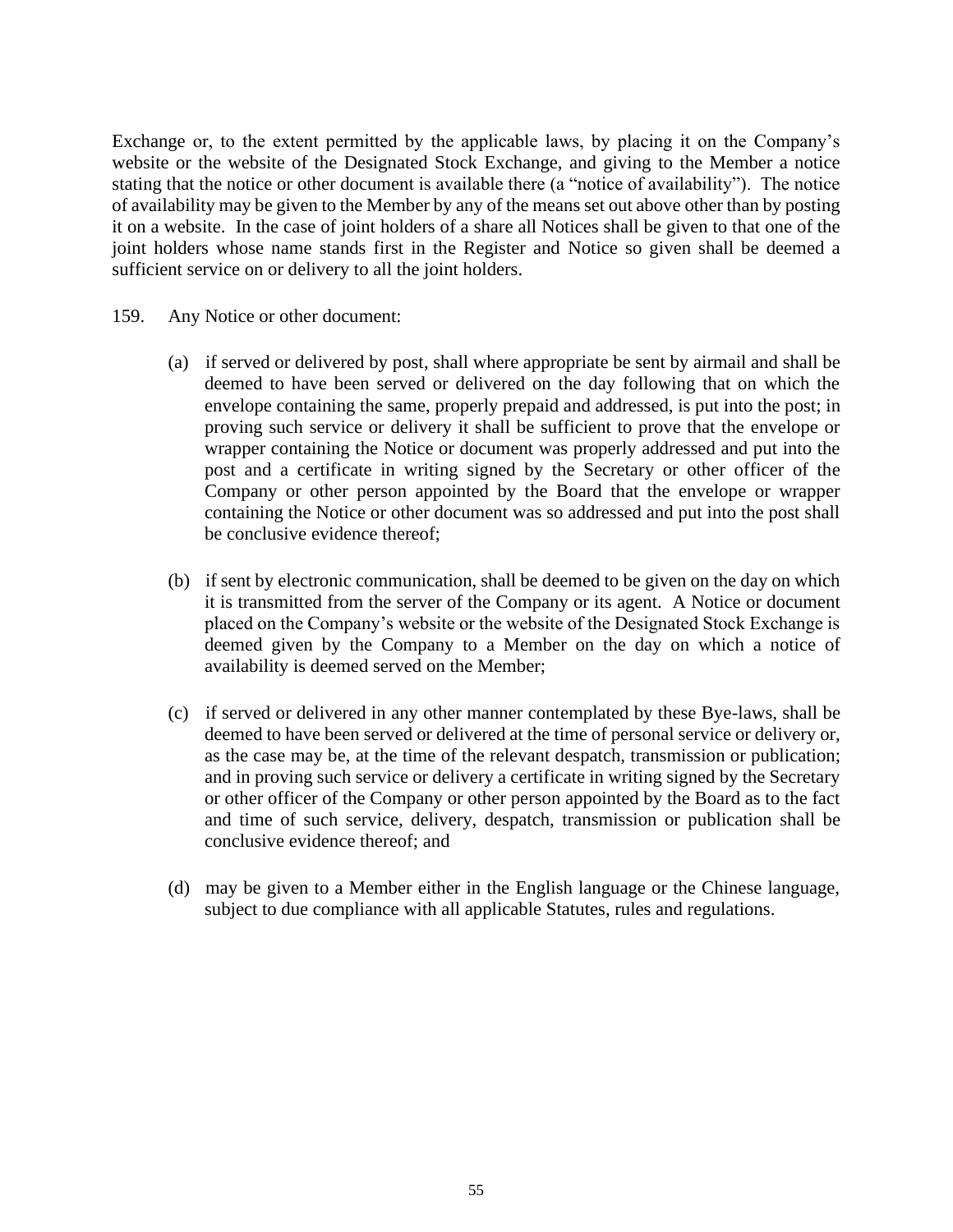Exchange or, to the extent permitted by the applicable laws, by placing it on the Company's website or the website of the Designated Stock Exchange, and giving to the Member a notice stating that the notice or other document is available there (a "notice of availability"). The notice of availability may be given to the Member by any of the means set out above other than by posting it on a website. In the case of joint holders of a share all Notices shall be given to that one of the joint holders whose name stands first in the Register and Notice so given shall be deemed a sufficient service on or delivery to all the joint holders.

159. Any Notice or other document:

(a) if served or delivered by post, shall where appropriate be sent by airmail and shall be deemed to have been served or delivered on the day following that on which the envelope containing the same, properly prepaid and addressed, is put into the post; in proving such service or delivery it shall be sufficient to prove that the envelope or wrapper containing the Notice or document was properly addressed and put into the post and a certificate in writing signed by the Secretary or other officer of the Company or other person appointed by the Board that the envelope or wrapper containing the Notice or other document was so addressed and put into the post shall be conclusive evidence thereof;

(b) if sent by electronic communication, shall be deemed to be given on the day on which it is transmitted from the server of the Company or its agent. A Notice or document placed on the Company's website or the website of the Designated Stock Exchange is deemed given by the Company to a Member on the day on which a notice of availability is deemed served on the Member;

(c) if served or delivered in any other manner contemplated by these Bye-laws, shall be deemed to have been served or delivered at the time of personal service or delivery or, as the case may be, at the time of the relevant despatch, transmission or publication; and in proving such service or delivery a certificate in writing signed by the Secretary or other officer of the Company or other person appointed by the Board as to the fact and time of such service, delivery, despatch, transmission or publication shall be conclusive evidence thereof; and

(d) may be given to a Member either in the English language or the Chinese language, subject to due compliance with all applicable Statutes, rules and regulations.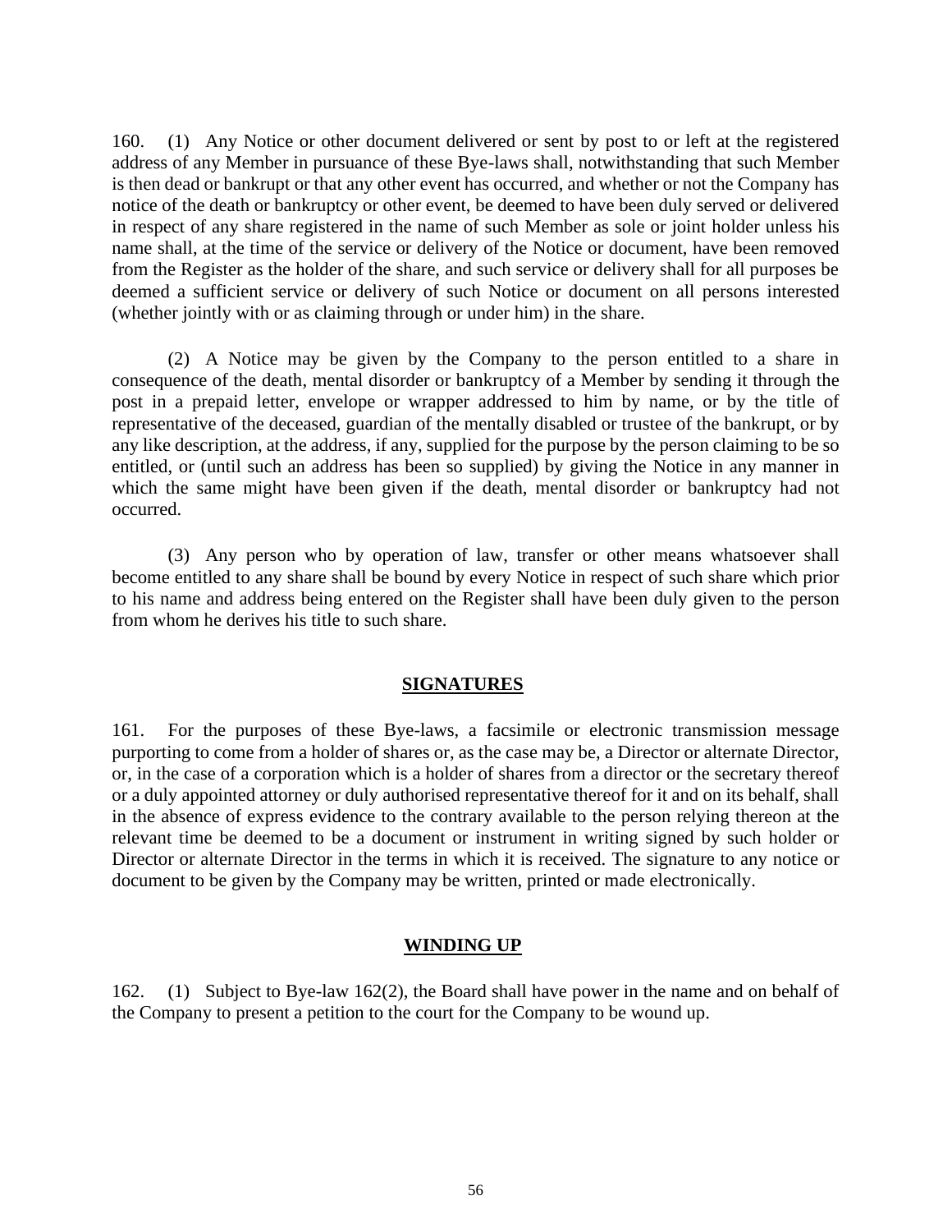160. (1) Any Notice or other document delivered or sent by post to or left at the registered address of any Member in pursuance of these Bye-laws shall, notwithstanding that such Member is then dead or bankrupt or that any other event has occurred, and whether or not the Company has notice of the death or bankruptcy or other event, be deemed to have been duly served or delivered in respect of any share registered in the name of such Member as sole or joint holder unless his name shall, at the time of the service or delivery of the Notice or document, have been removed from the Register as the holder of the share, and such service or delivery shall for all purposes be deemed a sufficient service or delivery of such Notice or document on all persons interested (whether jointly with or as claiming through or under him) in the share.

(2) A Notice may be given by the Company to the person entitled to a share in consequence of the death, mental disorder or bankruptcy of a Member by sending it through the post in a prepaid letter, envelope or wrapper addressed to him by name, or by the title of representative of the deceased, guardian of the mentally disabled or trustee of the bankrupt, or by any like description, at the address, if any, supplied for the purpose by the person claiming to be so entitled, or (until such an address has been so supplied) by giving the Notice in any manner in which the same might have been given if the death, mental disorder or bankruptcy had not occurred.

(3) Any person who by operation of law, transfer or other means whatsoever shall become entitled to any share shall be bound by every Notice in respect of such share which prior to his name and address being entered on the Register shall have been duly given to the person from whom he derives his title to such share.

## SIGNATURES

161. For the purposes of these Bye-laws, a facsimile or electronic transmission message purporting to come from a holder of shares or, as the case may be, a Director or alternate Director, or, in the case of a corporation which is a holder of shares from a director or the secretary thereof or a duly appointed attorney or duly authorised representative thereof for it and on its behalf, shall in the absence of express evidence to the contrary available to the person relying thereon at the relevant time be deemed to be a document or instrument in writing signed by such holder or Director or alternate Director in the terms in which it is received. The signature to any notice or document to be given by the Company may be written, printed or made electronically.

## WINDING UP

162. (1) Subject to Bye-law 162(2), the Board shall have power in the name and on behalf of the Company to present a petition to the court for the Company to be wound up.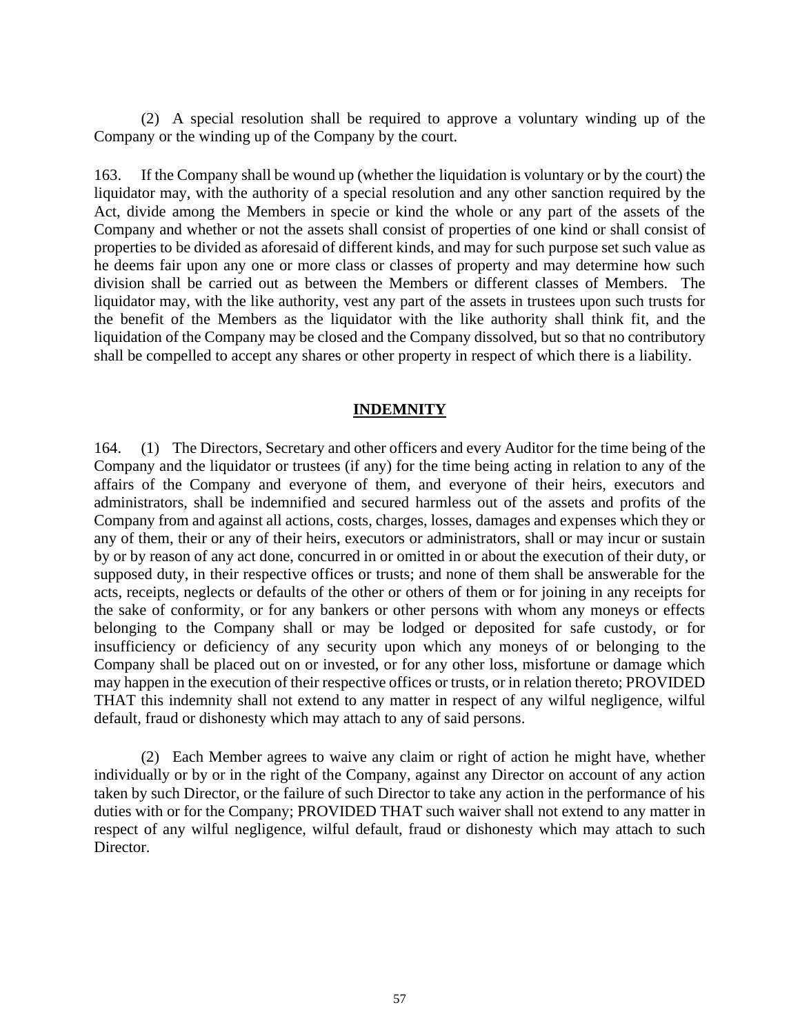(2) A special resolution shall be required to approve a voluntary winding up of the Company or the winding up of the Company by the court.

163. If the Company shall be wound up (whether the liquidation is voluntary or by the court) the liquidator may, with the authority of a special resolution and any other sanction required by the Act, divide among the Members in specie or kind the whole or any part of the assets of the Company and whether or not the assets shall consist of properties of one kind or shall consist of properties to be divided as aforesaid of different kinds, and may for such purpose set such value as he deems fair upon any one or more class or classes of property and may determine how such division shall be carried out as between the Members or different classes of Members. The liquidator may, with the like authority, vest any part of the assets in trustees upon such trusts for the benefit of the Members as the liquidator with the like authority shall think fit, and the liquidation of the Company may be closed and the Company dissolved, but so that no contributory shall be compelled to accept any shares or other property in respect of which there is a liability.

## INDEMNITY

164. (1) The Directors, Secretary and other officers and every Auditor for the time being of the Company and the liquidator or trustees (if any) for the time being acting in relation to any of the affairs of the Company and everyone of them, and everyone of their heirs, executors and administrators, shall be indemnified and secured harmless out of the assets and profits of the Company from and against all actions, costs, charges, losses, damages and expenses which they or any of them, their or any of their heirs, executors or administrators, shall or may incur or sustain by or by reason of any act done, concurred in or omitted in or about the execution of their duty, or supposed duty, in their respective offices or trusts; and none of them shall be answerable for the acts, receipts, neglects or defaults of the other or others of them or for joining in any receipts for the sake of conformity, or for any bankers or other persons with whom any moneys or effects belonging to the Company shall or may be lodged or deposited for safe custody, or for insufficiency or deficiency of any security upon which any moneys of or belonging to the Company shall be placed out on or invested, or for any other loss, misfortune or damage which may happen in the execution of their respective offices or trusts, or in relation thereto; PROVIDED THAT this indemnity shall not extend to any matter in respect of any wilful negligence, wilful default, fraud or dishonesty which may attach to any of said persons.

(2) Each Member agrees to waive any claim or right of action he might have, whether individually or by or in the right of the Company, against any Director on account of any action taken by such Director, or the failure of such Director to take any action in the performance of his duties with or for the Company; PROVIDED THAT such waiver shall not extend to any matter in respect of any wilful negligence, wilful default, fraud or dishonesty which may attach to such Director.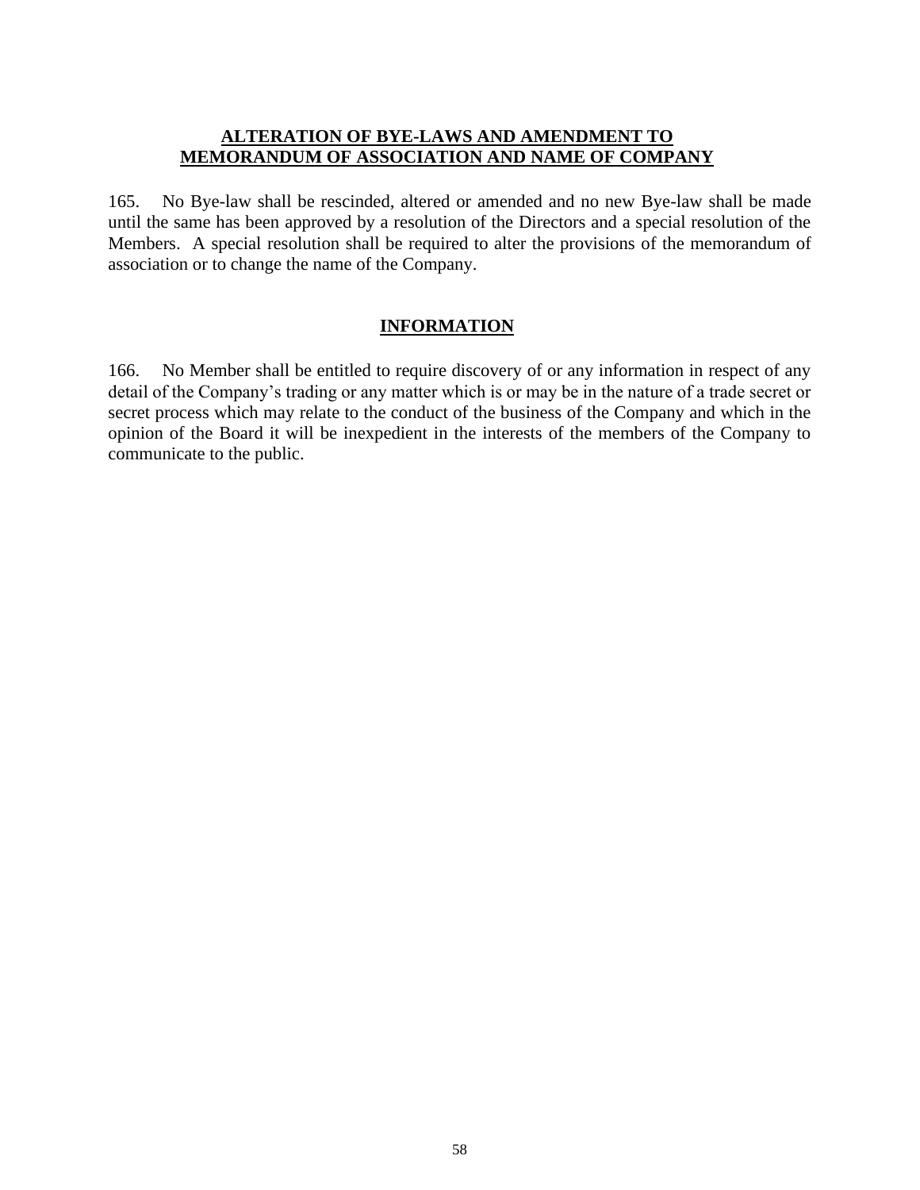## ALTERATION OF BYE-LAWS AND AMENDMENT TO MEMORANDUM OF ASSOCIATION AND NAME OF COMPANY

165. No Bye-law shall be rescinded, altered or amended and no new Bye-law shall be made until the same has been approved by a resolution of the Directors and a special resolution of the Members. A special resolution shall be required to alter the provisions of the memorandum of association or to change the name of the Company.

## INFORMATION

166. No Member shall be entitled to require discovery of or any information in respect of any detail of the Company's trading or any matter which is or may be in the nature of a trade secret or secret process which may relate to the conduct of the business of the Company and which in the opinion of the Board it will be inexpedient in the interests of the members of the Company to communicate to the public.